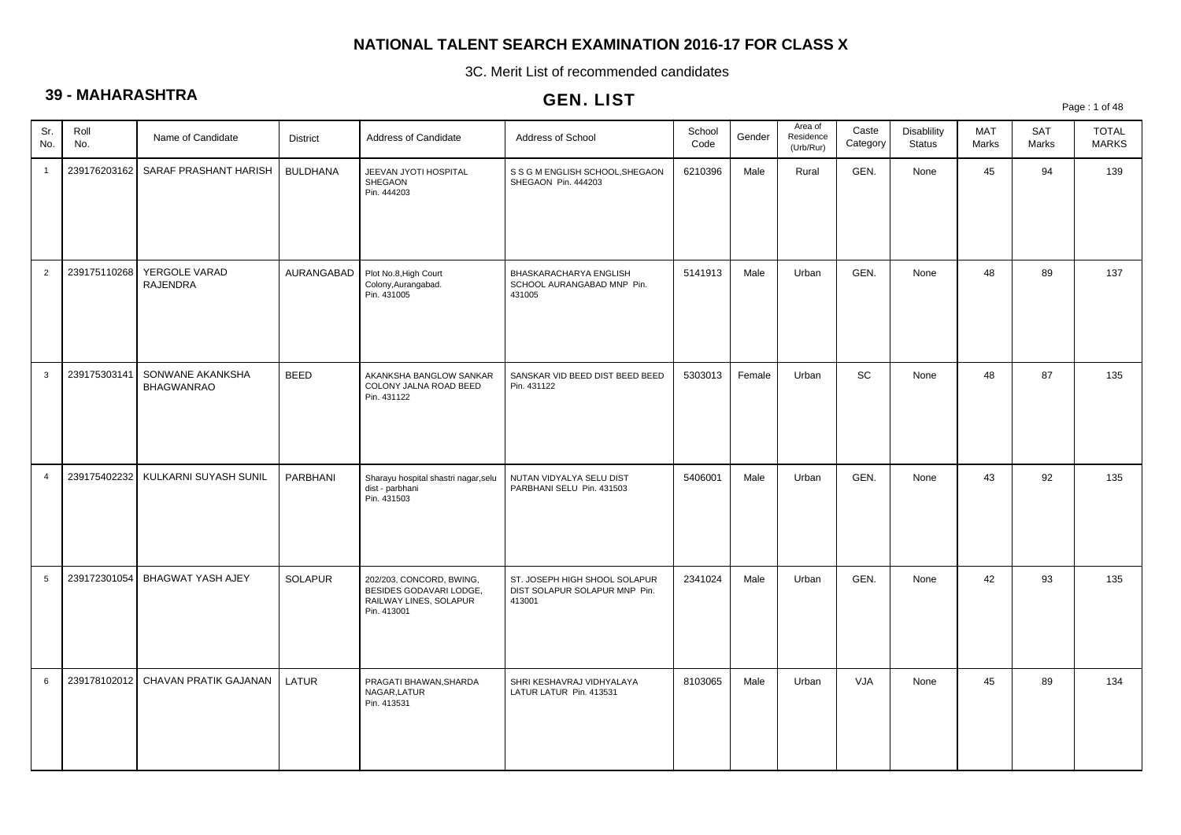# NATIONAL TALENT SEARCH EXAMINATION 2016-17 FOR CLASS X

3C. Merit List of recommended candidates

## 39 - MAHARASHTRA

## GEN. LIST

| Sr. No. | Roll No. | Name of Candidate | District | Address of Candidate | Address of School | School Code | Gender | Area of Residence (Urb/Rur) | Caste Category | Disablility Status | MAT Marks | SAT Marks | TOTAL MARKS |
|---|---|---|---|---|---|---|---|---|---|---|---|---|---|
| 1 | 239176203162 | SARAF PRASHANT HARISH | BULDHANA | JEEVAN JYOTI HOSPITAL SHEGAON Pin. 444203 | S S G M ENGLISH SCHOOL,SHEGAON SHEGAON Pin. 444203 | 6210396 | Male | Rural | GEN. | None | 45 | 94 | 139 |
| 2 | 239175110268 | YERGOLE VARAD RAJENDRA | AURANGABAD | Plot No.8,High Court Colony,Aurangabad. Pin. 431005 | BHASKARACHARYA ENGLISH SCHOOL AURANGABAD MNP Pin. 431005 | 5141913 | Male | Urban | GEN. | None | 48 | 89 | 137 |
| 3 | 239175303141 | SONWANE AKANKSHA BHAGWANRAO | BEED | AKANKSHA BANGLOW SANKAR COLONY JALNA ROAD BEED Pin. 431122 | SANSKAR VID BEED DIST BEED BEED Pin. 431122 | 5303013 | Female | Urban | SC | None | 48 | 87 | 135 |
| 4 | 239175402232 | KULKARNI SUYASH SUNIL | PARBHANI | Sharayu hospital shastri nagar,selu dist - parbhani Pin. 431503 | NUTAN VIDYALYA SELU DIST PARBHANI SELU Pin. 431503 | 5406001 | Male | Urban | GEN. | None | 43 | 92 | 135 |
| 5 | 239172301054 | BHAGWAT YASH AJEY | SOLAPUR | 202/203, CONCORD, BWING, BESIDES GODAVARI LODGE, RAILWAY LINES, SOLAPUR Pin. 413001 | ST. JOSEPH HIGH SHOOL SOLAPUR DIST SOLAPUR SOLAPUR MNP Pin. 413001 | 2341024 | Male | Urban | GEN. | None | 42 | 93 | 135 |
| 6 | 239178102012 | CHAVAN PRATIK GAJANAN | LATUR | PRAGATI BHAWAN,SHARDA NAGAR,LATUR Pin. 413531 | SHRI KESHAVRAJ VIDHYALAYA LATUR LATUR Pin. 413531 | 8103065 | Male | Urban | VJA | None | 45 | 89 | 134 |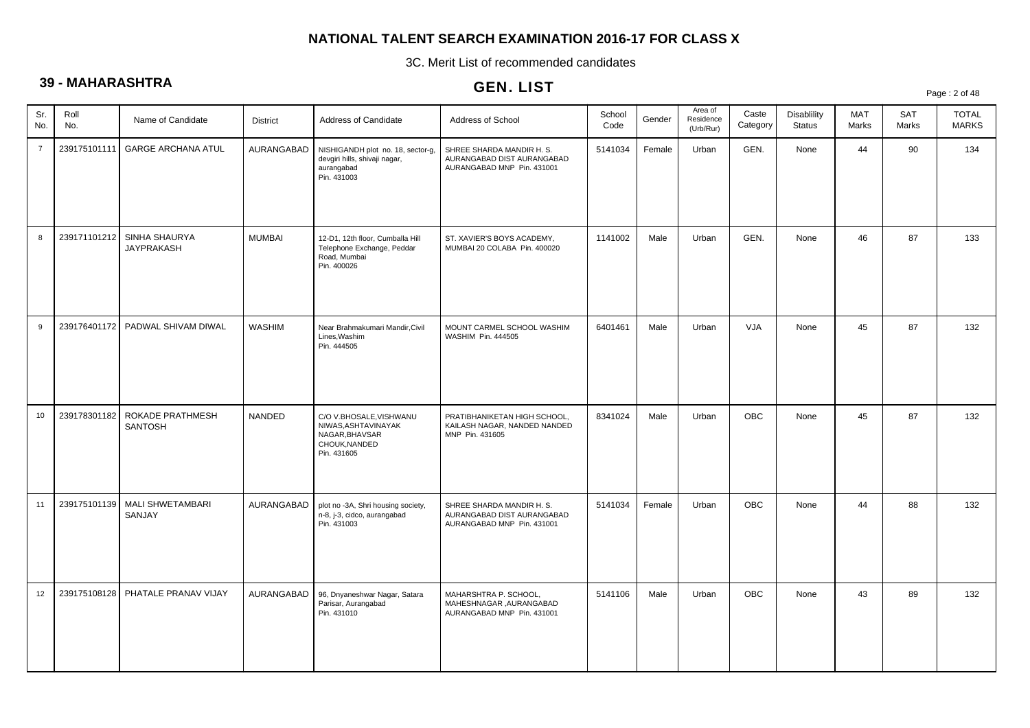# NATIONAL TALENT SEARCH EXAMINATION 2016-17 FOR CLASS X

3C. Merit List of recommended candidates

## 39 - MAHARASHTRA

## GEN. LIST

| Sr. No. | Roll No. | Name of Candidate | District | Address of Candidate | Address of School | School Code | Gender | Area of Residence (Urb/Rur) | Caste Category | Disablility Status | MAT Marks | SAT Marks | TOTAL MARKS |
|---|---|---|---|---|---|---|---|---|---|---|---|---|---|
| 7 | 239175101111 | GARGE ARCHANA ATUL | AURANGABAD | NISHIGANDH plot no. 18, sector-g, devgiri hills, shivaji nagar, aurangabad Pin. 431003 | SHREE SHARDA MANDIR H. S. AURANGABAD DIST AURANGABAD AURANGABAD MNP Pin. 431001 | 5141034 | Female | Urban | GEN. | None | 44 | 90 | 134 |
| 8 | 239171101212 | SINHA SHAURYA JAYPRAKASH | MUMBAI | 12-D1, 12th floor, Cumballa Hill Telephone Exchange, Peddar Road, Mumbai Pin. 400026 | ST. XAVIER'S BOYS ACADEMY, MUMBAI 20 COLABA Pin. 400020 | 1141002 | Male | Urban | GEN. | None | 46 | 87 | 133 |
| 9 | 239176401172 | PADWAL SHIVAM DIWAL | WASHIM | Near Brahmakumari Mandir,Civil Lines,Washim Pin. 444505 | MOUNT CARMEL SCHOOL WASHIM WASHIM Pin. 444505 | 6401461 | Male | Urban | VJA | None | 45 | 87 | 132 |
| 10 | 239178301182 | ROKADE PRATHMESH SANTOSH | NANDED | C/O V.BHOSALE,VISHWANU NIWAS,ASHTAVINAYAK NAGAR,BHAVSAR CHOUK,NANDED Pin. 431605 | PRATIBHANIKETAN HIGH SCHOOL, KAILASH NAGAR, NANDED NANDED MNP Pin. 431605 | 8341024 | Male | Urban | OBC | None | 45 | 87 | 132 |
| 11 | 239175101139 | MALI SHWETAMBARI SANJAY | AURANGABAD | plot no -3A, Shri housing society, n-8, j-3, cidco, aurangabad Pin. 431003 | SHREE SHARDA MANDIR H. S. AURANGABAD DIST AURANGABAD AURANGABAD MNP Pin. 431001 | 5141034 | Female | Urban | OBC | None | 44 | 88 | 132 |
| 12 | 239175108128 | PHATALE PRANAV VIJAY | AURANGABAD | 96, Dnyaneshwar Nagar, Satara Parisar, Aurangabad Pin. 431010 | MAHARSHTRA P. SCHOOL, MAHESHNAGAR ,AURANGABAD AURANGABAD MNP Pin. 431001 | 5141106 | Male | Urban | OBC | None | 43 | 89 | 132 |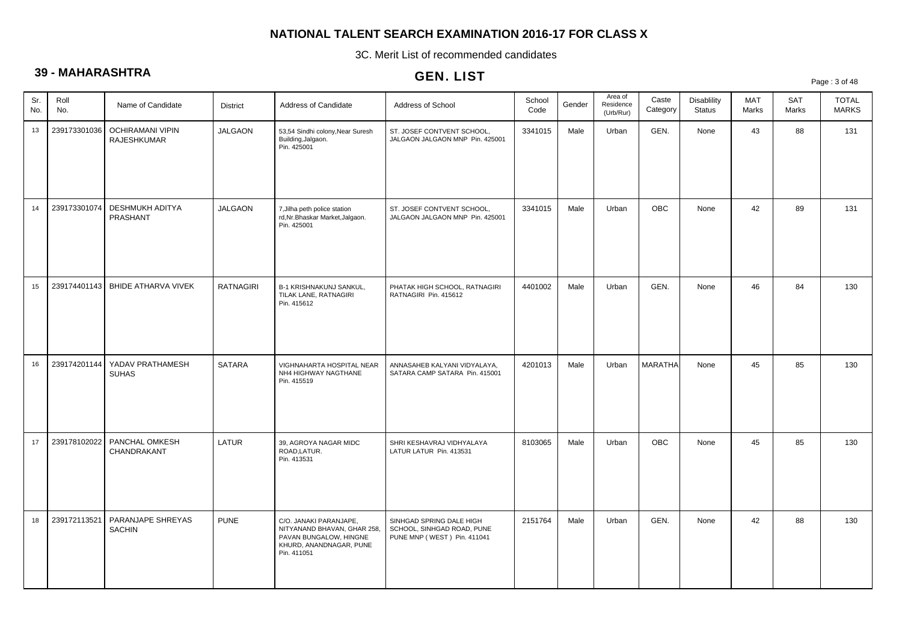## NATIONAL TALENT SEARCH EXAMINATION 2016-17 FOR CLASS X

3C. Merit List of recommended candidates

### 39 - MAHARASHTRA

### GEN. LIST

| Sr. No. | Roll No. | Name of Candidate | District | Address of Candidate | Address of School | School Code | Gender | Area of Residence (Urb/Rur) | Caste Category | Disablility Status | MAT Marks | SAT Marks | TOTAL MARKS |
|---|---|---|---|---|---|---|---|---|---|---|---|---|---|
| 13 | 239173301036 | OCHIRAMANI VIPIN RAJESHKUMAR | JALGAON | 53,54 Sindhi colony,Near Suresh Building,Jalgaon. Pin. 425001 | ST. JOSEF CONTVENT SCHOOL, JALGAON JALGAON MNP Pin. 425001 | 3341015 | Male | Urban | GEN. | None | 43 | 88 | 131 |
| 14 | 239173301074 | DESHMUKH ADITYA PRASHANT | JALGAON | 7,Jilha peth police station rd,Nr.Bhaskar Market,Jalgaon. Pin. 425001 | ST. JOSEF CONTVENT SCHOOL, JALGAON JALGAON MNP Pin. 425001 | 3341015 | Male | Urban | OBC | None | 42 | 89 | 131 |
| 15 | 239174401143 | BHIDE ATHARVA VIVEK | RATNAGIRI | B-1 KRISHNAKUNJ SANKUL, TILAK LANE, RATNAGIRI Pin. 415612 | PHATAK HIGH SCHOOL, RATNAGIRI RATNAGIRI Pin. 415612 | 4401002 | Male | Urban | GEN. | None | 46 | 84 | 130 |
| 16 | 239174201144 | YADAV PRATHAMESH SUHAS | SATARA | VIGHNAHARTA HOSPITAL NEAR NH4 HIGHWAY NAGTHANE Pin. 415519 | ANNASAHEB KALYANI VIDYALAYA, SATARA CAMP SATARA Pin. 415001 | 4201013 | Male | Urban | MARATHA | None | 45 | 85 | 130 |
| 17 | 239178102022 | PANCHAL OMKESH CHANDRAKANT | LATUR | 39, AGROYA NAGAR MIDC ROAD,LATUR. Pin. 413531 | SHRI KESHAVRAJ VIDHYALAYA LATUR LATUR Pin. 413531 | 8103065 | Male | Urban | OBC | None | 45 | 85 | 130 |
| 18 | 239172113521 | PARANJAPE SHREYAS SACHIN | PUNE | C/O. JANAKI PARANJAPE, NITYANAND BHAVAN, GHAR 258, PAVAN BUNGALOW, HINGNE KHURD, ANANDNAGAR, PUNE Pin. 411051 | SINHGAD SPRING DALE HIGH SCHOOL, SINHGAD ROAD, PUNE PUNE MNP ( WEST ) Pin. 411041 | 2151764 | Male | Urban | GEN. | None | 42 | 88 | 130 |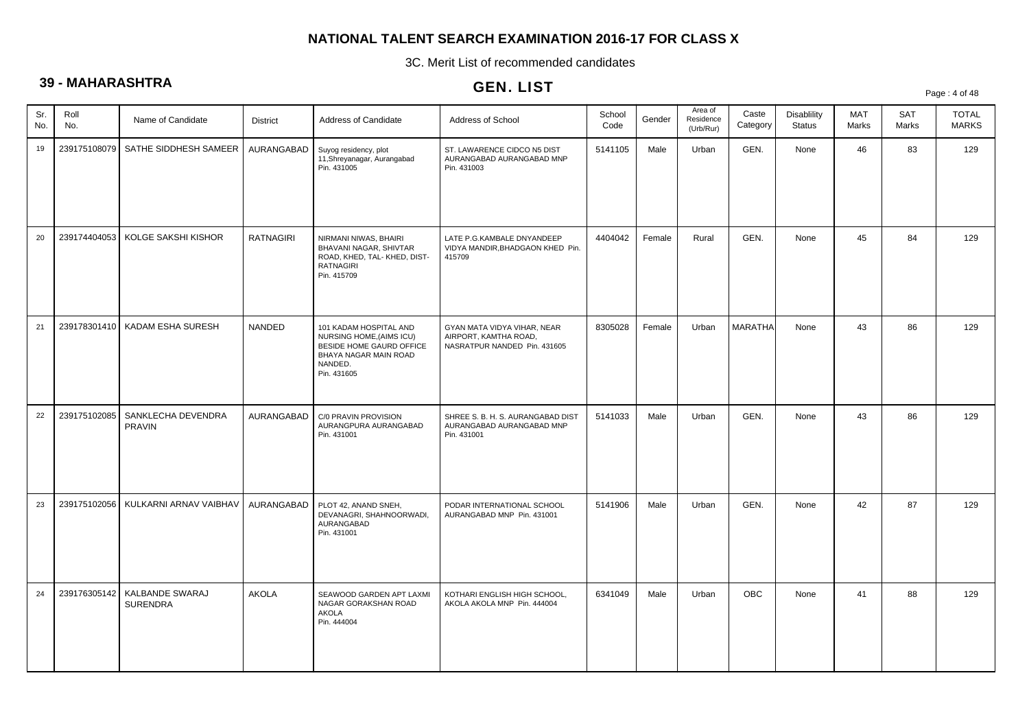# NATIONAL TALENT SEARCH EXAMINATION 2016-17 FOR CLASS X

3C. Merit List of recommended candidates

## 39 - MAHARASHTRA

## GEN. LIST

| Sr. No. | Roll No. | Name of Candidate | District | Address of Candidate | Address of School | School Code | Gender | Area of Residence (Urb/Rur) | Caste Category | Disablility Status | MAT Marks | SAT Marks | TOTAL MARKS |
|---|---|---|---|---|---|---|---|---|---|---|---|---|---|
| 19 | 239175108079 | SATHE SIDDHESH SAMEER | AURANGABAD | Suyog residency, plot 11,Shreyanagar, Aurangabad Pin. 431005 | ST. LAWARENCE CIDCO N5 DIST AURANGABAD AURANGABAD MNP Pin. 431003 | 5141105 | Male | Urban | GEN. | None | 46 | 83 | 129 |
| 20 | 239174404053 | KOLGE SAKSHI KISHOR | RATNAGIRI | NIRMANI NIWAS, BHAIRI BHAVANI NAGAR, SHIVTAR ROAD, KHED, TAL- KHED, DIST-RATNAGIRI Pin. 415709 | LATE P.G.KAMBALE DNYANDEEP VIDYA MANDIR,BHADGAON KHED Pin. 415709 | 4404042 | Female | Rural | GEN. | None | 45 | 84 | 129 |
| 21 | 239178301410 | KADAM ESHA SURESH | NANDED | 101 KADAM HOSPITAL AND NURSING HOME,(AIMS ICU) BESIDE HOME GAURD OFFICE BHAYA NAGAR MAIN ROAD NANDED. Pin. 431605 | GYAN MATA VIDYA VIHAR, NEAR AIRPORT, KAMTHA ROAD, NASRATPUR NANDED Pin. 431605 | 8305028 | Female | Urban | MARATHA | None | 43 | 86 | 129 |
| 22 | 239175102085 | SANKLECHA DEVENDRA PRAVIN | AURANGABAD | C/0 PRAVIN PROVISION AURANGPURA AURANGABAD Pin. 431001 | SHREE S. B. H. S. AURANGABAD DIST AURANGABAD AURANGABAD MNP Pin. 431001 | 5141033 | Male | Urban | GEN. | None | 43 | 86 | 129 |
| 23 | 239175102056 | KULKARNI ARNAV VAIBHAV | AURANGABAD | PLOT 42, ANAND SNEH, DEVANAGRI, SHAHNOORWADI, AURANGABAD Pin. 431001 | PODAR INTERNATIONAL SCHOOL AURANGABAD MNP Pin. 431001 | 5141906 | Male | Urban | GEN. | None | 42 | 87 | 129 |
| 24 | 239176305142 | KALBANDE SWARAJ SURENDRA | AKOLA | SEAWOOD GARDEN APT LAXMI NAGAR GORAKSHAN ROAD AKOLA Pin. 444004 | KOTHARI ENGLISH HIGH SCHOOL, AKOLA AKOLA MNP Pin. 444004 | 6341049 | Male | Urban | OBC | None | 41 | 88 | 129 |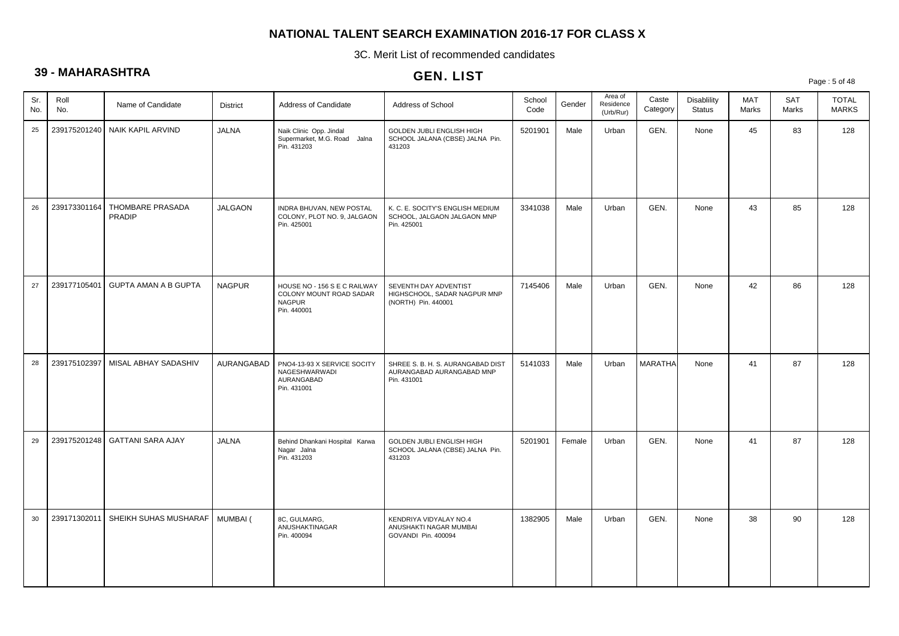# NATIONAL TALENT SEARCH EXAMINATION 2016-17 FOR CLASS X

3C. Merit List of recommended candidates

## 39 - MAHARASHTRA

## GEN. LIST

| Sr. No. | Roll No. | Name of Candidate | District | Address of Candidate | Address of School | School Code | Gender | Area of Residence (Urb/Rur) | Caste Category | Disablility Status | MAT Marks | SAT Marks | TOTAL MARKS |
|---|---|---|---|---|---|---|---|---|---|---|---|---|---|
| 25 | 239175201240 | NAIK KAPIL ARVIND | JALNA | Naik Clinic Opp. Jindal Supermarket, M.G. Road Jalna Pin. 431203 | GOLDEN JUBLI ENGLISH HIGH SCHOOL JALANA (CBSE) JALNA Pin. 431203 | 5201901 | Male | Urban | GEN. | None | 45 | 83 | 128 |
| 26 | 239173301164 | THOMBARE PRASADA PRADIP | JALGAON | INDRA BHUVAN, NEW POSTAL COLONY, PLOT NO. 9, JALGAON Pin. 425001 | K. C. E. SOCITY'S ENGLISH MEDIUM SCHOOL, JALGAON JALGAON MNP Pin. 425001 | 3341038 | Male | Urban | GEN. | None | 43 | 85 | 128 |
| 27 | 239177105401 | GUPTA AMAN A B GUPTA | NAGPUR | HOUSE NO - 156 S E C RAILWAY COLONY MOUNT ROAD SADAR NAGPUR Pin. 440001 | SEVENTH DAY ADVENTIST HIGHSCHOOL, SADAR NAGPUR MNP (NORTH) Pin. 440001 | 7145406 | Male | Urban | GEN. | None | 42 | 86 | 128 |
| 28 | 239175102397 | MISAL ABHAY SADASHIV | AURANGABAD | PNO4-13-93 X SERVICE SOCITY NAGESHWARWADI AURANGABAD Pin. 431001 | SHREE S. B. H. S. AURANGABAD DIST AURANGABAD AURANGABAD MNP Pin. 431001 | 5141033 | Male | Urban | MARATHA | None | 41 | 87 | 128 |
| 29 | 239175201248 | GATTANI SARA AJAY | JALNA | Behind Dhankani Hospital Karwa Nagar Jalna Pin. 431203 | GOLDEN JUBLI ENGLISH HIGH SCHOOL JALANA (CBSE) JALNA Pin. 431203 | 5201901 | Female | Urban | GEN. | None | 41 | 87 | 128 |
| 30 | 239171302011 | SHEIKH SUHAS MUSHARAF | MUMBAI ( | 8C, GULMARG, ANUSHAKTINAGAR Pin. 400094 | KENDRIYA VIDYALAY NO.4 ANUSHAKTI NAGAR MUMBAI GOVANDI Pin. 400094 | 1382905 | Male | Urban | GEN. | None | 38 | 90 | 128 |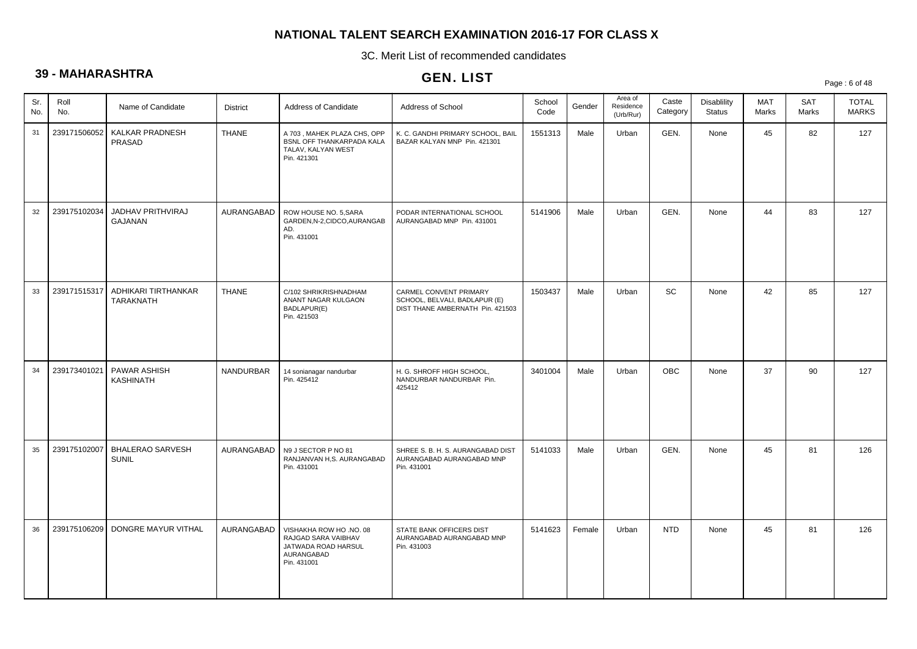# NATIONAL TALENT SEARCH EXAMINATION 2016-17 FOR CLASS X

3C. Merit List of recommended candidates

## 39 - MAHARASHTRA

## GEN. LIST

| Sr. No. | Roll No. | Name of Candidate | District | Address of Candidate | Address of School | School Code | Gender | Area of Residence (Urb/Rur) | Caste Category | Disablility Status | MAT Marks | SAT Marks | TOTAL MARKS |
|---|---|---|---|---|---|---|---|---|---|---|---|---|---|
| 31 | 239171506052 | KALKAR PRADNESH PRASAD | THANE | A 703 , MAHEK PLAZA CHS, OPP BSNL OFF THANKARPADA KALA TALAV, KALYAN WEST Pin. 421301 | K. C. GANDHI PRIMARY SCHOOL, BAIL BAZAR KALYAN MNP Pin. 421301 | 1551313 | Male | Urban | GEN. | None | 45 | 82 | 127 |
| 32 | 239175102034 | JADHAV PRITHVIRAJ GAJANAN | AURANGABAD | ROW HOUSE NO. 5,SARA GARDEN,N-2,CIDCO,AURANGAB AD. Pin. 431001 | PODAR INTERNATIONAL SCHOOL AURANGABAD MNP Pin. 431001 | 5141906 | Male | Urban | GEN. | None | 44 | 83 | 127 |
| 33 | 239171515317 | ADHIKARI TIRTHANKAR TARAKNATH | THANE | C/102 SHRIKRISHNADHAM ANANT NAGAR KULGAON BADLAPUR(E) Pin. 421503 | CARMEL CONVENT PRIMARY SCHOOL, BELVALI, BADLAPUR (E) DIST THANE AMBERNATH Pin. 421503 | 1503437 | Male | Urban | SC | None | 42 | 85 | 127 |
| 34 | 239173401021 | PAWAR ASHISH KASHINATH | NANDURBAR | 14 sonianagar nandurbar Pin. 425412 | H. G. SHROFF HIGH SCHOOL, NANDURBAR NANDURBAR Pin. 425412 | 3401004 | Male | Urban | OBC | None | 37 | 90 | 127 |
| 35 | 239175102007 | BHALERAO SARVESH SUNIL | AURANGABAD | N9 J SECTOR P NO 81 RANJANVAN H,S. AURANGABAD Pin. 431001 | SHREE S. B. H. S. AURANGABAD DIST AURANGABAD AURANGABAD MNP Pin. 431001 | 5141033 | Male | Urban | GEN. | None | 45 | 81 | 126 |
| 36 | 239175106209 | DONGRE MAYUR VITHAL | AURANGABAD | VISHAKHA ROW HO .NO. 08 RAJGAD SARA VAIBHAV JATWADA ROAD HARSUL AURANGABAD Pin. 431001 | STATE BANK OFFICERS DIST AURANGABAD AURANGABAD MNP Pin. 431003 | 5141623 | Female | Urban | NTD | None | 45 | 81 | 126 |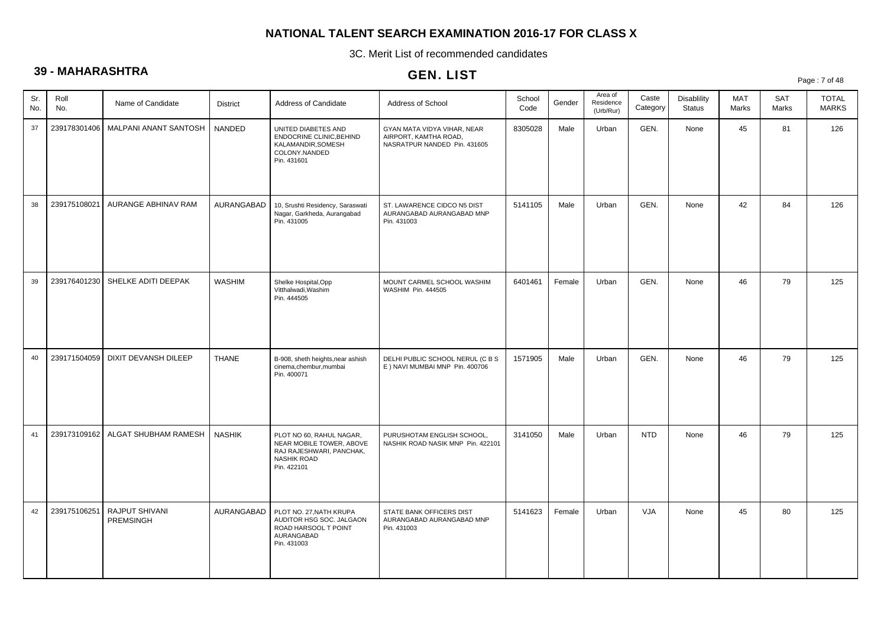# NATIONAL TALENT SEARCH EXAMINATION 2016-17 FOR CLASS X

3C. Merit List of recommended candidates

## 39 - MAHARASHTRA

## GEN. LIST

| Sr. No. | Roll No. | Name of Candidate | District | Address of Candidate | Address of School | School Code | Gender | Area of Residence (Urb/Rur) | Caste Category | Disablility Status | MAT Marks | SAT Marks | TOTAL MARKS |
|---|---|---|---|---|---|---|---|---|---|---|---|---|---|
| 37 | 239178301406 | MALPANI ANANT SANTOSH | NANDED | UNITED DIABETES AND ENDOCRINE CLINIC,BEHIND KALAMANDIR,SOMESH COLONY.NANDED Pin. 431601 | GYAN MATA VIDYA VIHAR, NEAR AIRPORT, KAMTHA ROAD, NASRATPUR NANDED Pin. 431605 | 8305028 | Male | Urban | GEN. | None | 45 | 81 | 126 |
| 38 | 239175108021 | AURANGE ABHINAV RAM | AURANGABAD | 10, Srushti Residency, Saraswati Nagar, Garkheda, Aurangabad Pin. 431005 | ST. LAWARENCE CIDCO N5 DIST AURANGABAD AURANGABAD MNP Pin. 431003 | 5141105 | Male | Urban | GEN. | None | 42 | 84 | 126 |
| 39 | 239176401230 | SHELKE ADITI DEEPAK | WASHIM | Shelke Hospital,Opp Vitthalwadi,Washim Pin. 444505 | MOUNT CARMEL SCHOOL WASHIM WASHIM Pin. 444505 | 6401461 | Female | Urban | GEN. | None | 46 | 79 | 125 |
| 40 | 239171504059 | DIXIT DEVANSH DILEEP | THANE | B-908, sheth heights,near ashish cinema,chembur,mumbai Pin. 400071 | DELHI PUBLIC SCHOOL NERUL (C B S E ) NAVI MUMBAI MNP Pin. 400706 | 1571905 | Male | Urban | GEN. | None | 46 | 79 | 125 |
| 41 | 239173109162 | ALGAT SHUBHAM RAMESH | NASHIK | PLOT NO 60, RAHUL NAGAR, NEAR MOBILE TOWER, ABOVE RAJ RAJESHWARI, PANCHAK, NASHIK ROAD Pin. 422101 | PURUSHOTAM ENGLISH SCHOOL, NASHIK ROAD NASIK MNP Pin. 422101 | 3141050 | Male | Urban | NTD | None | 46 | 79 | 125 |
| 42 | 239175106251 | RAJPUT SHIVANI PREMSINGH | AURANGABAD | PLOT NO. 27,NATH KRUPA AUDITOR HSG SOC. JALGAON ROAD HARSOOL T POINT AURANGABAD Pin. 431003 | STATE BANK OFFICERS DIST AURANGABAD AURANGABAD MNP Pin. 431003 | 5141623 | Female | Urban | VJA | None | 45 | 80 | 125 |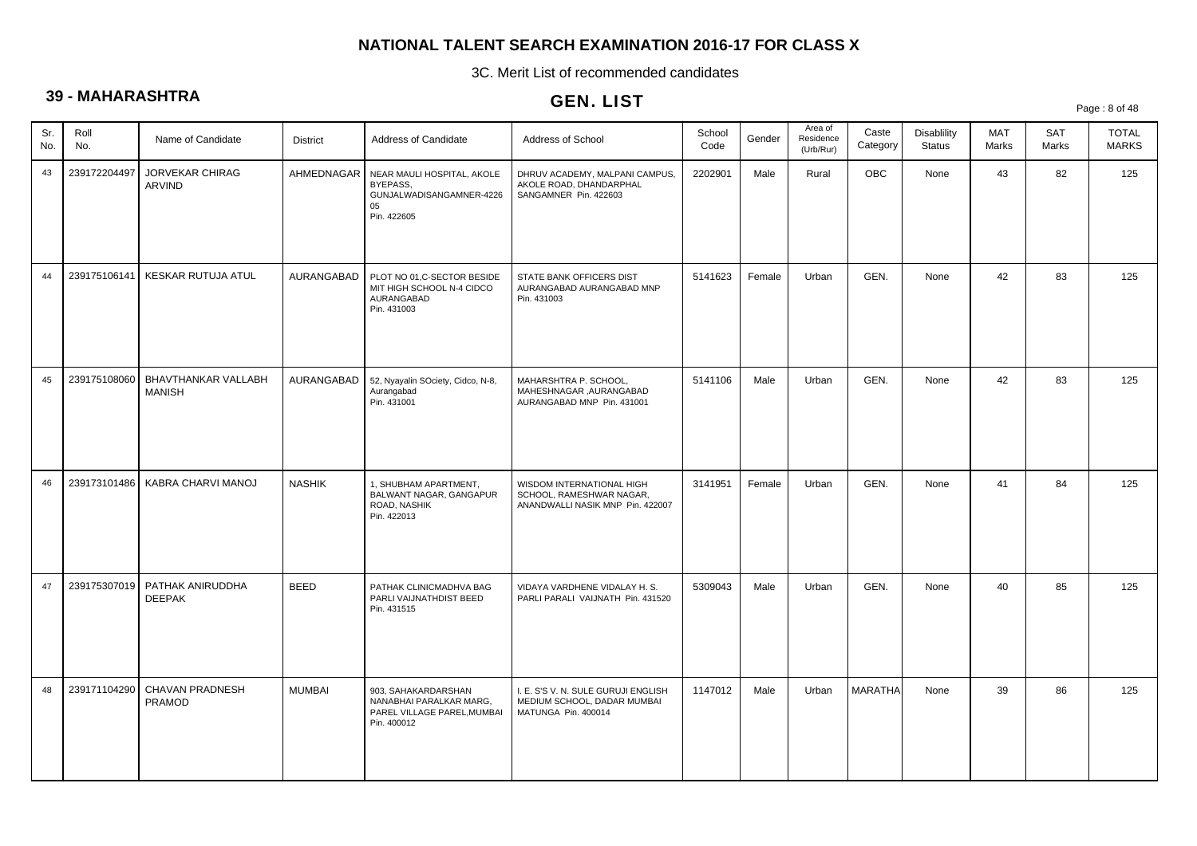# NATIONAL TALENT SEARCH EXAMINATION 2016-17 FOR CLASS X

3C. Merit List of recommended candidates

## 39 - MAHARASHTRA

## GEN. LIST

| Sr. No. | Roll No. | Name of Candidate | District | Address of Candidate | Address of School | School Code | Gender | Area of Residence (Urb/Rur) | Caste Category | Disablility Status | MAT Marks | SAT Marks | TOTAL MARKS |
|---|---|---|---|---|---|---|---|---|---|---|---|---|---|
| 43 | 239172204497 | JORVEKAR CHIRAG ARVIND | AHMEDNAGAR | NEAR MAULI HOSPITAL, AKOLE BYEPASS, GUNJALWADISANGAMNER-422605 Pin. 422605 | DHRUV ACADEMY, MALPANI CAMPUS, AKOLE ROAD, DHANDARPHAL SANGAMNER Pin. 422603 | 2202901 | Male | Rural | OBC | None | 43 | 82 | 125 |
| 44 | 239175106141 | KESKAR RUTUJA ATUL | AURANGABAD | PLOT NO 01,C-SECTOR BESIDE MIT HIGH SCHOOL N-4 CIDCO AURANGABAD Pin. 431003 | STATE BANK OFFICERS DIST AURANGABAD AURANGABAD MNP Pin. 431003 | 5141623 | Female | Urban | GEN. | None | 42 | 83 | 125 |
| 45 | 239175108060 | BHAVTHANKAR VALLABH MANISH | AURANGABAD | 52, Nyayalin SOciety, Cidco, N-8, Aurangabad Pin. 431001 | MAHARSHTRA P. SCHOOL, MAHESHNAGAR ,AURANGABAD AURANGABAD MNP Pin. 431001 | 5141106 | Male | Urban | GEN. | None | 42 | 83 | 125 |
| 46 | 239173101486 | KABRA CHARVI MANOJ | NASHIK | 1, SHUBHAM APARTMENT, BALWANT NAGAR, GANGAPUR ROAD, NASHIK Pin. 422013 | WISDOM INTERNATIONAL HIGH SCHOOL, RAMESHWAR NAGAR, ANANDWALLI NASIK MNP Pin. 422007 | 3141951 | Female | Urban | GEN. | None | 41 | 84 | 125 |
| 47 | 239175307019 | PATHAK ANIRUDDHA DEEPAK | BEED | PATHAK CLINICMADHVA BAG PARLI VAIJNATHDIST BEED Pin. 431515 | VIDAYA VARDHENE VIDALAY H. S. PARLI PARALI VAIJNATH Pin. 431520 | 5309043 | Male | Urban | GEN. | None | 40 | 85 | 125 |
| 48 | 239171104290 | CHAVAN PRADNESH PRAMOD | MUMBAI | 903, SAHAKARDARSHAN NANABHAI PARALKAR MARG, PAREL VILLAGE PAREL,MUMBAI Pin. 400012 | I. E. S'S V. N. SULE GURUJI ENGLISH MEDIUM SCHOOL, DADAR MUMBAI MATUNGA Pin. 400014 | 1147012 | Male | Urban | MARATHA | None | 39 | 86 | 125 |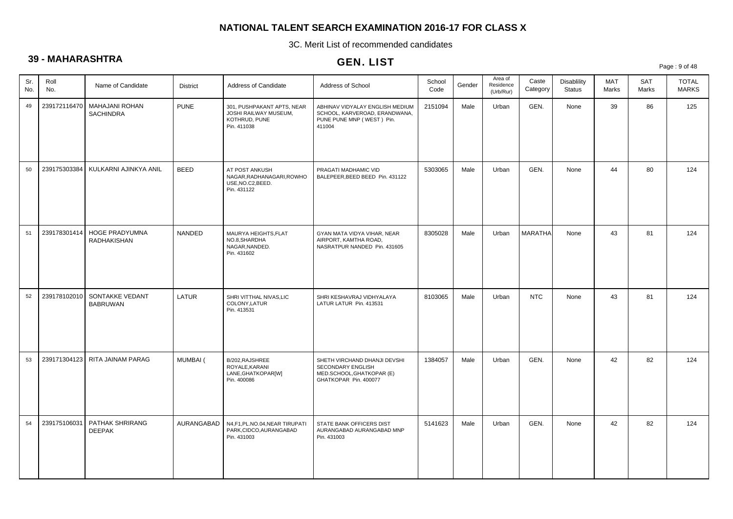# NATIONAL TALENT SEARCH EXAMINATION 2016-17 FOR CLASS X

3C. Merit List of recommended candidates

## 39 - MAHARASHTRA

## GEN. LIST

| Sr. No. | Roll No. | Name of Candidate | District | Address of Candidate | Address of School | School Code | Gender | Area of Residence (Urb/Rur) | Caste Category | Disablility Status | MAT Marks | SAT Marks | TOTAL MARKS |
|---|---|---|---|---|---|---|---|---|---|---|---|---|---|
| 49 | 239172116470 | MAHAJANI ROHAN SACHINDRA | PUNE | 301, PUSHPAKANT APTS, NEAR JOSHI RAILWAY MUSEUM, KOTHRUD, PUNE Pin. 411038 | ABHINAV VIDYALAY ENGLISH MEDIUM SCHOOL, KARVEROAD, ERANDWANA, PUNE PUNE MNP ( WEST ) Pin. 411004 | 2151094 | Male | Urban | GEN. | None | 39 | 86 | 125 |
| 50 | 239175303384 | KULKARNI AJINKYA ANIL | BEED | AT POST ANKUSH NAGAR,RADHANAGARI,ROWHO USE,NO.C2,BEED. Pin. 431122 | PRAGATI MADHAMIC VID BALEPEER,BEED BEED Pin. 431122 | 5303065 | Male | Urban | GEN. | None | 44 | 80 | 124 |
| 51 | 239178301414 | HOGE PRADYUMNA RADHAKISHAN | NANDED | MAURYA HEIGHTS,FLAT NO.8,SHARDHA NAGAR,NANDED. Pin. 431602 | GYAN MATA VIDYA VIHAR, NEAR AIRPORT, KAMTHA ROAD, NASRATPUR NANDED Pin. 431605 | 8305028 | Male | Urban | MARATHA | None | 43 | 81 | 124 |
| 52 | 239178102010 | SONTAKKE VEDANT BABRUWAN | LATUR | SHRI VITTHAL NIVAS,LIC COLONY,LATUR Pin. 413531 | SHRI KESHAVRAJ VIDHYALAYA LATUR LATUR Pin. 413531 | 8103065 | Male | Urban | NTC | None | 43 | 81 | 124 |
| 53 | 239171304123 | RITA JAINAM PARAG | MUMBAI ( | B/202,RAJSHREE ROYALE,KARANI LANE,GHATKOPAR[W] Pin. 400086 | SHETH VIRCHAND DHANJI DEVSHI SECONDARY ENGLISH MED.SCHOOL,GHATKOPAR (E) GHATKOPAR Pin. 400077 | 1384057 | Male | Urban | GEN. | None | 42 | 82 | 124 |
| 54 | 239175106031 | PATHAK SHRIRANG DEEPAK | AURANGABAD | N4,F1,PL.NO.04,NEAR TIRUPATI PARK,CIDCO,AURANGABAD Pin. 431003 | STATE BANK OFFICERS DIST AURANGABAD AURANGABAD MNP Pin. 431003 | 5141623 | Male | Urban | GEN. | None | 42 | 82 | 124 |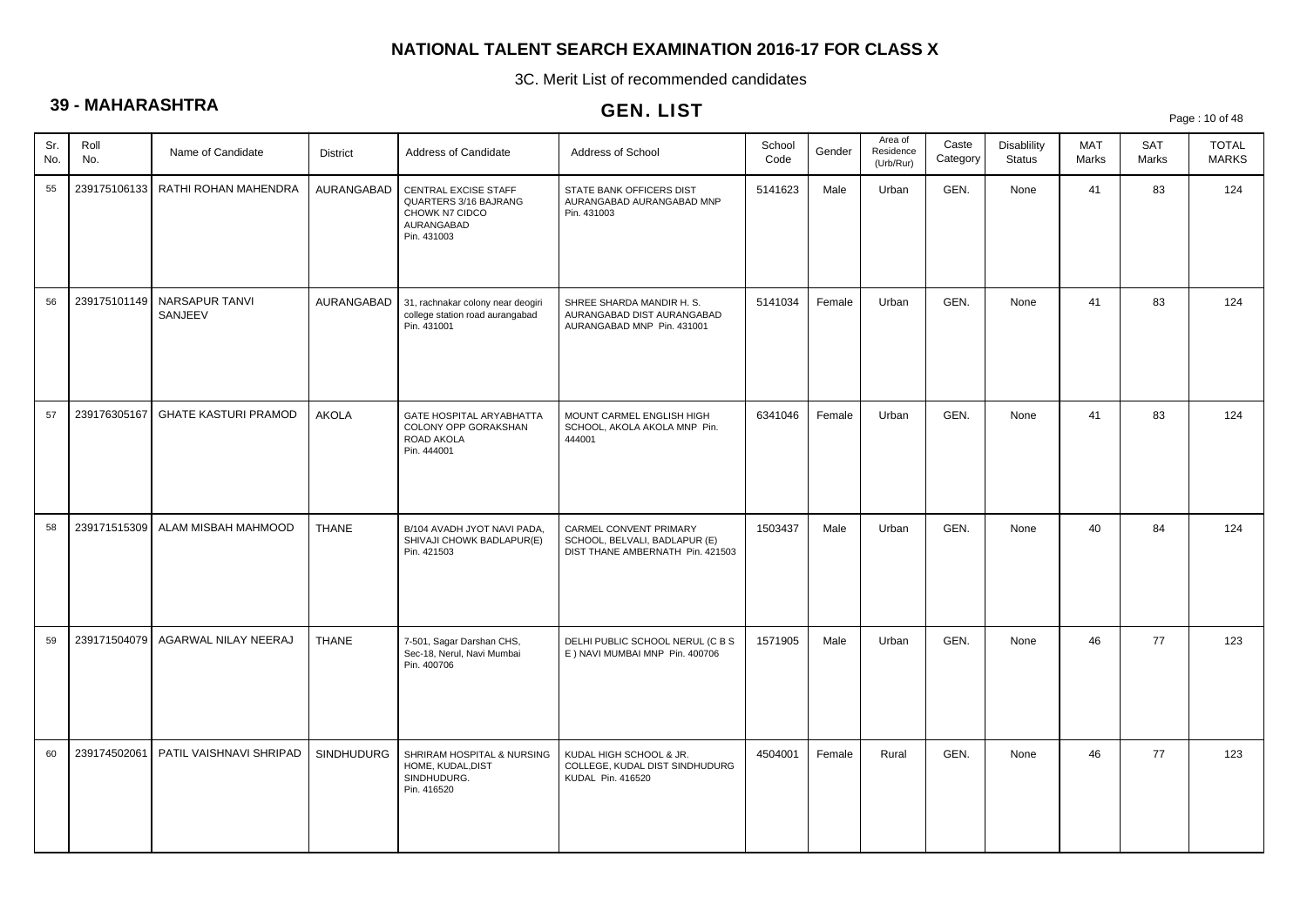# NATIONAL TALENT SEARCH EXAMINATION 2016-17 FOR CLASS X

3C. Merit List of recommended candidates

## 39 - MAHARASHTRA

## GEN. LIST

| Sr. No. | Roll No. | Name of Candidate | District | Address of Candidate | Address of School | School Code | Gender | Area of Residence (Urb/Rur) | Caste Category | Disablility Status | MAT Marks | SAT Marks | TOTAL MARKS |
|---|---|---|---|---|---|---|---|---|---|---|---|---|---|
| 55 | 239175106133 | RATHI ROHAN MAHENDRA | AURANGABAD | CENTRAL EXCISE STAFF QUARTERS 3/16 BAJRANG CHOWK N7 CIDCO AURANGABAD Pin. 431003 | STATE BANK OFFICERS DIST AURANGABAD AURANGABAD MNP Pin. 431003 | 5141623 | Male | Urban | GEN. | None | 41 | 83 | 124 |
| 56 | 239175101149 | NARSAPUR TANVI SANJEEV | AURANGABAD | 31, rachnakar colony near deogiri college station road aurangabad Pin. 431001 | SHREE SHARDA MANDIR H. S. AURANGABAD DIST AURANGABAD AURANGABAD MNP Pin. 431001 | 5141034 | Female | Urban | GEN. | None | 41 | 83 | 124 |
| 57 | 239176305167 | GHATE KASTURI PRAMOD | AKOLA | GATE HOSPITAL ARYABHATTA COLONY OPP GORAKSHAN ROAD AKOLA Pin. 444001 | MOUNT CARMEL ENGLISH HIGH SCHOOL, AKOLA AKOLA MNP Pin. 444001 | 6341046 | Female | Urban | GEN. | None | 41 | 83 | 124 |
| 58 | 239171515309 | ALAM MISBAH MAHMOOD | THANE | B/104 AVADH JYOT NAVI PADA, SHIVAJI CHOWK BADLAPUR(E) Pin. 421503 | CARMEL CONVENT PRIMARY SCHOOL, BELVALI, BADLAPUR (E) DIST THANE AMBERNATH Pin. 421503 | 1503437 | Male | Urban | GEN. | None | 40 | 84 | 124 |
| 59 | 239171504079 | AGARWAL NILAY NEERAJ | THANE | 7-501, Sagar Darshan CHS, Sec-18, Nerul, Navi Mumbai Pin. 400706 | DELHI PUBLIC SCHOOL NERUL (C B S E ) NAVI MUMBAI MNP Pin. 400706 | 1571905 | Male | Urban | GEN. | None | 46 | 77 | 123 |
| 60 | 239174502061 | PATIL VAISHNAVI SHRIPAD | SINDHUDURG | SHRIRAM HOSPITAL & NURSING HOME, KUDAL,DIST SINDHUDURG. Pin. 416520 | KUDAL HIGH SCHOOL & JR. COLLEGE, KUDAL DIST SINDHUDURG KUDAL Pin. 416520 | 4504001 | Female | Rural | GEN. | None | 46 | 77 | 123 |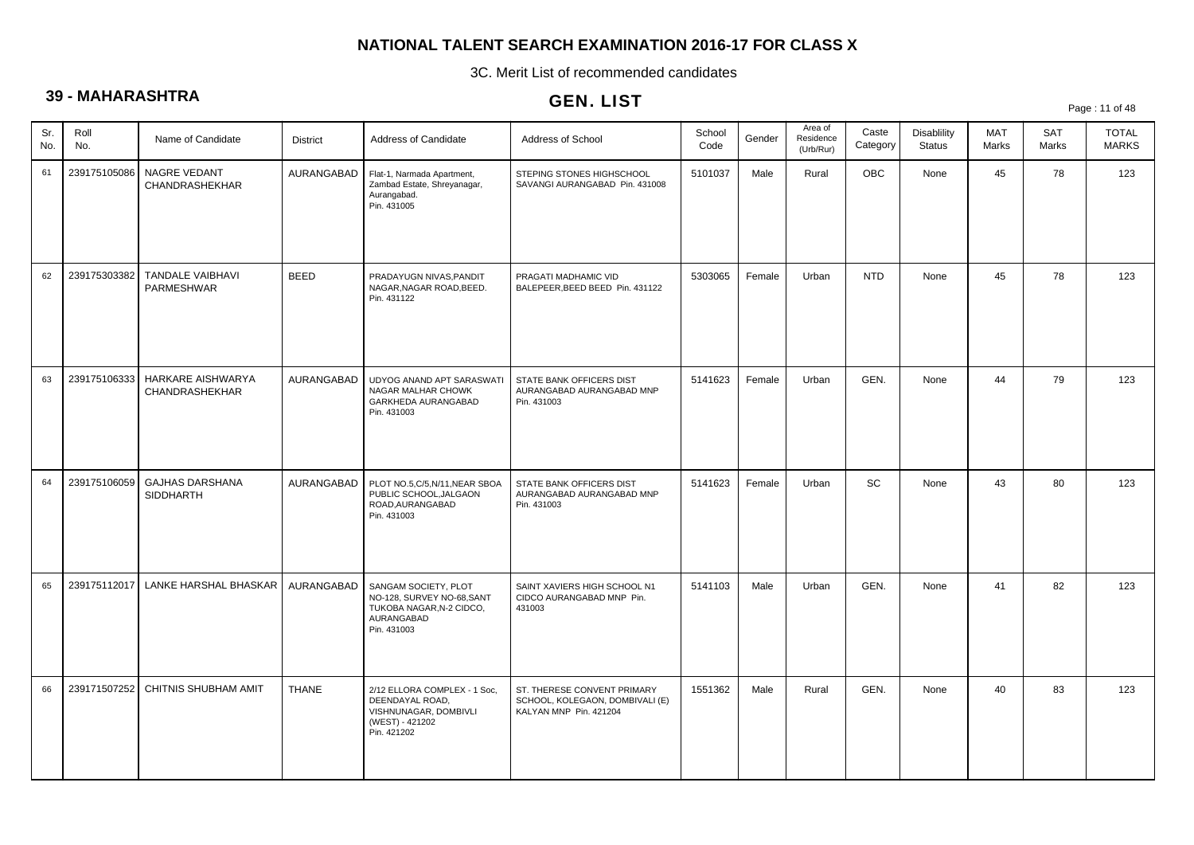# NATIONAL TALENT SEARCH EXAMINATION 2016-17 FOR CLASS X

3C. Merit List of recommended candidates

## 39 - MAHARASHTRA

## GEN. LIST

| Sr. No. | Roll No. | Name of Candidate | District | Address of Candidate | Address of School | School Code | Gender | Area of Residence (Urb/Rur) | Caste Category | Disablility Status | MAT Marks | SAT Marks | TOTAL MARKS |
|---|---|---|---|---|---|---|---|---|---|---|---|---|---|
| 61 | 239175105086 | NAGRE VEDANT CHANDRASHEKHAR | AURANGABAD | Flat-1, Narmada Apartment, Zambad Estate, Shreyanagar, Aurangabad. Pin. 431005 | STEPING STONES HIGHSCHOOL SAVANGI AURANGABAD Pin. 431008 | 5101037 | Male | Rural | OBC | None | 45 | 78 | 123 |
| 62 | 239175303382 | TANDALE VAIBHAVI PARMESHWAR | BEED | PRADAYUGN NIVAS,PANDIT NAGAR,NAGAR ROAD,BEED. Pin. 431122 | PRAGATI MADHAMIC VID BALEPEER,BEED BEED Pin. 431122 | 5303065 | Female | Urban | NTD | None | 45 | 78 | 123 |
| 63 | 239175106333 | HARKARE AISHWARYA CHANDRASHEKHAR | AURANGABAD | UDYOG ANAND APT SARASWATI NAGAR MALHAR CHOWK GARKHEDA AURANGABAD Pin. 431003 | STATE BANK OFFICERS DIST AURANGABAD AURANGABAD MNP Pin. 431003 | 5141623 | Female | Urban | GEN. | None | 44 | 79 | 123 |
| 64 | 239175106059 | GAJHAS DARSHANA SIDDHARTH | AURANGABAD | PLOT NO.5,C/5,N/11,NEAR SBOA PUBLIC SCHOOL,JALGAON ROAD,AURANGABAD Pin. 431003 | STATE BANK OFFICERS DIST AURANGABAD AURANGABAD MNP Pin. 431003 | 5141623 | Female | Urban | SC | None | 43 | 80 | 123 |
| 65 | 239175112017 | LANKE HARSHAL BHASKAR | AURANGABAD | SANGAM SOCIETY, PLOT NO-128, SURVEY NO-68,SANT TUKOBA NAGAR,N-2 CIDCO, AURANGABAD Pin. 431003 | SAINT XAVIERS HIGH SCHOOL N1 CIDCO AURANGABAD MNP Pin. 431003 | 5141103 | Male | Urban | GEN. | None | 41 | 82 | 123 |
| 66 | 239171507252 | CHITNIS SHUBHAM AMIT | THANE | 2/12 ELLORA COMPLEX - 1 Soc, DEENDAYAL ROAD, VISHNUNAGAR, DOMBIVLI (WEST) - 421202 Pin. 421202 | ST. THERESE CONVENT PRIMARY SCHOOL, KOLEGAON, DOMBIVALI (E) KALYAN MNP Pin. 421204 | 1551362 | Male | Rural | GEN. | None | 40 | 83 | 123 |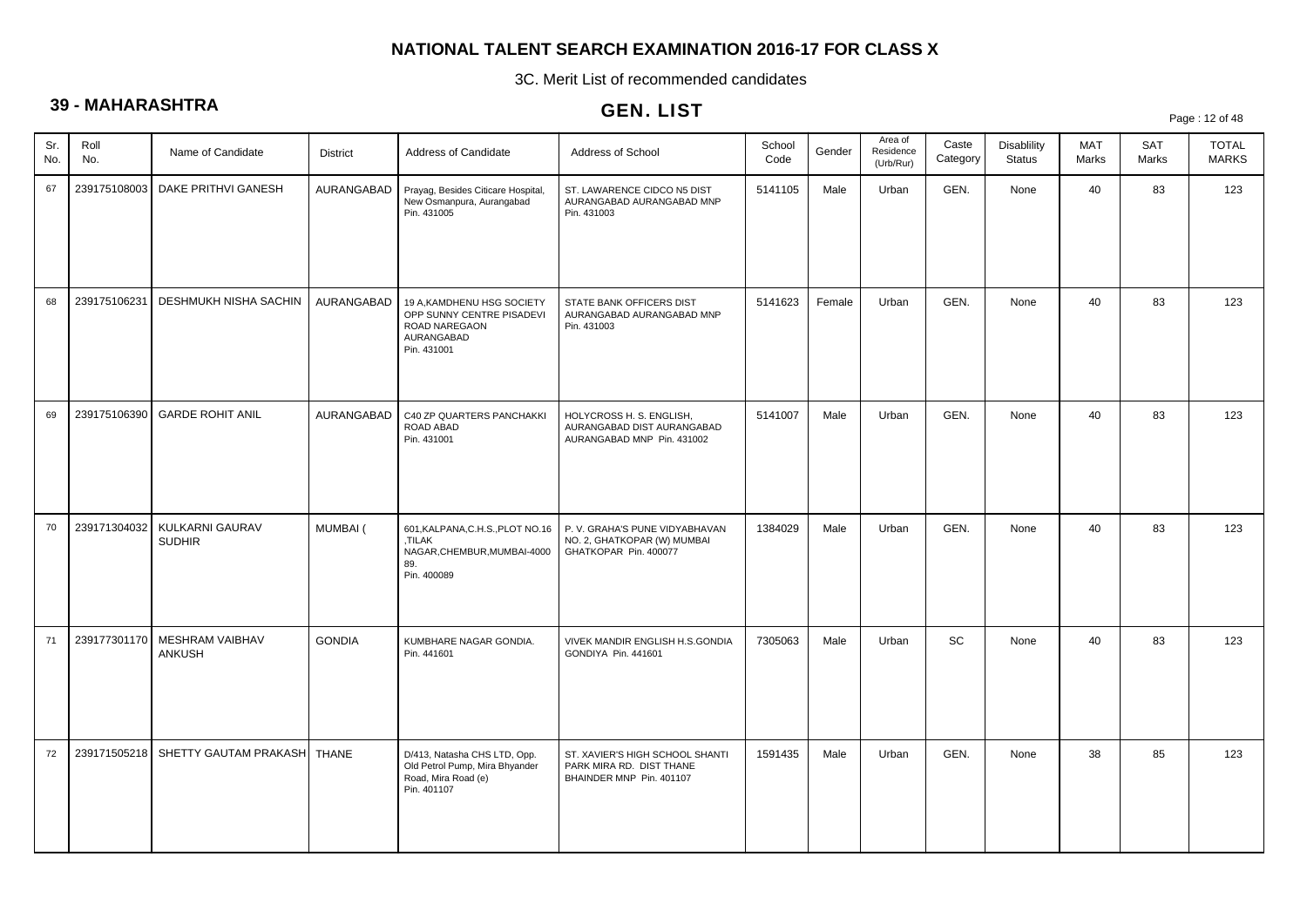## NATIONAL TALENT SEARCH EXAMINATION 2016-17 FOR CLASS X

3C. Merit List of recommended candidates

### 39 - MAHARASHTRA

### GEN. LIST

| Sr. No. | Roll No. | Name of Candidate | District | Address of Candidate | Address of School | School Code | Gender | Area of Residence (Urb/Rur) | Caste Category | Disablility Status | MAT Marks | SAT Marks | TOTAL MARKS |
|---|---|---|---|---|---|---|---|---|---|---|---|---|---|
| 67 | 239175108003 | DAKE PRITHVI GANESH | AURANGABAD | Prayag, Besides Citicare Hospital, New Osmanpura, Aurangabad Pin. 431005 | ST. LAWARENCE CIDCO N5 DIST AURANGABAD AURANGABAD MNP Pin. 431003 | 5141105 | Male | Urban | GEN. | None | 40 | 83 | 123 |
| 68 | 239175106231 | DESHMUKH NISHA SACHIN | AURANGABAD | 19 A,KAMDHENU HSG SOCIETY OPP SUNNY CENTRE PISADEVI ROAD NAREGAON AURANGABAD Pin. 431001 | STATE BANK OFFICERS DIST AURANGABAD AURANGABAD MNP Pin. 431003 | 5141623 | Female | Urban | GEN. | None | 40 | 83 | 123 |
| 69 | 239175106390 | GARDE ROHIT ANIL | AURANGABAD | C40 ZP QUARTERS PANCHAKKI ROAD ABAD Pin. 431001 | HOLYCROSS H. S. ENGLISH, AURANGABAD DIST AURANGABAD AURANGABAD MNP Pin. 431002 | 5141007 | Male | Urban | GEN. | None | 40 | 83 | 123 |
| 70 | 239171304032 | KULKARNI GAURAV SUDHIR | MUMBAI ( | 601,KALPANA,C.H.S.,PLOT NO.16 ,TILAK NAGAR,CHEMBUR,MUMBAI-4000 89. Pin. 400089 | P. V. GRAHA'S PUNE VIDYABHAVAN NO. 2, GHATKOPAR (W) MUMBAI GHATKOPAR Pin. 400077 | 1384029 | Male | Urban | GEN. | None | 40 | 83 | 123 |
| 71 | 239177301170 | MESHRAM VAIBHAV ANKUSH | GONDIA | KUMBHARE NAGAR GONDIA. Pin. 441601 | VIVEK MANDIR ENGLISH H.S.GONDIA GONDIYA Pin. 441601 | 7305063 | Male | Urban | SC | None | 40 | 83 | 123 |
| 72 | 239171505218 | SHETTY GAUTAM PRAKASH | THANE | D/413, Natasha CHS LTD, Opp. Old Petrol Pump, Mira Bhyander Road, Mira Road (e) Pin. 401107 | ST. XAVIER'S HIGH SCHOOL SHANTI PARK MIRA RD. DIST THANE BHAINDER MNP Pin. 401107 | 1591435 | Male | Urban | GEN. | None | 38 | 85 | 123 |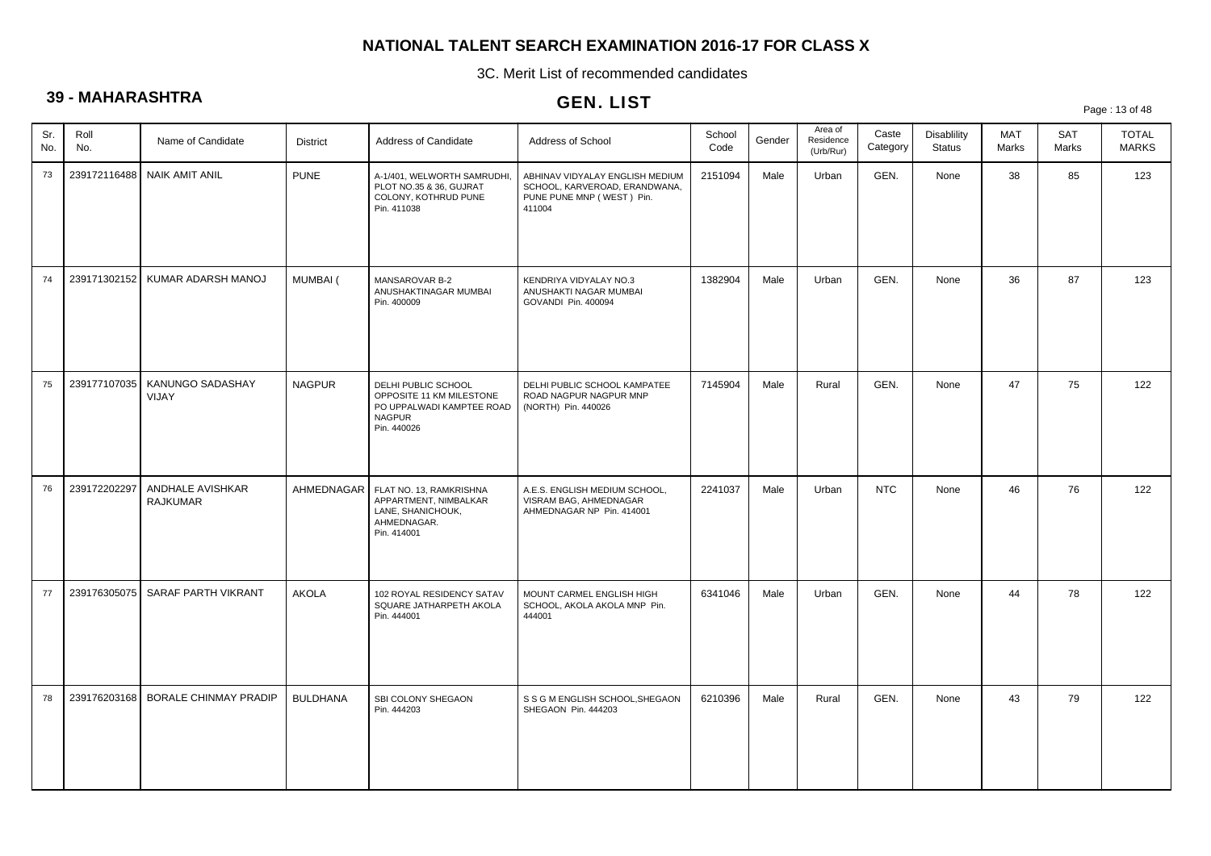# NATIONAL TALENT SEARCH EXAMINATION 2016-17 FOR CLASS X

3C. Merit List of recommended candidates

## 39 - MAHARASHTRA

## GEN. LIST

| Sr. No. | Roll No. | Name of Candidate | District | Address of Candidate | Address of School | School Code | Gender | Area of Residence (Urb/Rur) | Caste Category | Disablility Status | MAT Marks | SAT Marks | TOTAL MARKS |
|---|---|---|---|---|---|---|---|---|---|---|---|---|---|
| 73 | 239172116488 | NAIK AMIT ANIL | PUNE | A-1/401, WELWORTH SAMRUDHI, PLOT NO.35 & 36, GUJRAT COLONY, KOTHRUD PUNE Pin. 411038 | ABHINAV VIDYALAY ENGLISH MEDIUM SCHOOL, KARVEROAD, ERANDWANA, PUNE PUNE MNP ( WEST ) Pin. 411004 | 2151094 | Male | Urban | GEN. | None | 38 | 85 | 123 |
| 74 | 239171302152 | KUMAR ADARSH MANOJ | MUMBAI ( | MANSAROVAR B-2 ANUSHAKTINAGAR MUMBAI Pin. 400009 | KENDRIYA VIDYALAY NO.3 ANUSHAKTI NAGAR MUMBAI GOVANDI Pin. 400094 | 1382904 | Male | Urban | GEN. | None | 36 | 87 | 123 |
| 75 | 239177107035 | KANUNGO SADASHAY VIJAY | NAGPUR | DELHI PUBLIC SCHOOL OPPOSITE 11 KM MILESTONE PO UPPALWADI KAMPTEE ROAD NAGPUR Pin. 440026 | DELHI PUBLIC SCHOOL KAMPATEE ROAD NAGPUR NAGPUR MNP (NORTH) Pin. 440026 | 7145904 | Male | Rural | GEN. | None | 47 | 75 | 122 |
| 76 | 239172202297 | ANDHALE AVISHKAR RAJKUMAR | AHMEDNAGAR | FLAT NO. 13, RAMKRISHNA APPARTMENT, NIMBALKAR LANE, SHANICHOUK, AHMEDNAGAR. Pin. 414001 | A.E.S. ENGLISH MEDIUM SCHOOL, VISRAM BAG, AHMEDNAGAR AHMEDNAGAR NP Pin. 414001 | 2241037 | Male | Urban | NTC | None | 46 | 76 | 122 |
| 77 | 239176305075 | SARAF PARTH VIKRANT | AKOLA | 102 ROYAL RESIDENCY SATAV SQUARE JATHARPETH AKOLA Pin. 444001 | MOUNT CARMEL ENGLISH HIGH SCHOOL, AKOLA AKOLA MNP Pin. 444001 | 6341046 | Male | Urban | GEN. | None | 44 | 78 | 122 |
| 78 | 239176203168 | BORALE CHINMAY PRADIP | BULDHANA | SBI COLONY SHEGAON Pin. 444203 | S S G M ENGLISH SCHOOL,SHEGAON SHEGAON Pin. 444203 | 6210396 | Male | Rural | GEN. | None | 43 | 79 | 122 |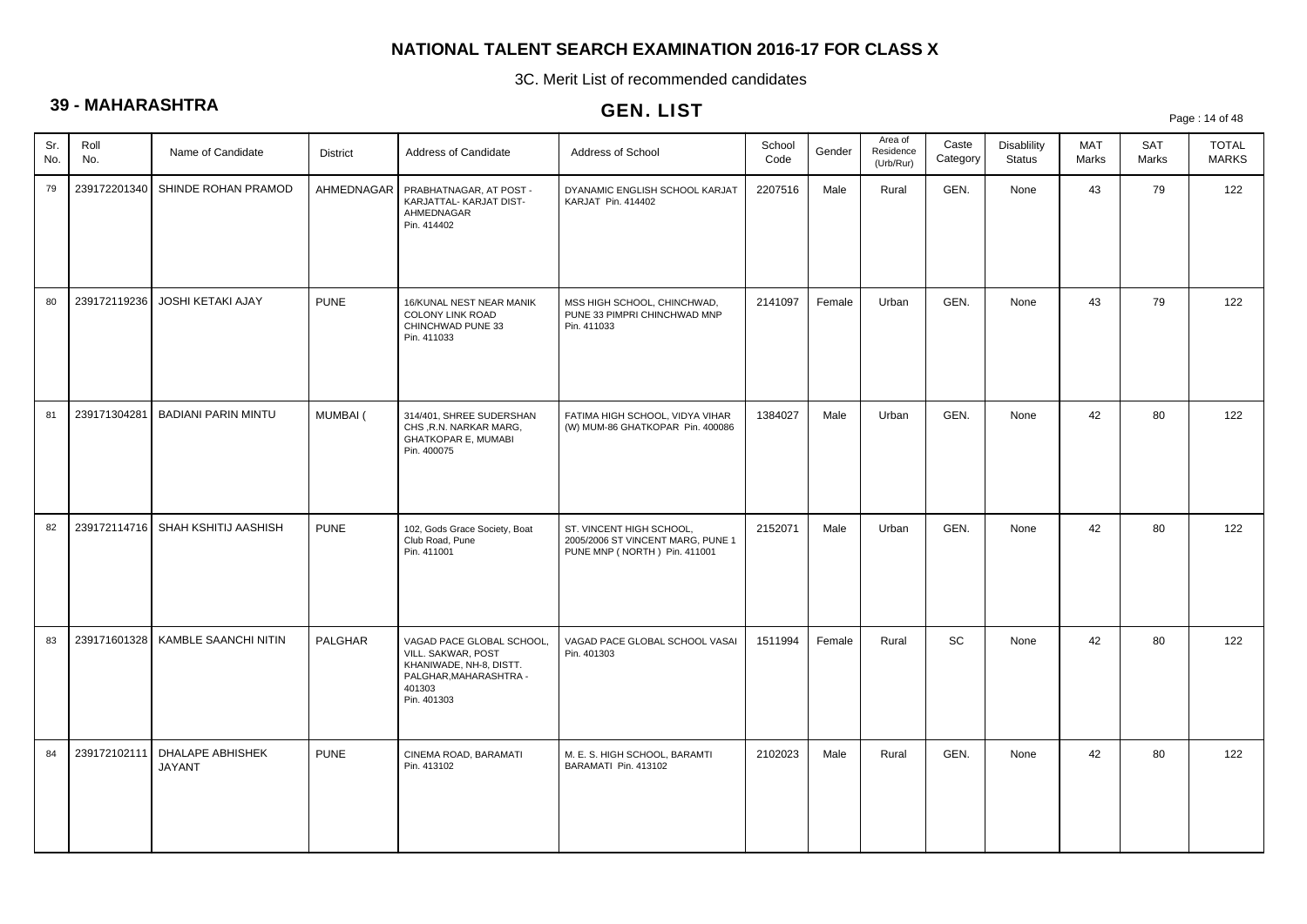# NATIONAL TALENT SEARCH EXAMINATION 2016-17 FOR CLASS X

3C. Merit List of recommended candidates

## 39 - MAHARASHTRA

## GEN. LIST

| Sr. No. | Roll No. | Name of Candidate | District | Address of Candidate | Address of School | School Code | Gender | Area of Residence (Urb/Rur) | Caste Category | Disablility Status | MAT Marks | SAT Marks | TOTAL MARKS |
|---|---|---|---|---|---|---|---|---|---|---|---|---|---|
| 79 | 239172201340 | SHINDE ROHAN PRAMOD | AHMEDNAGAR | PRABHATNAGAR, AT POST - KARJATTAL- KARJAT DIST- AHMEDNAGAR Pin. 414402 | DYANAMIC ENGLISH SCHOOL KARJAT KARJAT Pin. 414402 | 2207516 | Male | Rural | GEN. | None | 43 | 79 | 122 |
| 80 | 239172119236 | JOSHI KETAKI AJAY | PUNE | 16/KUNAL NEST NEAR MANIK COLONY LINK ROAD CHINCHWAD PUNE 33 Pin. 411033 | MSS HIGH SCHOOL, CHINCHWAD, PUNE 33 PIMPRI CHINCHWAD MNP Pin. 411033 | 2141097 | Female | Urban | GEN. | None | 43 | 79 | 122 |
| 81 | 239171304281 | BADIANI PARIN MINTU | MUMBAI ( | 314/401, SHREE SUDERSHAN CHS ,R.N. NARKAR MARG, GHATKOPAR E, MUMABI Pin. 400075 | FATIMA HIGH SCHOOL, VIDYA VIHAR (W) MUM-86 GHATKOPAR Pin. 400086 | 1384027 | Male | Urban | GEN. | None | 42 | 80 | 122 |
| 82 | 239172114716 | SHAH KSHITIJ AASHISH | PUNE | 102, Gods Grace Society, Boat Club Road, Pune Pin. 411001 | ST. VINCENT HIGH SCHOOL, 2005/2006 ST VINCENT MARG, PUNE 1 PUNE MNP ( NORTH ) Pin. 411001 | 2152071 | Male | Urban | GEN. | None | 42 | 80 | 122 |
| 83 | 239171601328 | KAMBLE SAANCHI NITIN | PALGHAR | VAGAD PACE GLOBAL SCHOOL, VILL. SAKWAR, POST KHANIWADE, NH-8, DISTT. PALGHAR,MAHARASHTRA - 401303 Pin. 401303 | VAGAD PACE GLOBAL SCHOOL VASAI Pin. 401303 | 1511994 | Female | Rural | SC | None | 42 | 80 | 122 |
| 84 | 239172102111 | DHALAPE ABHISHEK JAYANT | PUNE | CINEMA ROAD, BARAMATI Pin. 413102 | M. E. S. HIGH SCHOOL, BARAMTI BARAMATI Pin. 413102 | 2102023 | Male | Rural | GEN. | None | 42 | 80 | 122 |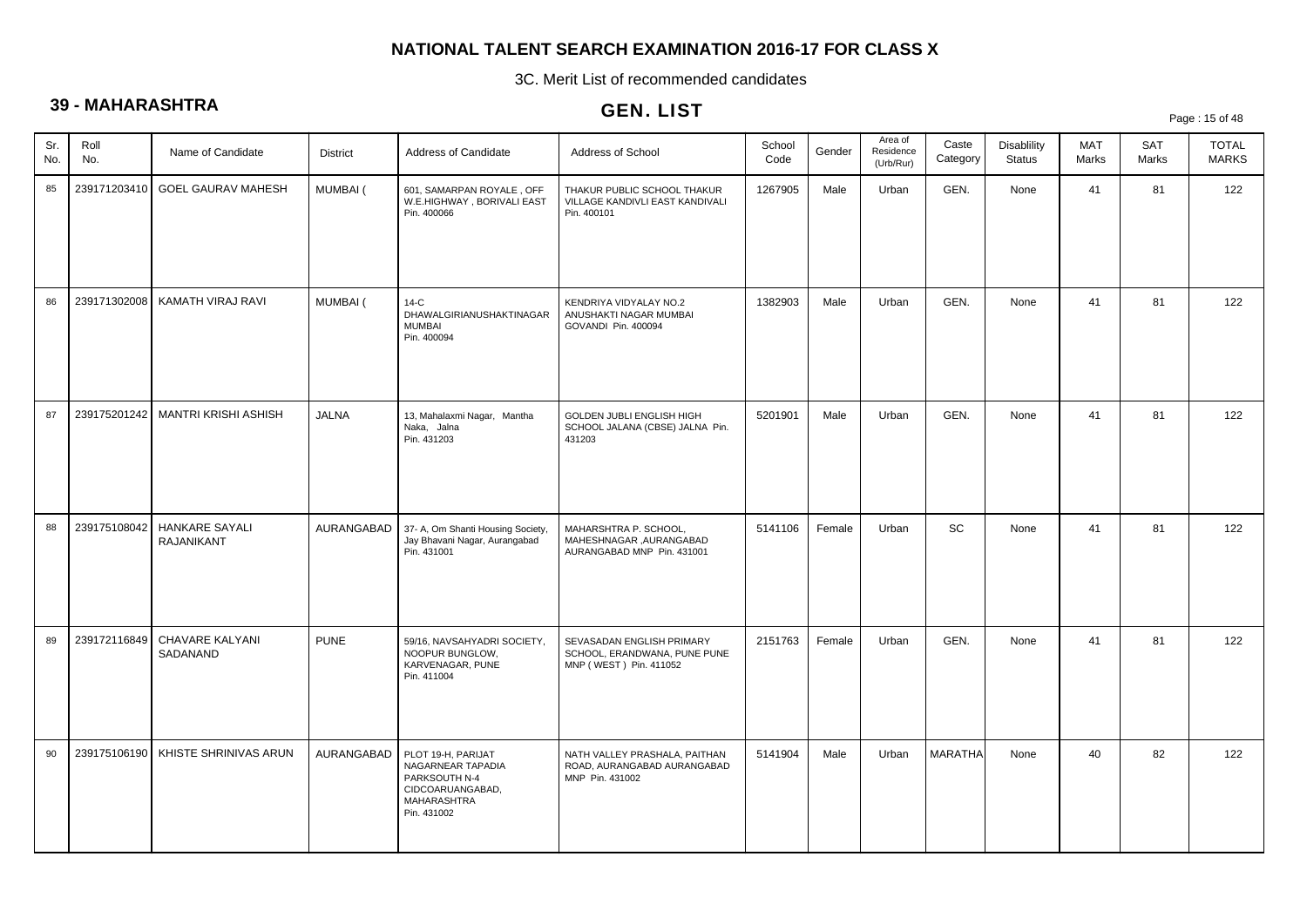# NATIONAL TALENT SEARCH EXAMINATION 2016-17 FOR CLASS X

3C. Merit List of recommended candidates

## 39 - MAHARASHTRA

## GEN. LIST

| Sr. No. | Roll No. | Name of Candidate | District | Address of Candidate | Address of School | School Code | Gender | Area of Residence (Urb/Rur) | Caste Category | Disablility Status | MAT Marks | SAT Marks | TOTAL MARKS |
|---|---|---|---|---|---|---|---|---|---|---|---|---|---|
| 85 | 239171203410 | GOEL GAURAV MAHESH | MUMBAI ( | 601, SAMARPAN ROYALE , OFF W.E.HIGHWAY , BORIVALI EAST Pin. 400066 | THAKUR PUBLIC SCHOOL THAKUR VILLAGE KANDIVLI EAST KANDIVALI Pin. 400101 | 1267905 | Male | Urban | GEN. | None | 41 | 81 | 122 |
| 86 | 239171302008 | KAMATH VIRAJ RAVI | MUMBAI ( | 14-C DHAWALGIRIANUSHAKTINAGAR MUMBAI Pin. 400094 | KENDRIYA VIDYALAY NO.2 ANUSHAKTI NAGAR MUMBAI GOVANDI Pin. 400094 | 1382903 | Male | Urban | GEN. | None | 41 | 81 | 122 |
| 87 | 239175201242 | MANTRI KRISHI ASHISH | JALNA | 13, Mahalaxmi Nagar, Mantha Naka, Jalna Pin. 431203 | GOLDEN JUBLI ENGLISH HIGH SCHOOL JALANA (CBSE) JALNA Pin. 431203 | 5201901 | Male | Urban | GEN. | None | 41 | 81 | 122 |
| 88 | 239175108042 | HANKARE SAYALI RAJANIKANT | AURANGABAD | 37- A, Om Shanti Housing Society, Jay Bhavani Nagar, Aurangabad Pin. 431001 | MAHARSHTRA P. SCHOOL, MAHESHNAGAR ,AURANGABAD AURANGABAD MNP Pin. 431001 | 5141106 | Female | Urban | SC | None | 41 | 81 | 122 |
| 89 | 239172116849 | CHAVARE KALYANI SADANAND | PUNE | 59/16, NAVSAHYADRI SOCIETY, NOOPUR BUNGLOW, KARVENAGAR, PUNE Pin. 411004 | SEVASADAN ENGLISH PRIMARY SCHOOL, ERANDWANA, PUNE PUNE MNP ( WEST ) Pin. 411052 | 2151763 | Female | Urban | GEN. | None | 41 | 81 | 122 |
| 90 | 239175106190 | KHISTE SHRINIVAS ARUN | AURANGABAD | PLOT 19-H, PARIJAT NAGARNEAR TAPADIA PARKSOUTH N-4 CIDCOARUANGABAD, MAHARASHTRA Pin. 431002 | NATH VALLEY PRASHALA, PAITHAN ROAD, AURANGABAD AURANGABAD MNP Pin. 431002 | 5141904 | Male | Urban | MARATHA | None | 40 | 82 | 122 |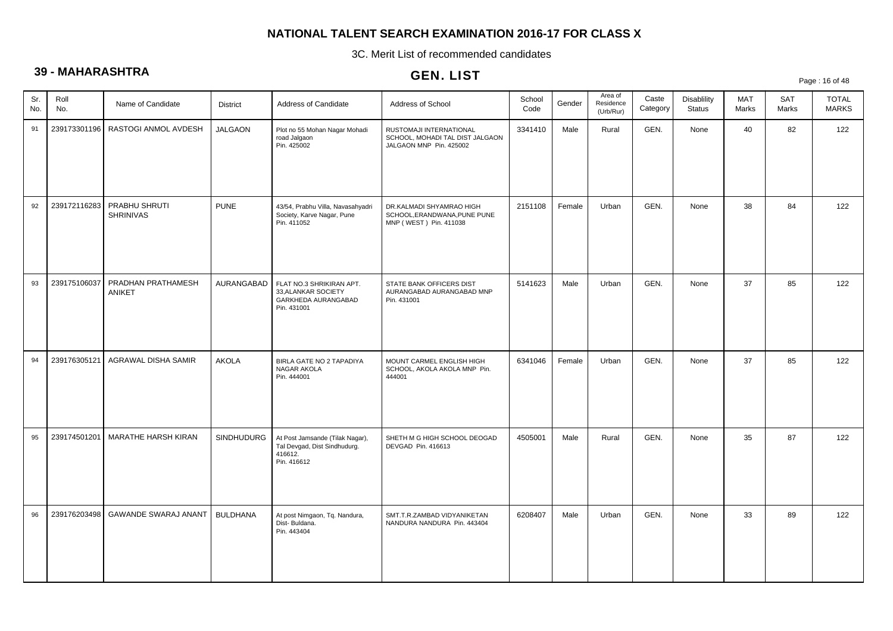# NATIONAL TALENT SEARCH EXAMINATION 2016-17 FOR CLASS X

3C. Merit List of recommended candidates

## 39 - MAHARASHTRA

## GEN. LIST

| Sr. No. | Roll No. | Name of Candidate | District | Address of Candidate | Address of School | School Code | Gender | Area of Residence (Urb/Rur) | Caste Category | Disablility Status | MAT Marks | SAT Marks | TOTAL MARKS |
|---|---|---|---|---|---|---|---|---|---|---|---|---|---|
| 91 | 239173301196 | RASTOGI ANMOL AVDESH | JALGAON | Plot no 55 Mohan Nagar Mohadi road Jalgaon Pin. 425002 | RUSTOMAJI INTERNATIONAL SCHOOL, MOHADI TAL DIST JALGAON JALGAON MNP Pin. 425002 | 3341410 | Male | Rural | GEN. | None | 40 | 82 | 122 |
| 92 | 239172116283 | PRABHU SHRUTI SHRINIVAS | PUNE | 43/54, Prabhu Villa, Navasahyadri Society, Karve Nagar, Pune Pin. 411052 | DR.KALMADI SHYAMRAO HIGH SCHOOL,ERANDWANA,PUNE PUNE MNP ( WEST ) Pin. 411038 | 2151108 | Female | Urban | GEN. | None | 38 | 84 | 122 |
| 93 | 239175106037 | PRADHAN PRATHAMESH ANIKET | AURANGABAD | FLAT NO.3 SHRIKIRAN APT. 33,ALANKAR SOCIETY GARKHEDA AURANGABAD Pin. 431001 | STATE BANK OFFICERS DIST AURANGABAD AURANGABAD MNP Pin. 431001 | 5141623 | Male | Urban | GEN. | None | 37 | 85 | 122 |
| 94 | 239176305121 | AGRAWAL DISHA SAMIR | AKOLA | BIRLA GATE NO 2 TAPADIYA NAGAR AKOLA Pin. 444001 | MOUNT CARMEL ENGLISH HIGH SCHOOL, AKOLA AKOLA MNP Pin. 444001 | 6341046 | Female | Urban | GEN. | None | 37 | 85 | 122 |
| 95 | 239174501201 | MARATHE HARSH KIRAN | SINDHUDURG | At Post Jamsande (Tilak Nagar), Tal Devgad, Dist Sindhudurg. 416612. Pin. 416612 | SHETH M G HIGH SCHOOL DEOGAD DEVGAD Pin. 416613 | 4505001 | Male | Rural | GEN. | None | 35 | 87 | 122 |
| 96 | 239176203498 | GAWANDE SWARAJ ANANT | BULDHANA | At post Nimgaon, Tq. Nandura, Dist- Buldana. Pin. 443404 | SMT.T.R.ZAMBAD VIDYANIKETAN NANDURA NANDURA Pin. 443404 | 6208407 | Male | Urban | GEN. | None | 33 | 89 | 122 |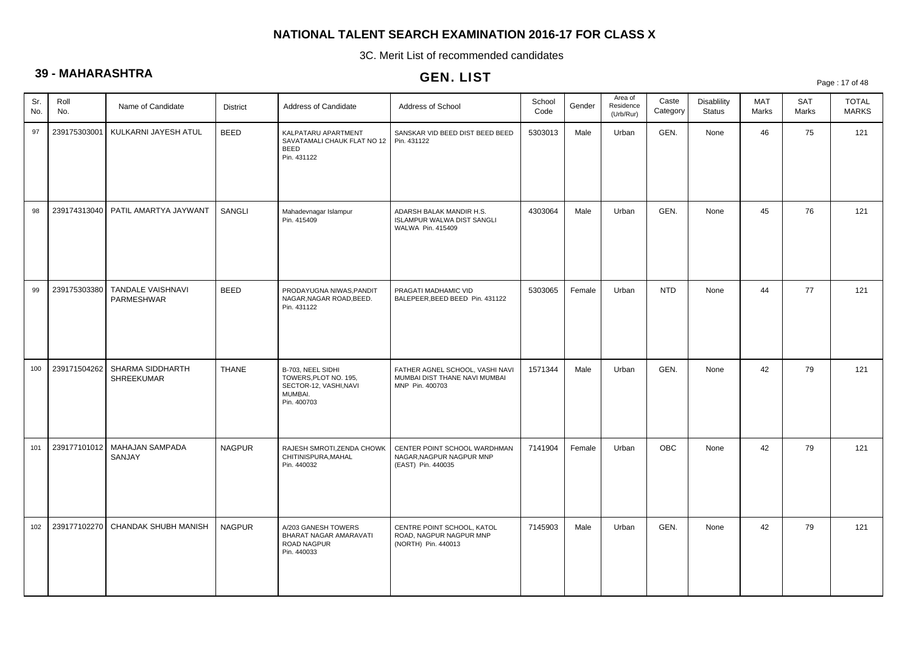# NATIONAL TALENT SEARCH EXAMINATION 2016-17 FOR CLASS X

3C. Merit List of recommended candidates

## 39 - MAHARASHTRA

## GEN. LIST

| Sr. No. | Roll No. | Name of Candidate | District | Address of Candidate | Address of School | School Code | Gender | Area of Residence (Urb/Rur) | Caste Category | Disablility Status | MAT Marks | SAT Marks | TOTAL MARKS |
|---|---|---|---|---|---|---|---|---|---|---|---|---|---|
| 97 | 239175303001 | KULKARNI JAYESH ATUL | BEED | KALPATARU APARTMENT SAVATAMALI CHAUK FLAT NO 12 BEED Pin. 431122 | SANSKAR VID BEED DIST BEED BEED Pin. 431122 | 5303013 | Male | Urban | GEN. | None | 46 | 75 | 121 |
| 98 | 239174313040 | PATIL AMARTYA JAYWANT | SANGLI | Mahadevnagar Islampur Pin. 415409 | ADARSH BALAK MANDIR H.S. ISLAMPUR WALWA DIST SANGLI WALWA Pin. 415409 | 4303064 | Male | Urban | GEN. | None | 45 | 76 | 121 |
| 99 | 239175303380 | TANDALE VAISHNAVI PARMESHWAR | BEED | PRODAYUGNA NIWAS,PANDIT NAGAR,NAGAR ROAD,BEED. Pin. 431122 | PRAGATI MADHAMIC VID BALEPEER,BEED BEED Pin. 431122 | 5303065 | Female | Urban | NTD | None | 44 | 77 | 121 |
| 100 | 239171504262 | SHARMA SIDDHARTH SHREEKUMAR | THANE | B-703, NEEL SIDHI TOWERS,PLOT NO. 195, SECTOR-12, VASHI,NAVI MUMBAI. Pin. 400703 | FATHER AGNEL SCHOOL, VASHI NAVI MUMBAI DIST THANE NAVI MUMBAI MNP Pin. 400703 | 1571344 | Male | Urban | GEN. | None | 42 | 79 | 121 |
| 101 | 239177101012 | MAHAJAN SAMPADA SANJAY | NAGPUR | RAJESH SMROTI,ZENDA CHOWK CHITINISPURA,MAHAL Pin. 440032 | CENTER POINT SCHOOL WARDHMAN NAGAR,NAGPUR NAGPUR MNP (EAST) Pin. 440035 | 7141904 | Female | Urban | OBC | None | 42 | 79 | 121 |
| 102 | 239177102270 | CHANDAK SHUBH MANISH | NAGPUR | A/203 GANESH TOWERS BHARAT NAGAR AMARAVATI ROAD NAGPUR Pin. 440033 | CENTRE POINT SCHOOL, KATOL ROAD, NAGPUR NAGPUR MNP (NORTH) Pin. 440013 | 7145903 | Male | Urban | GEN. | None | 42 | 79 | 121 |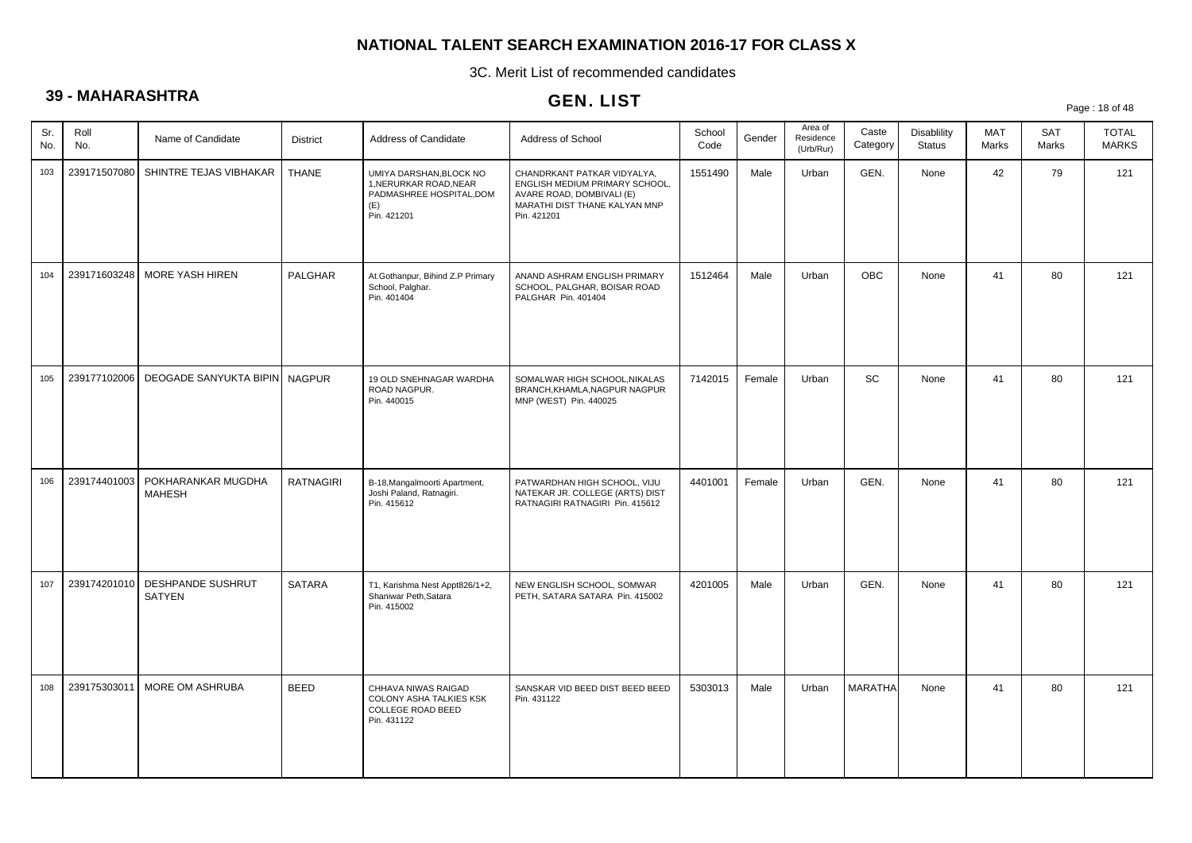# NATIONAL TALENT SEARCH EXAMINATION 2016-17 FOR CLASS X

3C. Merit List of recommended candidates

## 39 - MAHARASHTRA

## GEN. LIST

| Sr. No. | Roll No. | Name of Candidate | District | Address of Candidate | Address of School | School Code | Gender | Area of Residence (Urb/Rur) | Caste Category | Disablility Status | MAT Marks | SAT Marks | TOTAL MARKS |
|---|---|---|---|---|---|---|---|---|---|---|---|---|---|
| 103 | 239171507080 | SHINTRE TEJAS VIBHAKAR | THANE | UMIYA DARSHAN,BLOCK NO 1,NERURKAR ROAD,NEAR PADMASHREE HOSPITAL,DOM (E) Pin. 421201 | CHANDRKANT PATKAR VIDYALYA, ENGLISH MEDIUM PRIMARY SCHOOL, AVARE ROAD, DOMBIVALI (E) MARATHI DIST THANE KALYAN MNP Pin. 421201 | 1551490 | Male | Urban | GEN. | None | 42 | 79 | 121 |
| 104 | 239171603248 | MORE YASH HIREN | PALGHAR | At.Gothanpur, Bihind Z.P Primary School, Palghar. Pin. 401404 | ANAND ASHRAM ENGLISH PRIMARY SCHOOL, PALGHAR, BOISAR ROAD PALGHAR Pin. 401404 | 1512464 | Male | Urban | OBC | None | 41 | 80 | 121 |
| 105 | 239177102006 | DEOGADE SANYUKTA BIPIN | NAGPUR | 19 OLD SNEHNAGAR WARDHA ROAD NAGPUR. Pin. 440015 | SOMALWAR HIGH SCHOOL,NIKALAS BRANCH,KHAMLA,NAGPUR NAGPUR MNP (WEST) Pin. 440025 | 7142015 | Female | Urban | SC | None | 41 | 80 | 121 |
| 106 | 239174401003 | POKHARANKAR MUGDHA MAHESH | RATNAGIRI | B-18,Mangalmoorti Apartment, Joshi Paland, Ratnagiri. Pin. 415612 | PATWARDHAN HIGH SCHOOL, VIJU NATEKAR JR. COLLEGE (ARTS) DIST RATNAGIRI RATNAGIRI Pin. 415612 | 4401001 | Female | Urban | GEN. | None | 41 | 80 | 121 |
| 107 | 239174201010 | DESHPANDE SUSHRUT SATYEN | SATARA | T1, Karishma Nest Appt826/1+2, Shaniwar Peth,Satara Pin. 415002 | NEW ENGLISH SCHOOL, SOMWAR PETH, SATARA SATARA Pin. 415002 | 4201005 | Male | Urban | GEN. | None | 41 | 80 | 121 |
| 108 | 239175303011 | MORE OM ASHRUBA | BEED | CHHAVA NIWAS RAIGAD COLONY ASHA TALKIES KSK COLLEGE ROAD BEED Pin. 431122 | SANSKAR VID BEED DIST BEED BEED Pin. 431122 | 5303013 | Male | Urban | MARATHA | None | 41 | 80 | 121 |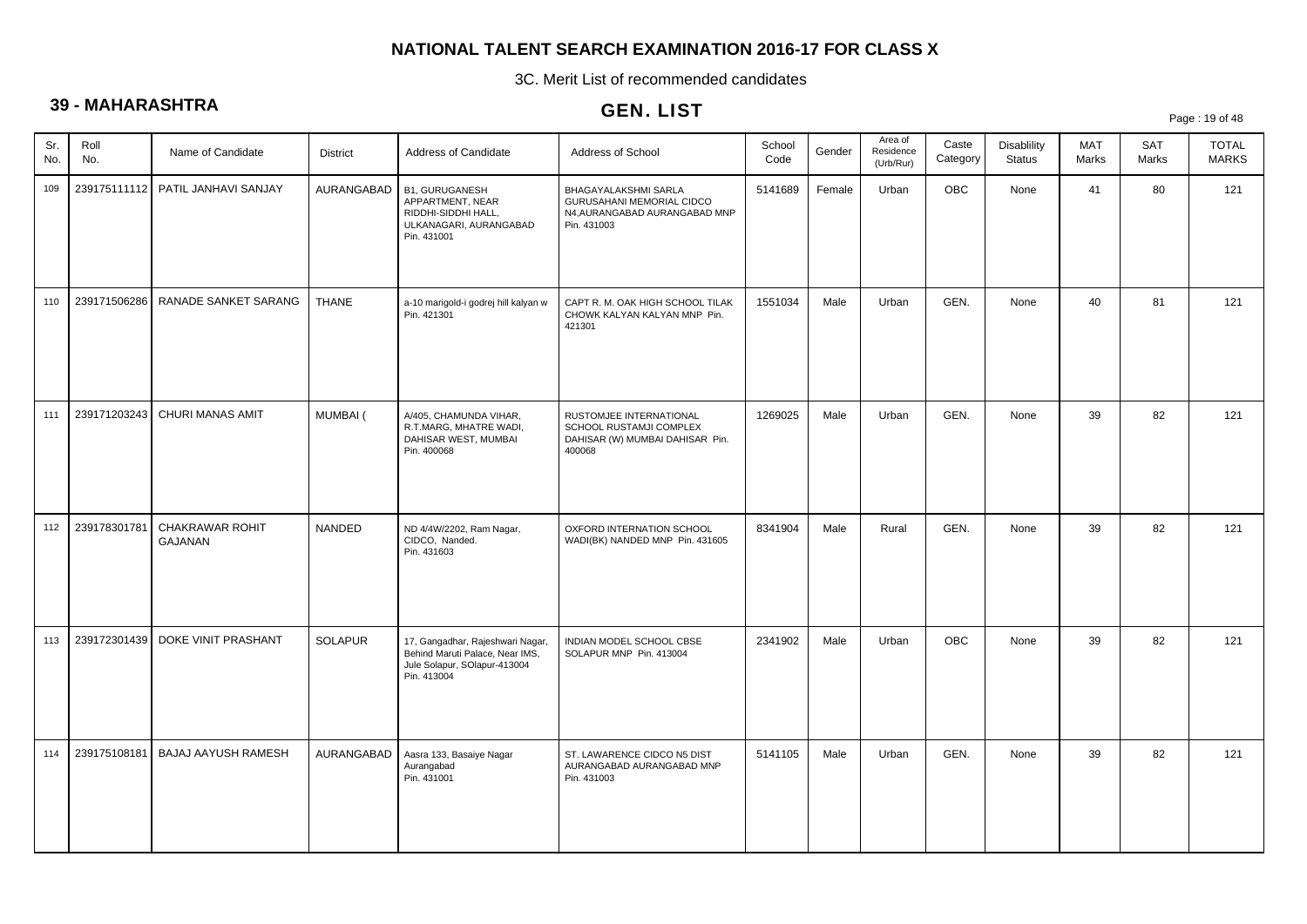# NATIONAL TALENT SEARCH EXAMINATION 2016-17 FOR CLASS X

3C. Merit List of recommended candidates

## 39 - MAHARASHTRA

## GEN. LIST

| Sr. No. | Roll No. | Name of Candidate | District | Address of Candidate | Address of School | School Code | Gender | Area of Residence (Urb/Rur) | Caste Category | Disablility Status | MAT Marks | SAT Marks | TOTAL MARKS |
|---|---|---|---|---|---|---|---|---|---|---|---|---|---|
| 109 | 239175111112 | PATIL JANHAVI SANJAY | AURANGABAD | B1, GURUGANESH APPARTMENT, NEAR RIDDHI-SIDDHI HALL, ULKANAGARI, AURANGABAD Pin. 431001 | BHAGAYALAKSHMI SARLA GURUSAHANI MEMORIAL CIDCO N4,AURANGABAD AURANGABAD MNP Pin. 431003 | 5141689 | Female | Urban | OBC | None | 41 | 80 | 121 |
| 110 | 239171506286 | RANADE SANKET SARANG | THANE | a-10 marigold-i godrej hill kalyan w Pin. 421301 | CAPT R. M. OAK HIGH SCHOOL TILAK CHOWK KALYAN KALYAN MNP Pin. 421301 | 1551034 | Male | Urban | GEN. | None | 40 | 81 | 121 |
| 111 | 239171203243 | CHURI MANAS AMIT | MUMBAI ( | A/405, CHAMUNDA VIHAR, R.T.MARG, MHATRE WADI, DAHISAR WEST, MUMBAI Pin. 400068 | RUSTOMJEE INTERNATIONAL SCHOOL RUSTAMJI COMPLEX DAHISAR (W) MUMBAI DAHISAR Pin. 400068 | 1269025 | Male | Urban | GEN. | None | 39 | 82 | 121 |
| 112 | 239178301781 | CHAKRAWAR ROHIT GAJANAN | NANDED | ND 4/4W/2202, Ram Nagar, CIDCO, Nanded. Pin. 431603 | OXFORD INTERNATION SCHOOL WADI(BK) NANDED MNP Pin. 431605 | 8341904 | Male | Rural | GEN. | None | 39 | 82 | 121 |
| 113 | 239172301439 | DOKE VINIT PRASHANT | SOLAPUR | 17, Gangadhar, Rajeshwari Nagar, Behind Maruti Palace, Near IMS, Jule Solapur, SOlapur-413004 Pin. 413004 | INDIAN MODEL SCHOOL CBSE SOLAPUR MNP Pin. 413004 | 2341902 | Male | Urban | OBC | None | 39 | 82 | 121 |
| 114 | 239175108181 | BAJAJ AAYUSH RAMESH | AURANGABAD | Aasra 133, Basaiye Nagar Aurangabad Pin. 431001 | ST. LAWARENCE CIDCO N5 DIST AURANGABAD AURANGABAD MNP Pin. 431003 | 5141105 | Male | Urban | GEN. | None | 39 | 82 | 121 |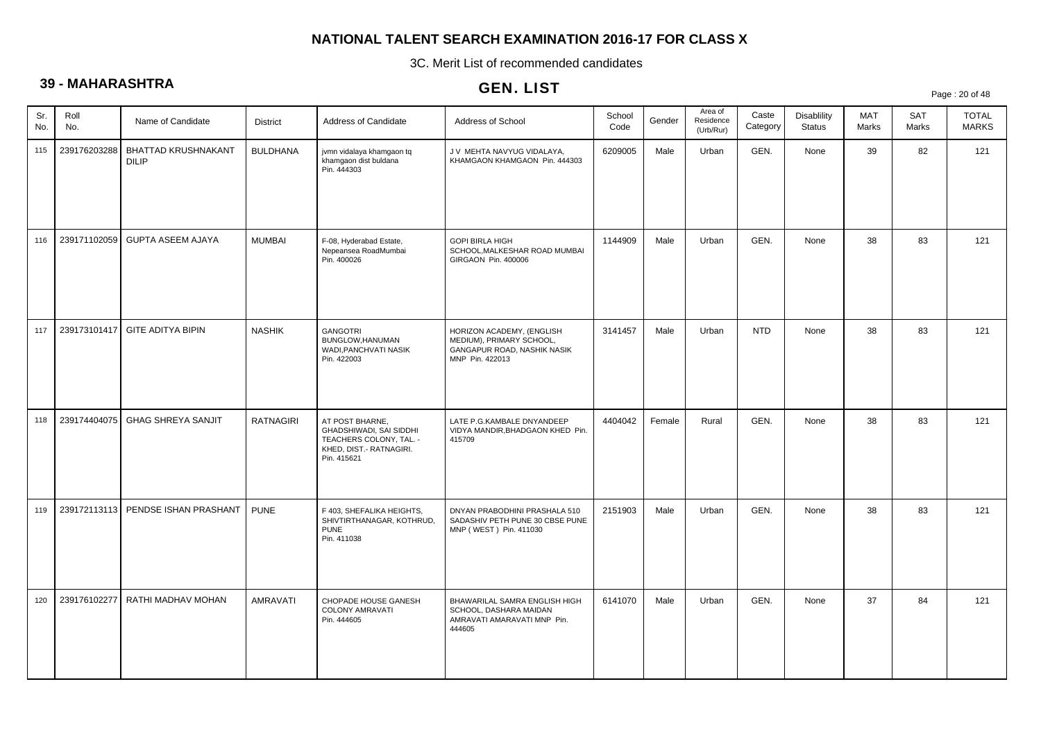# NATIONAL TALENT SEARCH EXAMINATION 2016-17 FOR CLASS X

3C. Merit List of recommended candidates

## 39 - MAHARASHTRA

## GEN. LIST

| Sr. No. | Roll No. | Name of Candidate | District | Address of Candidate | Address of School | School Code | Gender | Area of Residence (Urb/Rur) | Caste Category | Disablility Status | MAT Marks | SAT Marks | TOTAL MARKS |
|---|---|---|---|---|---|---|---|---|---|---|---|---|---|
| 115 | 239176203288 | BHATTAD KRUSHNAKANT DILIP | BULDHANA | jvmn vidalaya khamgaon tq khamgaon dist buldana Pin. 444303 | J V MEHTA NAVYUG VIDALAYA, KHAMGAON KHAMGAON Pin. 444303 | 6209005 | Male | Urban | GEN. | None | 39 | 82 | 121 |
| 116 | 239171102059 | GUPTA ASEEM AJAYA | MUMBAI | F-08, Hyderabad Estate, Nepeansea RoadMumbai Pin. 400026 | GOPI BIRLA HIGH SCHOOL,MALKESHAR ROAD MUMBAI GIRGAON Pin. 400006 | 1144909 | Male | Urban | GEN. | None | 38 | 83 | 121 |
| 117 | 239173101417 | GITE ADITYA BIPIN | NASHIK | GANGOTRI BUNGLOW,HANUMAN WADI,PANCHVATI NASIK Pin. 422003 | HORIZON ACADEMY, (ENGLISH MEDIUM), PRIMARY SCHOOL, GANGAPUR ROAD, NASHIK NASIK MNP Pin. 422013 | 3141457 | Male | Urban | NTD | None | 38 | 83 | 121 |
| 118 | 239174404075 | GHAG SHREYA SANJIT | RATNAGIRI | AT POST BHARNE, GHADSHIWADI, SAI SIDDHI TEACHERS COLONY, TAL. - KHED, DIST.- RATNAGIRI. Pin. 415621 | LATE P.G.KAMBALE DNYANDEEP VIDYA MANDIR,BHADGAON KHED Pin. 415709 | 4404042 | Female | Rural | GEN. | None | 38 | 83 | 121 |
| 119 | 239172113113 | PENDSE ISHAN PRASHANT | PUNE | F 403, SHEFALIKA HEIGHTS, SHIVTIRTHANAGAR, KOTHRUD, PUNE Pin. 411038 | DNYAN PRABODHINI PRASHALA 510 SADASHIV PETH PUNE 30 CBSE PUNE MNP ( WEST ) Pin. 411030 | 2151903 | Male | Urban | GEN. | None | 38 | 83 | 121 |
| 120 | 239176102277 | RATHI MADHAV MOHAN | AMRAVATI | CHOPADE HOUSE GANESH COLONY AMRAVATI Pin. 444605 | BHAWARILAL SAMRA ENGLISH HIGH SCHOOL, DASHARA MAIDAN AMRAVATI AMARAVATI MNP Pin. 444605 | 6141070 | Male | Urban | GEN. | None | 37 | 84 | 121 |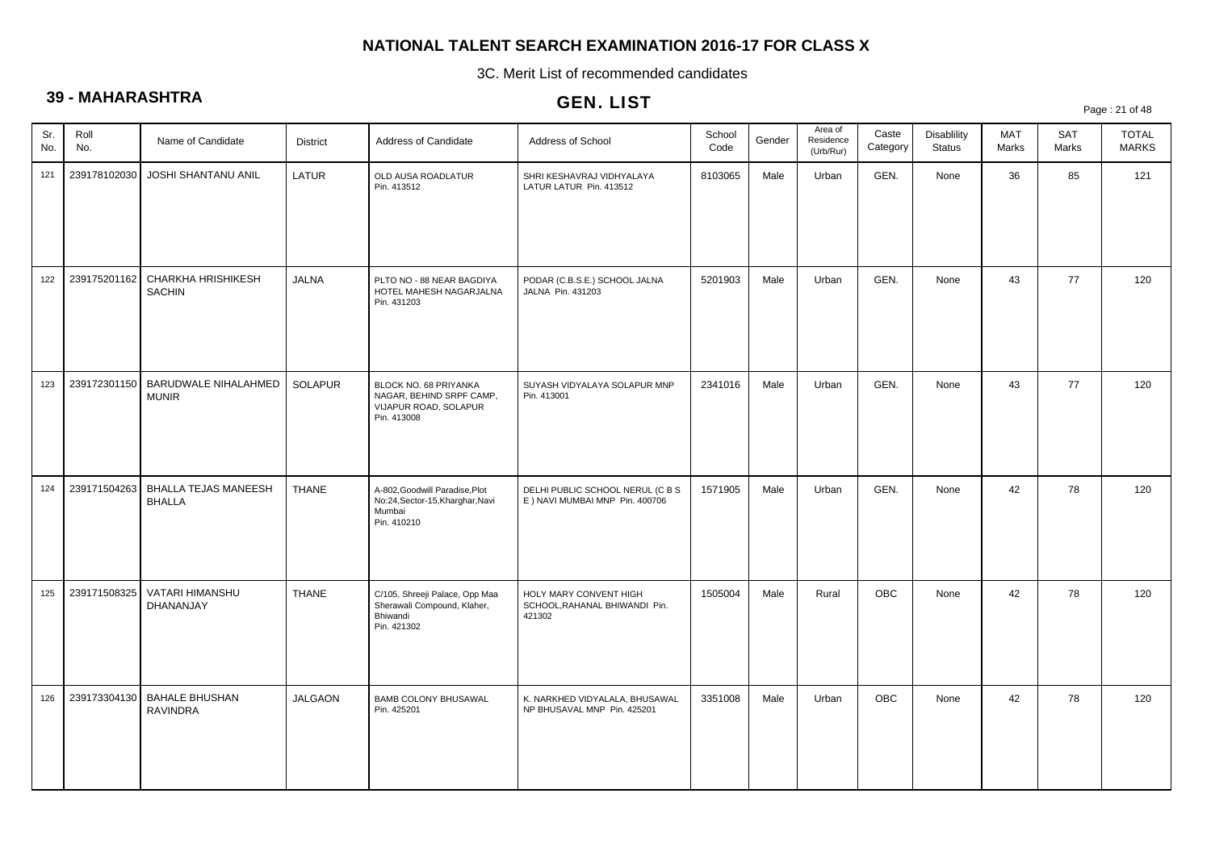# NATIONAL TALENT SEARCH EXAMINATION 2016-17 FOR CLASS X

3C. Merit List of recommended candidates

## 39 - MAHARASHTRA

## GEN. LIST

| Sr. No. | Roll No. | Name of Candidate | District | Address of Candidate | Address of School | School Code | Gender | Area of Residence (Urb/Rur) | Caste Category | Disablility Status | MAT Marks | SAT Marks | TOTAL MARKS |
|---|---|---|---|---|---|---|---|---|---|---|---|---|---|
| 121 | 239178102030 | JOSHI SHANTANU ANIL | LATUR | OLD AUSA ROADLATUR Pin. 413512 | SHRI KESHAVRAJ VIDHYALAYA LATUR LATUR Pin. 413512 | 8103065 | Male | Urban | GEN. | None | 36 | 85 | 121 |
| 122 | 239175201162 | CHARKHA HRISHIKESH SACHIN | JALNA | PLTO NO - 88 NEAR BAGDIYA HOTEL MAHESH NAGARJALNA Pin. 431203 | PODAR (C.B.S.E.) SCHOOL JALNA JALNA Pin. 431203 | 5201903 | Male | Urban | GEN. | None | 43 | 77 | 120 |
| 123 | 239172301150 | BARUDWALE NIHALAHMED MUNIR | SOLAPUR | BLOCK NO. 68 PRIYANKA NAGAR, BEHIND SRPF CAMP, VIJAPUR ROAD, SOLAPUR Pin. 413008 | SUYASH VIDYALAYA SOLAPUR MNP Pin. 413001 | 2341016 | Male | Urban | GEN. | None | 43 | 77 | 120 |
| 124 | 239171504263 | BHALLA TEJAS MANEESH BHALLA | THANE | A-802,Goodwill Paradise,Plot No:24,Sector-15,Kharghar,Navi Mumbai Pin. 410210 | DELHI PUBLIC SCHOOL NERUL (C B S E ) NAVI MUMBAI MNP Pin. 400706 | 1571905 | Male | Urban | GEN. | None | 42 | 78 | 120 |
| 125 | 239171508325 | VATARI HIMANSHU DHANANJAY | THANE | C/105, Shreeji Palace, Opp Maa Sherawali Compound, Klaher, Bhiwandi Pin. 421302 | HOLY MARY CONVENT HIGH SCHOOL,RAHANAL BHIWANDI Pin. 421302 | 1505004 | Male | Rural | OBC | None | 42 | 78 | 120 |
| 126 | 239173304130 | BAHALE BHUSHAN RAVINDRA | JALGAON | BAMB COLONY BHUSAWAL Pin. 425201 | K. NARKHED VIDYALALA, BHUSAWAL NP BHUSAVAL MNP Pin. 425201 | 3351008 | Male | Urban | OBC | None | 42 | 78 | 120 |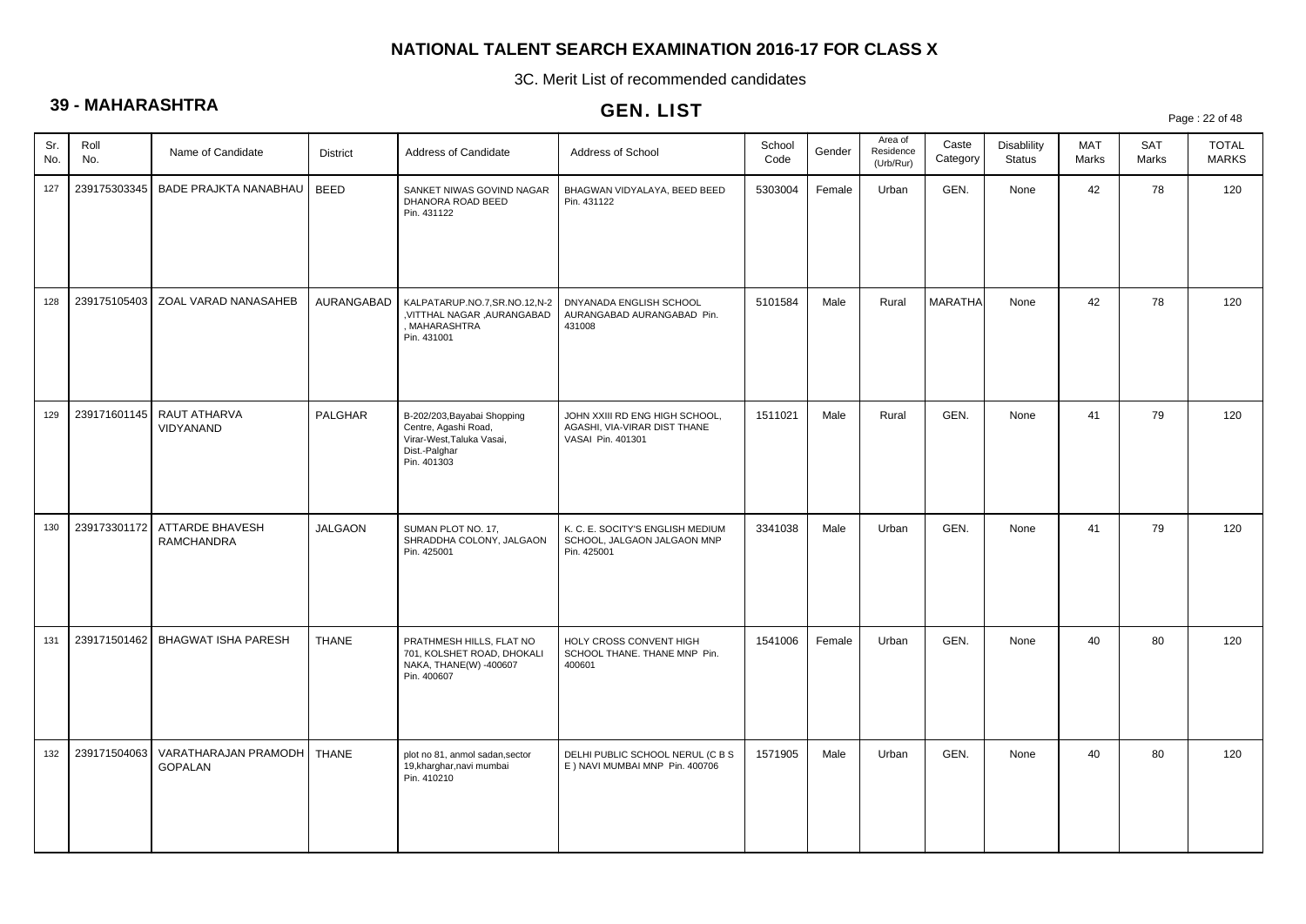# NATIONAL TALENT SEARCH EXAMINATION 2016-17 FOR CLASS X

3C. Merit List of recommended candidates

## 39 - MAHARASHTRA

## GEN. LIST

| Sr. No. | Roll No. | Name of Candidate | District | Address of Candidate | Address of School | School Code | Gender | Area of Residence (Urb/Rur) | Caste Category | Disablility Status | MAT Marks | SAT Marks | TOTAL MARKS |
|---|---|---|---|---|---|---|---|---|---|---|---|---|---|
| 127 | 239175303345 | BADE PRAJKTA NANABHAU | BEED | SANKET NIWAS GOVIND NAGAR DHANORA ROAD BEED Pin. 431122 | BHAGWAN VIDYALAYA, BEED BEED Pin. 431122 | 5303004 | Female | Urban | GEN. | None | 42 | 78 | 120 |
| 128 | 239175105403 | ZOAL VARAD NANASAHEB | AURANGABAD | KALPATARUP.NO.7,SR.NO.12,N-2 ,VITTHAL NAGAR ,AURANGABAD , MAHARASHTRA Pin. 431001 | DNYANADA ENGLISH SCHOOL AURANGABAD AURANGABAD Pin. 431008 | 5101584 | Male | Rural | MARATHA | None | 42 | 78 | 120 |
| 129 | 239171601145 | RAUT ATHARVA VIDYANAND | PALGHAR | B-202/203,Bayabai Shopping Centre, Agashi Road, Virar-West,Taluka Vasai, Dist.-Palghar Pin. 401303 | JOHN XXIII RD ENG HIGH SCHOOL, AGASHI, VIA-VIRAR DIST THANE VASAI Pin. 401301 | 1511021 | Male | Rural | GEN. | None | 41 | 79 | 120 |
| 130 | 239173301172 | ATTARDE BHAVESH RAMCHANDRA | JALGAON | SUMAN PLOT NO. 17, SHRADDHA COLONY, JALGAON Pin. 425001 | K. C. E. SOCITY'S ENGLISH MEDIUM SCHOOL, JALGAON JALGAON MNP Pin. 425001 | 3341038 | Male | Urban | GEN. | None | 41 | 79 | 120 |
| 131 | 239171501462 | BHAGWAT ISHA PARESH | THANE | PRATHMESH HILLS, FLAT NO 701, KOLSHET ROAD, DHOKALI NAKA, THANE(W) -400607 Pin. 400607 | HOLY CROSS CONVENT HIGH SCHOOL THANE. THANE MNP Pin. 400601 | 1541006 | Female | Urban | GEN. | None | 40 | 80 | 120 |
| 132 | 239171504063 | VARATHARAJAN PRAMODH GOPALAN | THANE | plot no 81, anmol sadan,sector 19,kharghar,navi mumbai Pin. 410210 | DELHI PUBLIC SCHOOL NERUL (C B S E ) NAVI MUMBAI MNP Pin. 400706 | 1571905 | Male | Urban | GEN. | None | 40 | 80 | 120 |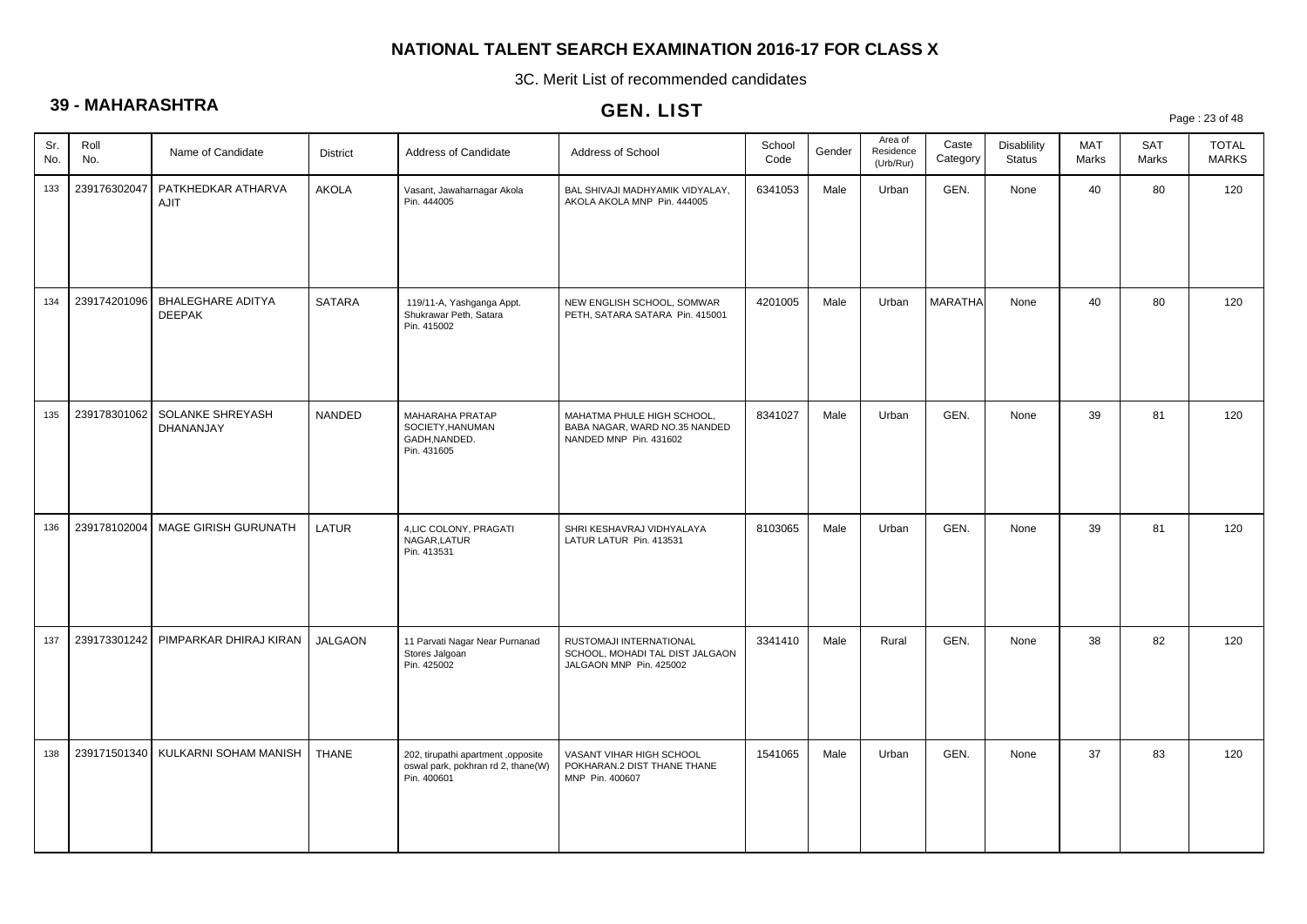# NATIONAL TALENT SEARCH EXAMINATION 2016-17 FOR CLASS X

3C. Merit List of recommended candidates

## 39 - MAHARASHTRA

## GEN. LIST

| Sr. No. | Roll No. | Name of Candidate | District | Address of Candidate | Address of School | School Code | Gender | Area of Residence (Urb/Rur) | Caste Category | Disablility Status | MAT Marks | SAT Marks | TOTAL MARKS |
|---|---|---|---|---|---|---|---|---|---|---|---|---|---|
| 133 | 239176302047 | PATKHEDKAR ATHARVA AJIT | AKOLA | Vasant, Jawaharnagar Akola Pin. 444005 | BAL SHIVAJI MADHYAMIK VIDYALAY, AKOLA AKOLA MNP Pin. 444005 | 6341053 | Male | Urban | GEN. | None | 40 | 80 | 120 |
| 134 | 239174201096 | BHALEGHARE ADITYA DEEPAK | SATARA | 119/11-A, Yashganga Appt. Shukrawar Peth, Satara Pin. 415002 | NEW ENGLISH SCHOOL, SOMWAR PETH, SATARA SATARA Pin. 415001 | 4201005 | Male | Urban | MARATHA | None | 40 | 80 | 120 |
| 135 | 239178301062 | SOLANKE SHREYASH DHANANJAY | NANDED | MAHARAHA PRATAP SOCIETY,HANUMAN GADH,NANDED. Pin. 431605 | MAHATMA PHULE HIGH SCHOOL, BABA NAGAR, WARD NO.35 NANDED NANDED MNP Pin. 431602 | 8341027 | Male | Urban | GEN. | None | 39 | 81 | 120 |
| 136 | 239178102004 | MAGE GIRISH GURUNATH | LATUR | 4,LIC COLONY, PRAGATI NAGAR,LATUR Pin. 413531 | SHRI KESHAVRAJ VIDHYALAYA LATUR LATUR Pin. 413531 | 8103065 | Male | Urban | GEN. | None | 39 | 81 | 120 |
| 137 | 239173301242 | PIMPARKAR DHIRAJ KIRAN | JALGAON | 11 Parvati Nagar Near Purnanad Stores Jalgoan Pin. 425002 | RUSTOMAJI INTERNATIONAL SCHOOL, MOHADI TAL DIST JALGAON JALGAON MNP Pin. 425002 | 3341410 | Male | Rural | GEN. | None | 38 | 82 | 120 |
| 138 | 239171501340 | KULKARNI SOHAM MANISH | THANE | 202, tirupathi apartment ,opposite oswal park, pokhran rd 2, thane(W) Pin. 400601 | VASANT VIHAR HIGH SCHOOL POKHARAN.2 DIST THANE THANE MNP Pin. 400607 | 1541065 | Male | Urban | GEN. | None | 37 | 83 | 120 |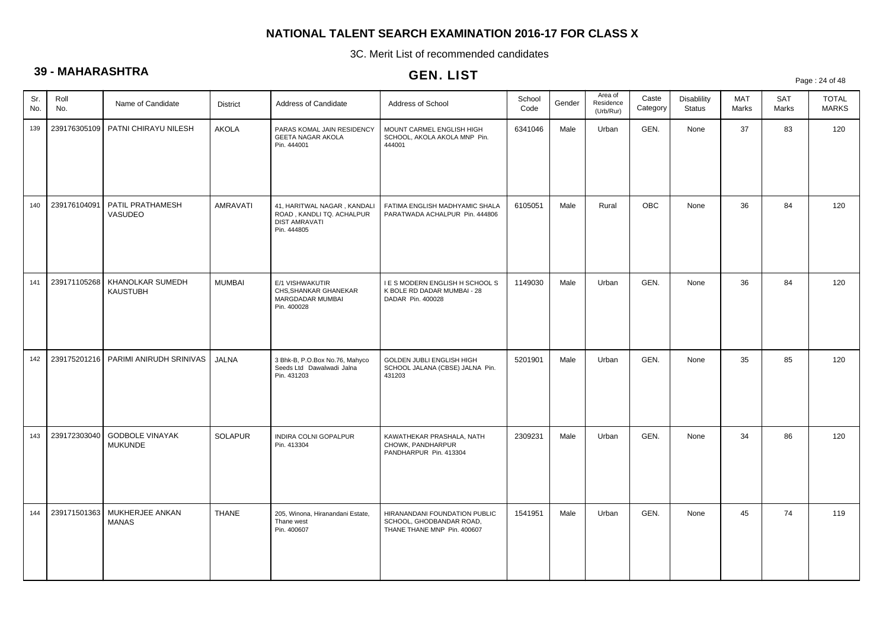# NATIONAL TALENT SEARCH EXAMINATION 2016-17 FOR CLASS X

3C. Merit List of recommended candidates

## 39 - MAHARASHTRA

## GEN. LIST

| Sr. No. | Roll No. | Name of Candidate | District | Address of Candidate | Address of School | School Code | Gender | Area of Residence (Urb/Rur) | Caste Category | Disablility Status | MAT Marks | SAT Marks | TOTAL MARKS |
|---|---|---|---|---|---|---|---|---|---|---|---|---|---|
| 139 | 239176305109 | PATNI CHIRAYU NILESH | AKOLA | PARAS KOMAL JAIN RESIDENCY GEETA NAGAR AKOLA Pin. 444001 | MOUNT CARMEL ENGLISH HIGH SCHOOL, AKOLA AKOLA MNP Pin. 444001 | 6341046 | Male | Urban | GEN. | None | 37 | 83 | 120 |
| 140 | 239176104091 | PATIL PRATHAMESH VASUDEO | AMRAVATI | 41, HARITWAL NAGAR , KANDALI ROAD , KANDLI TQ. ACHALPUR DIST AMRAVATI Pin. 444805 | FATIMA ENGLISH MADHYAMIC SHALA PARATWADA ACHALPUR Pin. 444806 | 6105051 | Male | Rural | OBC | None | 36 | 84 | 120 |
| 141 | 239171105268 | KHANOLKAR SUMEDH KAUSTUBH | MUMBAI | E/1 VISHWAKUTIR CHS,SHANKAR GHANEKAR MARGDADAR MUMBAI Pin. 400028 | I E S MODERN ENGLISH H SCHOOL S K BOLE RD DADAR MUMBAI - 28 DADAR Pin. 400028 | 1149030 | Male | Urban | GEN. | None | 36 | 84 | 120 |
| 142 | 239175201216 | PARIMI ANIRUDH SRINIVAS | JALNA | 3 Bhk-B, P.O.Box No.76, Mahyco Seeds Ltd Dawalwadi Jalna Pin. 431203 | GOLDEN JUBLI ENGLISH HIGH SCHOOL JALANA (CBSE) JALNA Pin. 431203 | 5201901 | Male | Urban | GEN. | None | 35 | 85 | 120 |
| 143 | 239172303040 | GODBOLE VINAYAK MUKUNDE | SOLAPUR | INDIRA COLNI GOPALPUR Pin. 413304 | KAWATHEKAR PRASHALA, NATH CHOWK, PANDHARPUR PANDHARPUR Pin. 413304 | 2309231 | Male | Urban | GEN. | None | 34 | 86 | 120 |
| 144 | 239171501363 | MUKHERJEE ANKAN MANAS | THANE | 205, Winona, Hiranandani Estate, Thane west Pin. 400607 | HIRANANDANI FOUNDATION PUBLIC SCHOOL, GHODBANDAR ROAD, THANE THANE MNP Pin. 400607 | 1541951 | Male | Urban | GEN. | None | 45 | 74 | 119 |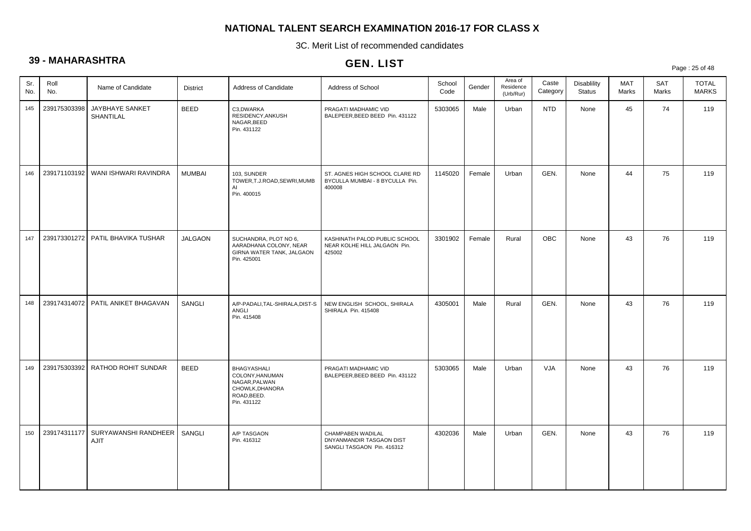# NATIONAL TALENT SEARCH EXAMINATION 2016-17 FOR CLASS X

3C. Merit List of recommended candidates

## 39 - MAHARASHTRA

## GEN. LIST

| Sr. No. | Roll No. | Name of Candidate | District | Address of Candidate | Address of School | School Code | Gender | Area of Residence (Urb/Rur) | Caste Category | Disablility Status | MAT Marks | SAT Marks | TOTAL MARKS |
|---|---|---|---|---|---|---|---|---|---|---|---|---|---|
| 145 | 239175303398 | JAYBHAYE SANKET SHANTILAL | BEED | C3,DWARKA RESIDENCY,ANKUSH NAGAR,BEED Pin. 431122 | PRAGATI MADHAMIC VID BALEPEER,BEED BEED Pin. 431122 | 5303065 | Male | Urban | NTD | None | 45 | 74 | 119 |
| 146 | 239171103192 | WANI ISHWARI RAVINDRA | MUMBAI | 103, SUNDER TOWER,T.J.ROAD,SEWRI,MUMBAI Pin. 400015 | ST. AGNES HIGH SCHOOL CLARE RD BYCULLA MUMBAI - 8 BYCULLA Pin. 400008 | 1145020 | Female | Urban | GEN. | None | 44 | 75 | 119 |
| 147 | 239173301272 | PATIL BHAVIKA TUSHAR | JALGAON | SUCHANDRA, PLOT NO 6, AARADHANA COLONY, NEAR GIRNA WATER TANK, JALGAON Pin. 425001 | KASHINATH PALOD PUBLIC SCHOOL NEAR KOLHE HILL JALGAON Pin. 425002 | 3301902 | Female | Rural | OBC | None | 43 | 76 | 119 |
| 148 | 239174314072 | PATIL ANIKET BHAGAVAN | SANGLI | A/P-PADALI,TAL-SHIRALA,DIST-SANGLI Pin. 415408 | NEW ENGLISH SCHOOL, SHIRALA SHIRALA Pin. 415408 | 4305001 | Male | Rural | GEN. | None | 43 | 76 | 119 |
| 149 | 239175303392 | RATHOD ROHIT SUNDAR | BEED | BHAGYASHALI COLONY,HANUMAN NAGAR,PALWAN CHOWLK,DHANORA ROAD,BEED. Pin. 431122 | PRAGATI MADHAMIC VID BALEPEER,BEED BEED Pin. 431122 | 5303065 | Male | Urban | VJA | None | 43 | 76 | 119 |
| 150 | 239174311177 | SURYAWANSHI RANDHEER AJIT | SANGLI | A/P TASGAON Pin. 416312 | CHAMPABEN WADILAL DNYANMANDIR TASGAON DIST SANGLI TASGAON Pin. 416312 | 4302036 | Male | Urban | GEN. | None | 43 | 76 | 119 |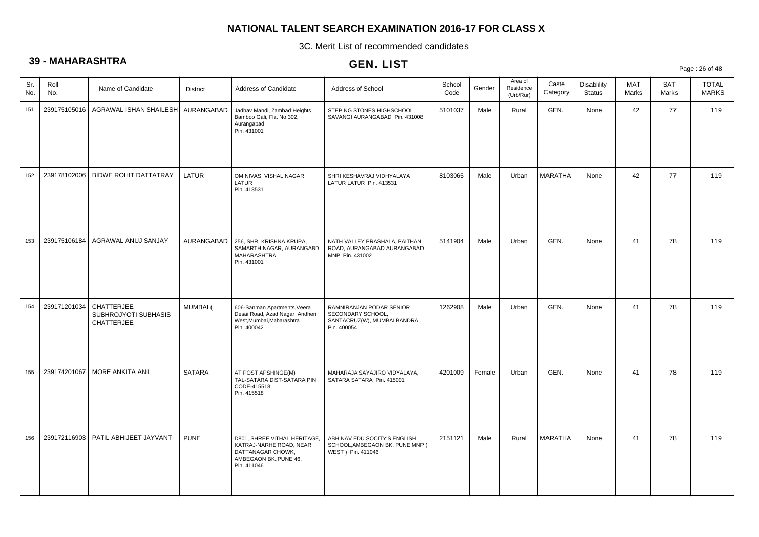# NATIONAL TALENT SEARCH EXAMINATION 2016-17 FOR CLASS X

3C. Merit List of recommended candidates

## 39 - MAHARASHTRA

## GEN. LIST

| Sr. No. | Roll No. | Name of Candidate | District | Address of Candidate | Address of School | School Code | Gender | Area of Residence (Urb/Rur) | Caste Category | Disablility Status | MAT Marks | SAT Marks | TOTAL MARKS |
|---|---|---|---|---|---|---|---|---|---|---|---|---|---|
| 151 | 239175105016 | AGRAWAL ISHAN SHAILESH | AURANGABAD | Jadhav Mandi, Zambad Heights, Bamboo Gali, Flat No.302, Aurangabad. Pin. 431001 | STEPING STONES HIGHSCHOOL SAVANGI AURANGABAD Pin. 431008 | 5101037 | Male | Rural | GEN. | None | 42 | 77 | 119 |
| 152 | 239178102006 | BIDWE ROHIT DATTATRAY | LATUR | OM NIVAS, VISHAL NAGAR, LATUR Pin. 413531 | SHRI KESHAVRAJ VIDHYALAYA LATUR LATUR Pin. 413531 | 8103065 | Male | Urban | MARATHA | None | 42 | 77 | 119 |
| 153 | 239175106184 | AGRAWAL ANUJ SANJAY | AURANGABAD | 256, SHRI KRISHNA KRUPA, SAMARTH NAGAR, AURANGABD, MAHARASHTRA Pin. 431001 | NATH VALLEY PRASHALA, PAITHAN ROAD, AURANGABAD AURANGABAD MNP Pin. 431002 | 5141904 | Male | Urban | GEN. | None | 41 | 78 | 119 |
| 154 | 239171201034 | CHATTERJEE SUBHROJYOTI SUBHASIS CHATTERJEE | MUMBAI ( | 606-Sanman Apartments,Veera Desai Road, Azad Nagar ,Andheri West,Mumbai,Maharashtra Pin. 400042 | RAMNIRANJAN PODAR SENIOR SECONDARY SCHOOL, SANTACRUZ(W), MUMBAI BANDRA Pin. 400054 | 1262908 | Male | Urban | GEN. | None | 41 | 78 | 119 |
| 155 | 239174201067 | MORE ANKITA ANIL | SATARA | AT POST APSHINGE(M) TAL-SATARA DIST-SATARA PIN CODE-415518 Pin. 415518 | MAHARAJA SAYAJIRO VIDYALAYA, SATARA SATARA Pin. 415001 | 4201009 | Female | Urban | GEN. | None | 41 | 78 | 119 |
| 156 | 239172116903 | PATIL ABHIJEET JAYVANT | PUNE | D801, SHREE VITHAL HERITAGE, KATRAJ-NARHE ROAD, NEAR DATTANAGAR CHOWK, AMBEGAON BK.,PUNE 46. Pin. 411046 | ABHINAV EDU.SOCITY'S ENGLISH SCHOOL,AMBEGAON BK. PUNE MNP ( WEST ) Pin. 411046 | 2151121 | Male | Rural | MARATHA | None | 41 | 78 | 119 |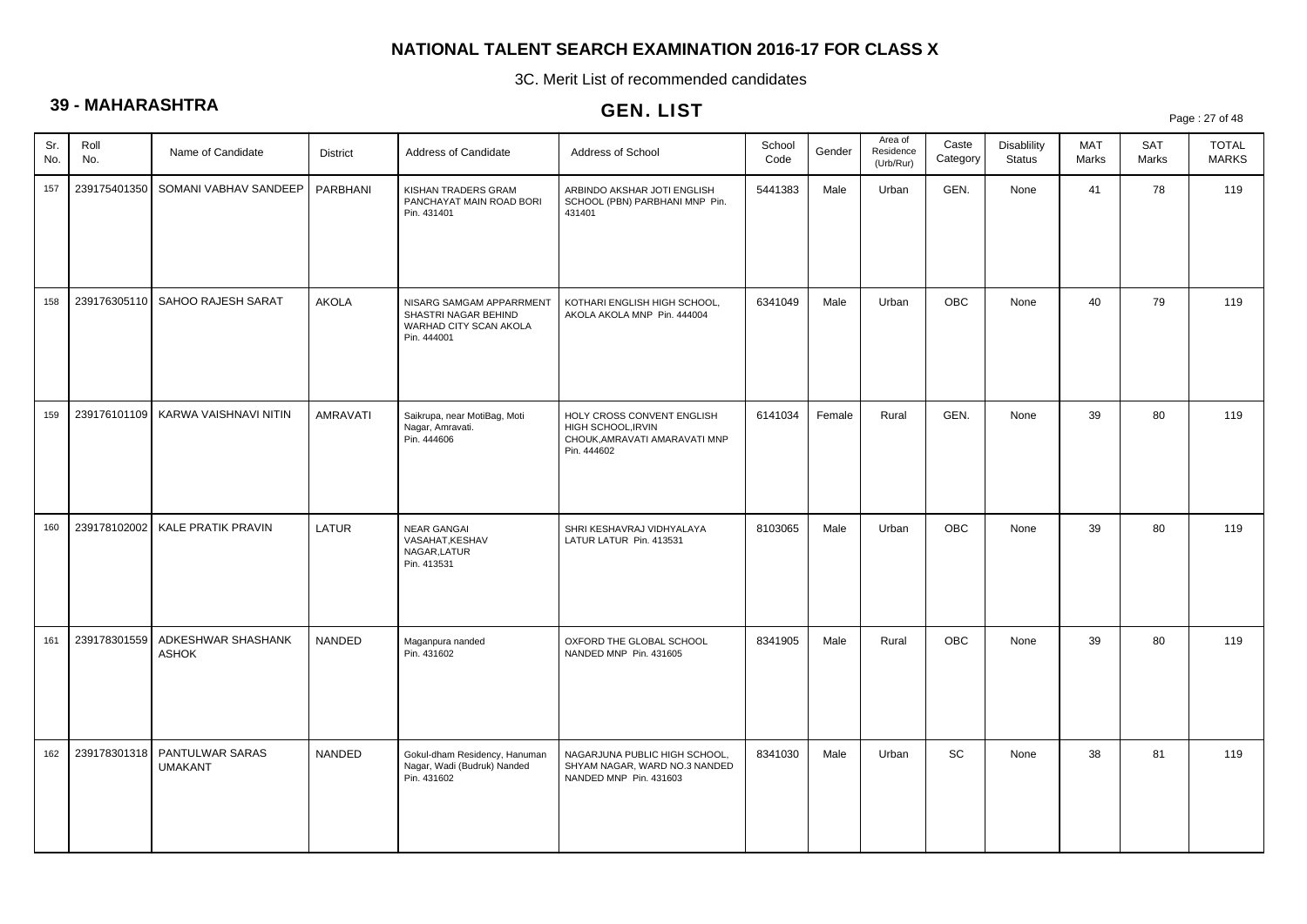# NATIONAL TALENT SEARCH EXAMINATION 2016-17 FOR CLASS X

3C. Merit List of recommended candidates

## 39 - MAHARASHTRA

## GEN. LIST

| Sr. No. | Roll No. | Name of Candidate | District | Address of Candidate | Address of School | School Code | Gender | Area of Residence (Urb/Rur) | Caste Category | Disablility Status | MAT Marks | SAT Marks | TOTAL MARKS |
|---|---|---|---|---|---|---|---|---|---|---|---|---|---|
| 157 | 239175401350 | SOMANI VABHAV SANDEEP | PARBHANI | KISHAN TRADERS GRAM PANCHAYAT MAIN ROAD BORI Pin. 431401 | ARBINDO AKSHAR JOTI ENGLISH SCHOOL (PBN) PARBHANI MNP Pin. 431401 | 5441383 | Male | Urban | GEN. | None | 41 | 78 | 119 |
| 158 | 239176305110 | SAHOO RAJESH SARAT | AKOLA | NISARG SAMGAM APPARRMENT SHASTRI NAGAR BEHIND WARHAD CITY SCAN AKOLA Pin. 444001 | KOTHARI ENGLISH HIGH SCHOOL, AKOLA AKOLA MNP Pin. 444004 | 6341049 | Male | Urban | OBC | None | 40 | 79 | 119 |
| 159 | 239176101109 | KARWA VAISHNAVI NITIN | AMRAVATI | Saikrupa, near MotiBag, Moti Nagar, Amravati. Pin. 444606 | HOLY CROSS CONVENT ENGLISH HIGH SCHOOL,IRVIN CHOUK,AMRAVATI AMARAVATI MNP Pin. 444602 | 6141034 | Female | Rural | GEN. | None | 39 | 80 | 119 |
| 160 | 239178102002 | KALE PRATIK PRAVIN | LATUR | NEAR GANGAI VASAHAT,KESHAV NAGAR,LATUR Pin. 413531 | SHRI KESHAVRAJ VIDHYALAYA LATUR LATUR Pin. 413531 | 8103065 | Male | Urban | OBC | None | 39 | 80 | 119 |
| 161 | 239178301559 | ADKESHWAR SHASHANK ASHOK | NANDED | Maganpura nanded Pin. 431602 | OXFORD THE GLOBAL SCHOOL NANDED MNP Pin. 431605 | 8341905 | Male | Rural | OBC | None | 39 | 80 | 119 |
| 162 | 239178301318 | PANTULWAR SARAS UMAKANT | NANDED | Gokul-dham Residency, Hanuman Nagar, Wadi (Budruk) Nanded Pin. 431602 | NAGARJUNA PUBLIC HIGH SCHOOL, SHYAM NAGAR, WARD NO.3 NANDED NANDED MNP Pin. 431603 | 8341030 | Male | Urban | SC | None | 38 | 81 | 119 |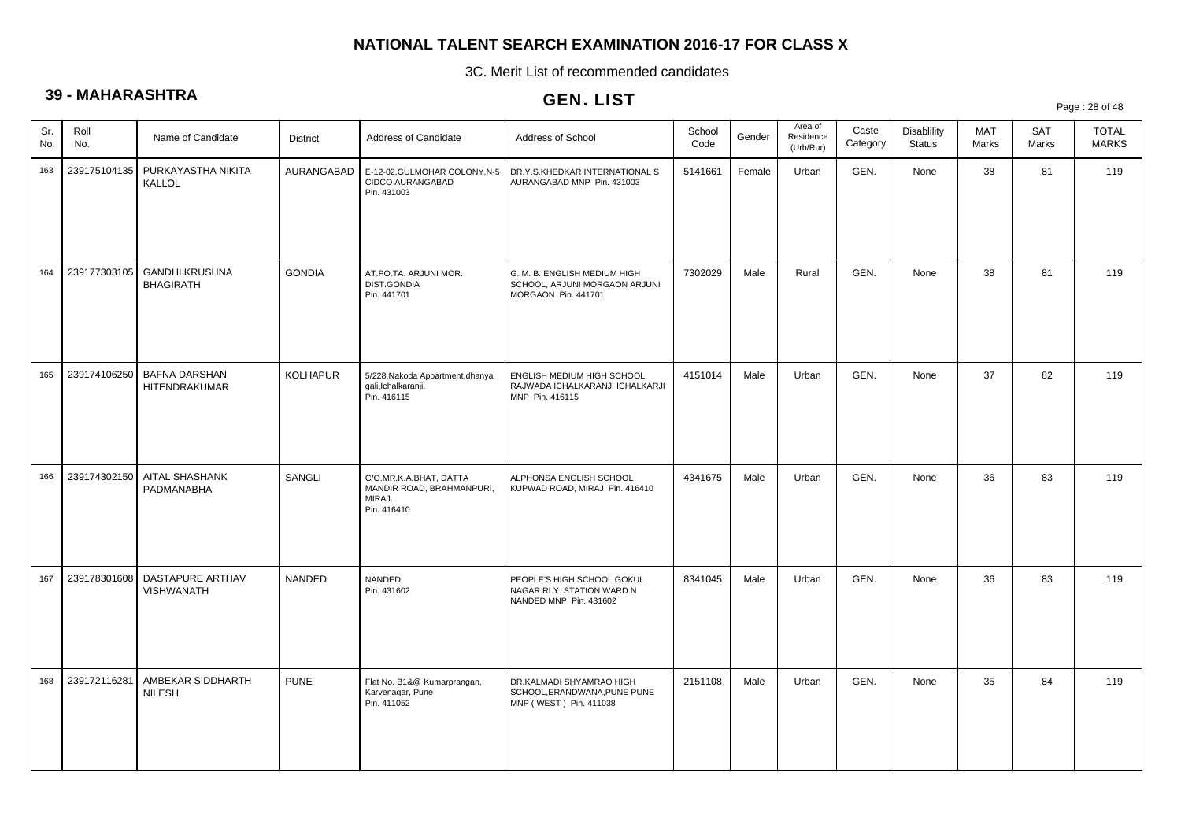# NATIONAL TALENT SEARCH EXAMINATION 2016-17 FOR CLASS X

3C. Merit List of recommended candidates

## 39 - MAHARASHTRA

## GEN. LIST

| Sr. No. | Roll No. | Name of Candidate | District | Address of Candidate | Address of School | School Code | Gender | Area of Residence (Urb/Rur) | Caste Category | Disablility Status | MAT Marks | SAT Marks | TOTAL MARKS |
|---|---|---|---|---|---|---|---|---|---|---|---|---|---|
| 163 | 239175104135 | PURKAYASTHA NIKITA KALLOL | AURANGABAD | E-12-02,GULMOHAR COLONY,N-5 CIDCO AURANGABAD Pin. 431003 | DR.Y.S.KHEDKAR INTERNATIONAL S AURANGABAD MNP Pin. 431003 | 5141661 | Female | Urban | GEN. | None | 38 | 81 | 119 |
| 164 | 239177303105 | GANDHI KRUSHNA BHAGIRATH | GONDIA | AT.PO.TA. ARJUNI MOR. DIST.GONDIA Pin. 441701 | G. M. B. ENGLISH MEDIUM HIGH SCHOOL, ARJUNI MORGAON ARJUNI MORGAON Pin. 441701 | 7302029 | Male | Rural | GEN. | None | 38 | 81 | 119 |
| 165 | 239174106250 | BAFNA DARSHAN HITENDRAKUMAR | KOLHAPUR | 5/228,Nakoda Appartment,dhanya gali,Ichalkaranji. Pin. 416115 | ENGLISH MEDIUM HIGH SCHOOL, RAJWADA ICHALKARANJI ICHALKARJI MNP Pin. 416115 | 4151014 | Male | Urban | GEN. | None | 37 | 82 | 119 |
| 166 | 239174302150 | AITAL SHASHANK PADMANABHA | SANGLI | C/O.MR.K.A.BHAT, DATTA MANDIR ROAD, BRAHMANPURI, MIRAJ. Pin. 416410 | ALPHONSA ENGLISH SCHOOL KUPWAD ROAD, MIRAJ Pin. 416410 | 4341675 | Male | Urban | GEN. | None | 36 | 83 | 119 |
| 167 | 239178301608 | DASTAPURE ARTHAV VISHWANATH | NANDED | NANDED Pin. 431602 | PEOPLE'S HIGH SCHOOL GOKUL NAGAR RLY. STATION WARD N NANDED MNP Pin. 431602 | 8341045 | Male | Urban | GEN. | None | 36 | 83 | 119 |
| 168 | 239172116281 | AMBEKAR SIDDHARTH NILESH | PUNE | Flat No. B1&@ Kumarprangan, Karvenagar, Pune Pin. 411052 | DR.KALMADI SHYAMRAO HIGH SCHOOL,ERANDWANA,PUNE PUNE MNP ( WEST ) Pin. 411038 | 2151108 | Male | Urban | GEN. | None | 35 | 84 | 119 |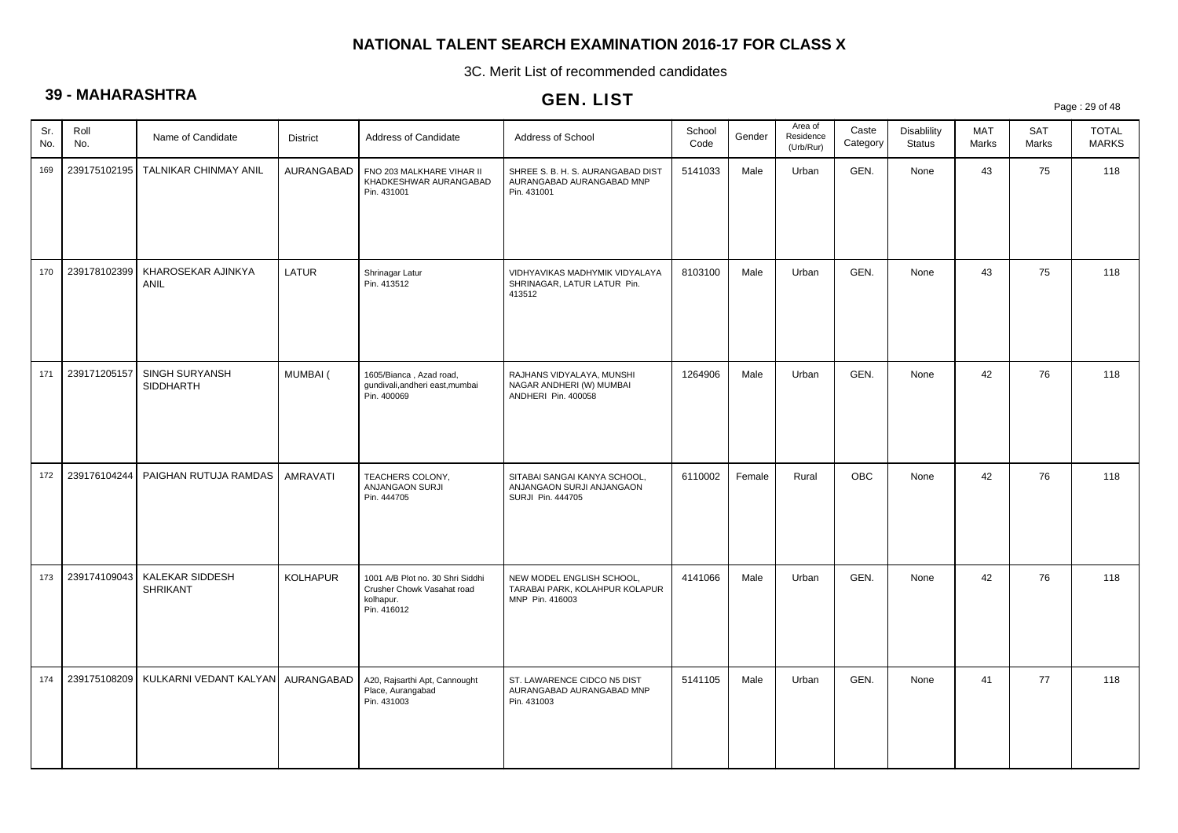# NATIONAL TALENT SEARCH EXAMINATION 2016-17 FOR CLASS X

3C. Merit List of recommended candidates

## 39 - MAHARASHTRA

## GEN. LIST

| Sr. No. | Roll No. | Name of Candidate | District | Address of Candidate | Address of School | School Code | Gender | Area of Residence (Urb/Rur) | Caste Category | Disablility Status | MAT Marks | SAT Marks | TOTAL MARKS |
|---|---|---|---|---|---|---|---|---|---|---|---|---|---|
| 169 | 239175102195 | TALNIKAR CHINMAY ANIL | AURANGABAD | FNO 203 MALKHARE VIHAR II KHADKESHWAR AURANGABAD Pin. 431001 | SHREE S. B. H. S. AURANGABAD DIST AURANGABAD AURANGABAD MNP Pin. 431001 | 5141033 | Male | Urban | GEN. | None | 43 | 75 | 118 |
| 170 | 239178102399 | KHAROSEKAR AJINKYA ANIL | LATUR | Shrinagar Latur Pin. 413512 | VIDHYAVIKAS MADHYMIK VIDYALAYA SHRINAGAR, LATUR LATUR Pin. 413512 | 8103100 | Male | Urban | GEN. | None | 43 | 75 | 118 |
| 171 | 239171205157 | SINGH SURYANSH SIDDHARTH | MUMBAI ( | 1605/Bianca , Azad road, gundivali,andheri east,mumbai Pin. 400069 | RAJHANS VIDYALAYA, MUNSHI NAGAR ANDHERI (W) MUMBAI ANDHERI Pin. 400058 | 1264906 | Male | Urban | GEN. | None | 42 | 76 | 118 |
| 172 | 239176104244 | PAIGHAN RUTUJA RAMDAS | AMRAVATI | TEACHERS COLONY, ANJANGAON SURJI Pin. 444705 | SITABAI SANGAI KANYA SCHOOL, ANJANGAON SURJI ANJANGAON SURJI Pin. 444705 | 6110002 | Female | Rural | OBC | None | 42 | 76 | 118 |
| 173 | 239174109043 | KALEKAR SIDDESH SHRIKANT | KOLHAPUR | 1001 A/B Plot no. 30 Shri Siddhi Crusher Chowk Vasahat road kolhapur. Pin. 416012 | NEW MODEL ENGLISH SCHOOL, TARABAI PARK, KOLAHPUR KOLAPUR MNP Pin. 416003 | 4141066 | Male | Urban | GEN. | None | 42 | 76 | 118 |
| 174 | 239175108209 | KULKARNI VEDANT KALYAN | AURANGABAD | A20, Rajsarthi Apt, Cannought Place, Aurangabad Pin. 431003 | ST. LAWARENCE CIDCO N5 DIST AURANGABAD AURANGABAD MNP Pin. 431003 | 5141105 | Male | Urban | GEN. | None | 41 | 77 | 118 |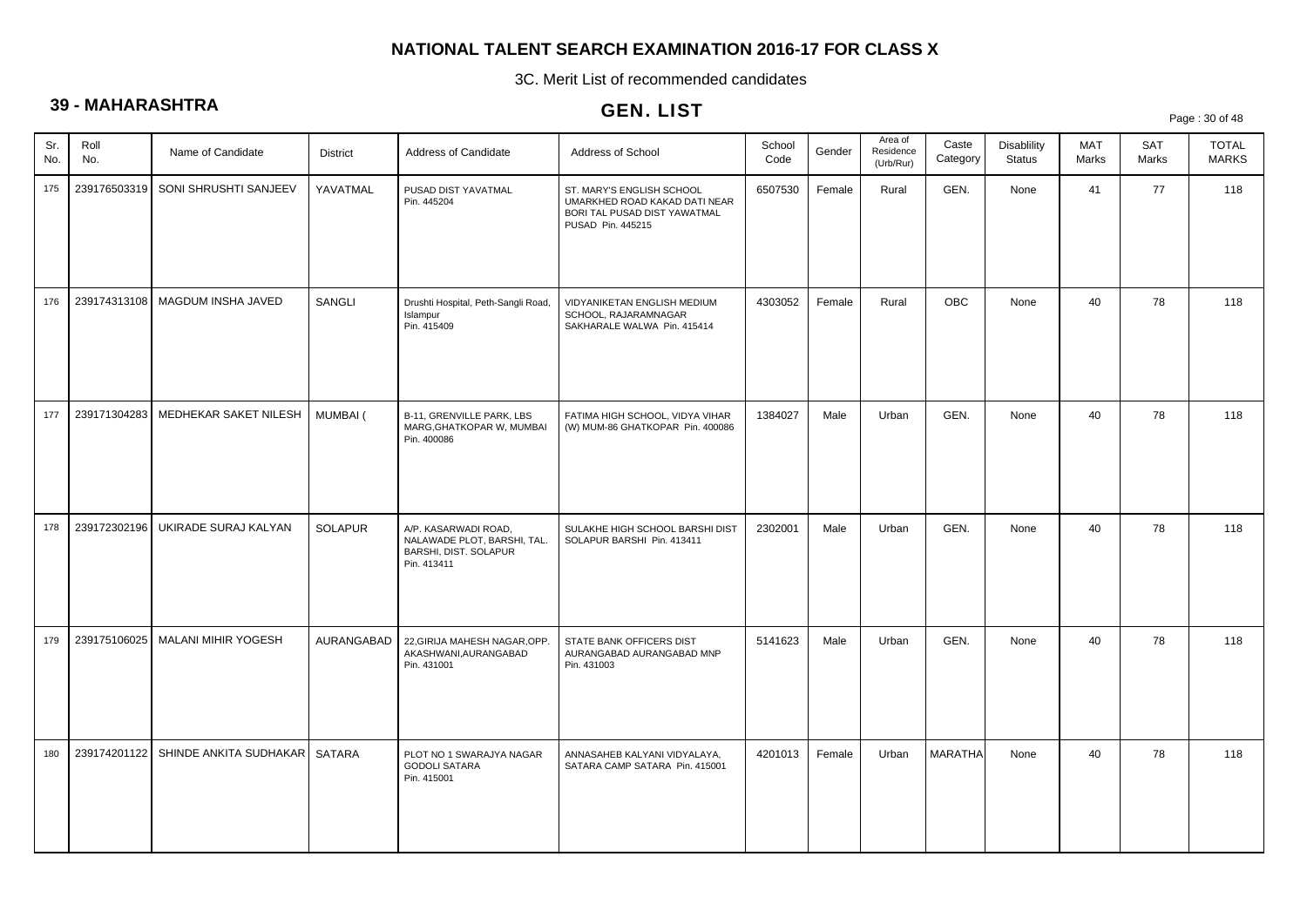# NATIONAL TALENT SEARCH EXAMINATION 2016-17 FOR CLASS X

3C. Merit List of recommended candidates

## 39 - MAHARASHTRA

## GEN. LIST

| Sr. No. | Roll No. | Name of Candidate | District | Address of Candidate | Address of School | School Code | Gender | Area of Residence (Urb/Rur) | Caste Category | Disablility Status | MAT Marks | SAT Marks | TOTAL MARKS |
|---|---|---|---|---|---|---|---|---|---|---|---|---|---|
| 175 | 239176503319 | SONI SHRUSHTI SANJEEV | YAVATMAL | PUSAD DIST YAVATMAL Pin. 445204 | ST. MARY'S ENGLISH SCHOOL UMARKHED ROAD KAKAD DATI NEAR BORI TAL PUSAD DIST YAWATMAL PUSAD Pin. 445215 | 6507530 | Female | Rural | GEN. | None | 41 | 77 | 118 |
| 176 | 239174313108 | MAGDUM INSHA JAVED | SANGLI | Drushti Hospital, Peth-Sangli Road, Islampur Pin. 415409 | VIDYANIKETAN ENGLISH MEDIUM SCHOOL, RAJARAMNAGAR SAKHARALE WALWA Pin. 415414 | 4303052 | Female | Rural | OBC | None | 40 | 78 | 118 |
| 177 | 239171304283 | MEDHEKAR SAKET NILESH | MUMBAI ( | B-11, GRENVILLE PARK, LBS MARG,GHATKOPAR W, MUMBAI Pin. 400086 | FATIMA HIGH SCHOOL, VIDYA VIHAR (W) MUM-86 GHATKOPAR Pin. 400086 | 1384027 | Male | Urban | GEN. | None | 40 | 78 | 118 |
| 178 | 239172302196 | UKIRADE SURAJ KALYAN | SOLAPUR | A/P. KASARWADI ROAD, NALAWADE PLOT, BARSHI, TAL. BARSHI, DIST. SOLAPUR Pin. 413411 | SULAKHE HIGH SCHOOL BARSHI DIST SOLAPUR BARSHI Pin. 413411 | 2302001 | Male | Urban | GEN. | None | 40 | 78 | 118 |
| 179 | 239175106025 | MALANI MIHIR YOGESH | AURANGABAD | 22,GIRIJA MAHESH NAGAR,OPP. AKASHWANI,AURANGABAD Pin. 431001 | STATE BANK OFFICERS DIST AURANGABAD AURANGABAD MNP Pin. 431003 | 5141623 | Male | Urban | GEN. | None | 40 | 78 | 118 |
| 180 | 239174201122 | SHINDE ANKITA SUDHAKAR | SATARA | PLOT NO 1 SWARAJYA NAGAR GODOLI SATARA Pin. 415001 | ANNASAHEB KALYANI VIDYALAYA, SATARA CAMP SATARA Pin. 415001 | 4201013 | Female | Urban | MARATHA | None | 40 | 78 | 118 |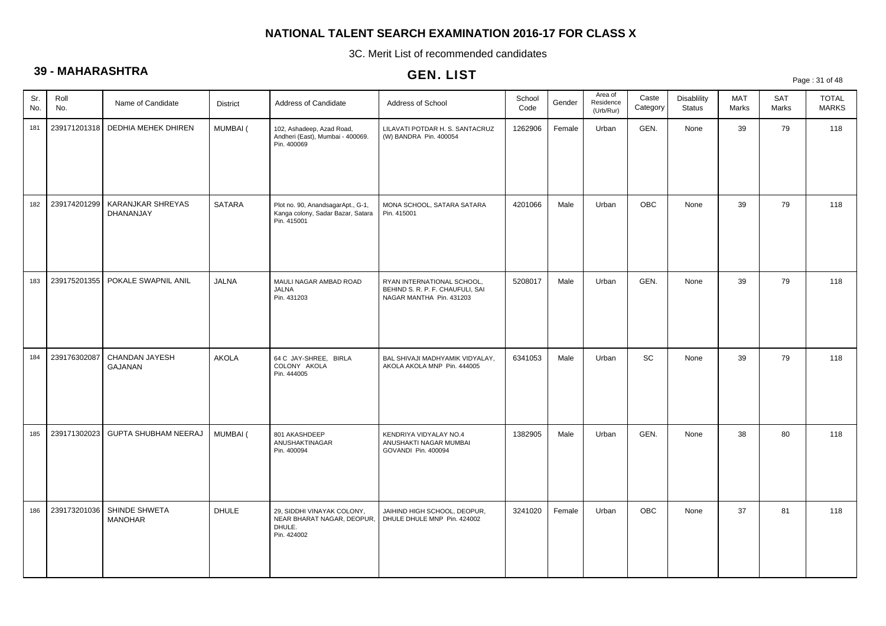# NATIONAL TALENT SEARCH EXAMINATION 2016-17 FOR CLASS X

3C. Merit List of recommended candidates

## 39 - MAHARASHTRA

## GEN. LIST

| Sr. No. | Roll No. | Name of Candidate | District | Address of Candidate | Address of School | School Code | Gender | Area of Residence (Urb/Rur) | Caste Category | Disablility Status | MAT Marks | SAT Marks | TOTAL MARKS |
|---|---|---|---|---|---|---|---|---|---|---|---|---|---|
| 181 | 239171201318 | DEDHIA MEHEK DHIREN | MUMBAI ( | 102, Ashadeep, Azad Road, Andheri (East), Mumbai - 400069. Pin. 400069 | LILAVATI POTDAR H. S. SANTACRUZ (W) BANDRA Pin. 400054 | 1262906 | Female | Urban | GEN. | None | 39 | 79 | 118 |
| 182 | 239174201299 | KARANJKAR SHREYAS DHANANJAY | SATARA | Plot no. 90, AnandsagarApt., G-1, Kanga colony, Sadar Bazar, Satara Pin. 415001 | MONA SCHOOL, SATARA SATARA Pin. 415001 | 4201066 | Male | Urban | OBC | None | 39 | 79 | 118 |
| 183 | 239175201355 | POKALE SWAPNIL ANIL | JALNA | MAULI NAGAR AMBAD ROAD JALNA Pin. 431203 | RYAN INTERNATIONAL SCHOOL, BEHIND S. R. P. F. CHAUFULI, SAI NAGAR MANTHA Pin. 431203 | 5208017 | Male | Urban | GEN. | None | 39 | 79 | 118 |
| 184 | 239176302087 | CHANDAN JAYESH GAJANAN | AKOLA | 64 C JAY-SHREE, BIRLA COLONY AKOLA Pin. 444005 | BAL SHIVAJI MADHYAMIK VIDYALAY, AKOLA AKOLA MNP Pin. 444005 | 6341053 | Male | Urban | SC | None | 39 | 79 | 118 |
| 185 | 239171302023 | GUPTA SHUBHAM NEERAJ | MUMBAI ( | 801 AKASHDEEP ANUSHAKTINAGAR Pin. 400094 | KENDRIYA VIDYALAY NO.4 ANUSHAKTI NAGAR MUMBAI GOVANDI Pin. 400094 | 1382905 | Male | Urban | GEN. | None | 38 | 80 | 118 |
| 186 | 239173201036 | SHINDE SHWETA MANOHAR | DHULE | 29, SIDDHI VINAYAK COLONY, NEAR BHARAT NAGAR, DEOPUR, DHULE. Pin. 424002 | JAIHIND HIGH SCHOOL, DEOPUR, DHULE DHULE MNP Pin. 424002 | 3241020 | Female | Urban | OBC | None | 37 | 81 | 118 |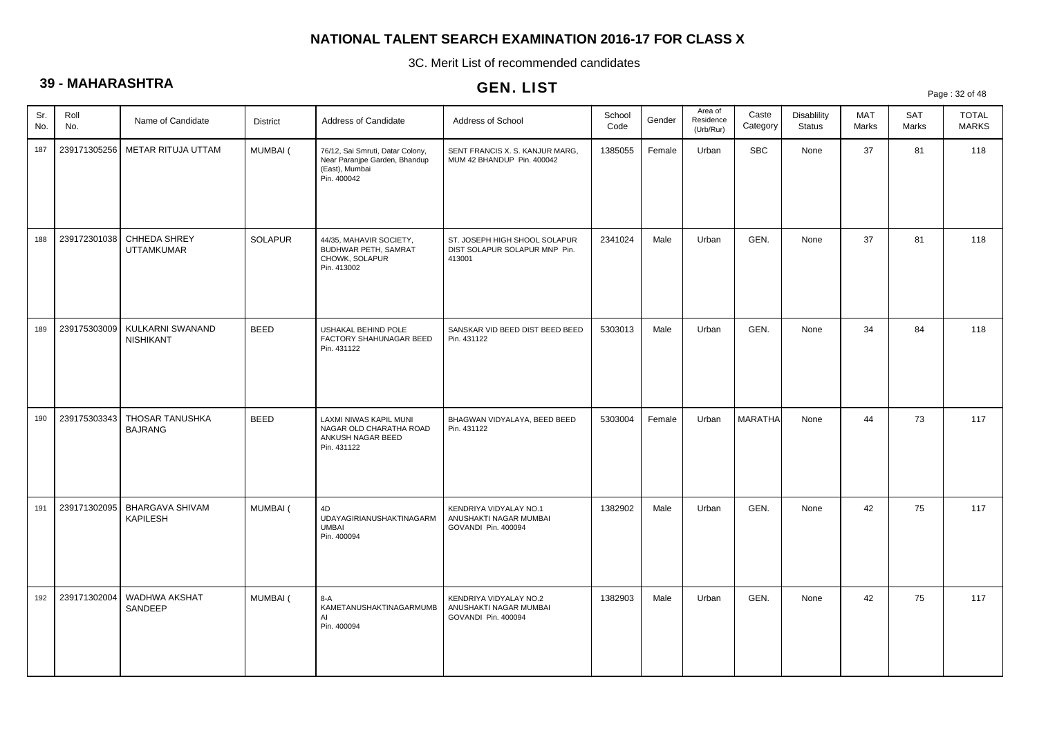# NATIONAL TALENT SEARCH EXAMINATION 2016-17 FOR CLASS X

3C. Merit List of recommended candidates

## 39 - MAHARASHTRA

## GEN. LIST

| Sr. No. | Roll No. | Name of Candidate | District | Address of Candidate | Address of School | School Code | Gender | Area of Residence (Urb/Rur) | Caste Category | Disablility Status | MAT Marks | SAT Marks | TOTAL MARKS |
|---|---|---|---|---|---|---|---|---|---|---|---|---|---|
| 187 | 239171305256 | METAR RITUJA UTTAM | MUMBAI ( | 76/12, Sai Smruti, Datar Colony, Near Paranjpe Garden, Bhandup (East), Mumbai Pin. 400042 | SENT FRANCIS X. S. KANJUR MARG, MUM 42 BHANDUP Pin. 400042 | 1385055 | Female | Urban | SBC | None | 37 | 81 | 118 |
| 188 | 239172301038 | CHHEDA SHREY UTTAMKUMAR | SOLAPUR | 44/35, MAHAVIR SOCIETY, BUDHWAR PETH, SAMRAT CHOWK, SOLAPUR Pin. 413002 | ST. JOSEPH HIGH SHOOL SOLAPUR DIST SOLAPUR SOLAPUR MNP Pin. 413001 | 2341024 | Male | Urban | GEN. | None | 37 | 81 | 118 |
| 189 | 239175303009 | KULKARNI SWANAND NISHIKANT | BEED | USHAKAL BEHIND POLE FACTORY SHAHUNAGAR BEED Pin. 431122 | SANSKAR VID BEED DIST BEED BEED Pin. 431122 | 5303013 | Male | Urban | GEN. | None | 34 | 84 | 118 |
| 190 | 239175303343 | THOSAR TANUSHKA BAJRANG | BEED | LAXMI NIWAS KAPIL MUNI NAGAR OLD CHARATHA ROAD ANKUSH NAGAR BEED Pin. 431122 | BHAGWAN VIDYALAYA, BEED BEED Pin. 431122 | 5303004 | Female | Urban | MARATHA | None | 44 | 73 | 117 |
| 191 | 239171302095 | BHARGAVA SHIVAM KAPILESH | MUMBAI ( | 4D UDAYAGIRIANUSHAKTINAGARM UMBAI Pin. 400094 | KENDRIYA VIDYALAY NO.1 ANUSHAKTI NAGAR MUMBAI GOVANDI Pin. 400094 | 1382902 | Male | Urban | GEN. | None | 42 | 75 | 117 |
| 192 | 239171302004 | WADHWA AKSHAT SANDEEP | MUMBAI ( | 8-A KAMETANUSHAKTINAGARMUMB AI Pin. 400094 | KENDRIYA VIDYALAY NO.2 ANUSHAKTI NAGAR MUMBAI GOVANDI Pin. 400094 | 1382903 | Male | Urban | GEN. | None | 42 | 75 | 117 |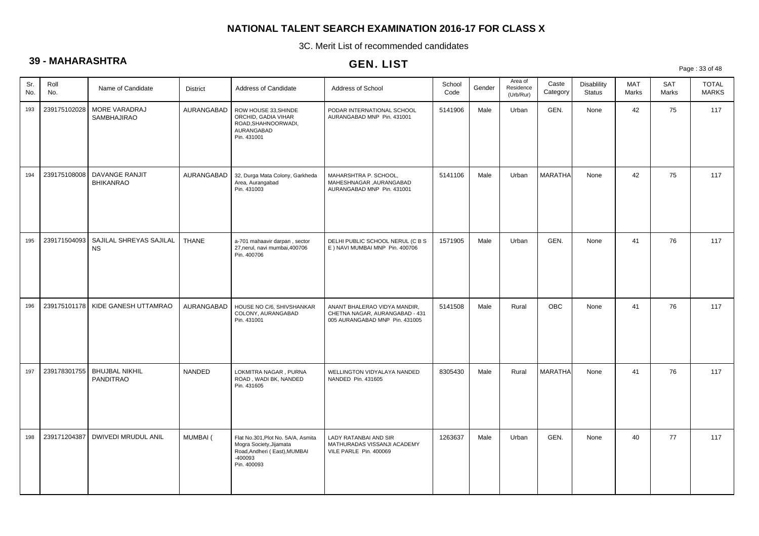# NATIONAL TALENT SEARCH EXAMINATION 2016-17 FOR CLASS X

3C. Merit List of recommended candidates

## 39 - MAHARASHTRA

## GEN. LIST

| Sr. No. | Roll No. | Name of Candidate | District | Address of Candidate | Address of School | School Code | Gender | Area of Residence (Urb/Rur) | Caste Category | Disablility Status | MAT Marks | SAT Marks | TOTAL MARKS |
|---|---|---|---|---|---|---|---|---|---|---|---|---|---|
| 193 | 239175102028 | MORE VARADRAJ SAMBHAJIRAO | AURANGABAD | ROW HOUSE 33,SHINDE ORCHID, GADIA VIHAR ROAD,SHAHNOORWADI, AURANGABAD Pin. 431001 | PODAR INTERNATIONAL SCHOOL AURANGABAD MNP Pin. 431001 | 5141906 | Male | Urban | GEN. | None | 42 | 75 | 117 |
| 194 | 239175108008 | DAVANGE RANJIT BHIKANRAO | AURANGABAD | 32, Durga Mata Colony, Garkheda Area, Aurangabad Pin. 431003 | MAHARSHTRA P. SCHOOL, MAHESHNAGAR ,AURANGABAD AURANGABAD MNP Pin. 431001 | 5141106 | Male | Urban | MARATHA | None | 42 | 75 | 117 |
| 195 | 239171504093 | SAJILAL SHREYAS SAJILAL NS | THANE | a-701 mahaavir darpan , sector 27,nerul, navi mumbai,400706 Pin. 400706 | DELHI PUBLIC SCHOOL NERUL (C B S E ) NAVI MUMBAI MNP Pin. 400706 | 1571905 | Male | Urban | GEN. | None | 41 | 76 | 117 |
| 196 | 239175101178 | KIDE GANESH UTTAMRAO | AURANGABAD | HOUSE NO C/6, SHIVSHANKAR COLONY, AURANGABAD Pin. 431001 | ANANT BHALERAO VIDYA MANDIR, CHETNA NAGAR, AURANGABAD - 431 005 AURANGABAD MNP Pin. 431005 | 5141508 | Male | Rural | OBC | None | 41 | 76 | 117 |
| 197 | 239178301755 | BHUJBAL NIKHIL PANDITRAO | NANDED | LOKMITRA NAGAR , PURNA ROAD , WADI BK, NANDED Pin. 431605 | WELLINGTON VIDYALAYA NANDED NANDED Pin. 431605 | 8305430 | Male | Rural | MARATHA | None | 41 | 76 | 117 |
| 198 | 239171204387 | DWIVEDI MRUDUL ANIL | MUMBAI ( | Flat No.301,Plot No. 5A/A, Asmita Mogra Society,Jijamata Road,Andheri ( East),MUMBAI -400093 Pin. 400093 | LADY RATANBAI AND SIR MATHURADAS VISSANJI ACADEMY VILE PARLE Pin. 400069 | 1263637 | Male | Urban | GEN. | None | 40 | 77 | 117 |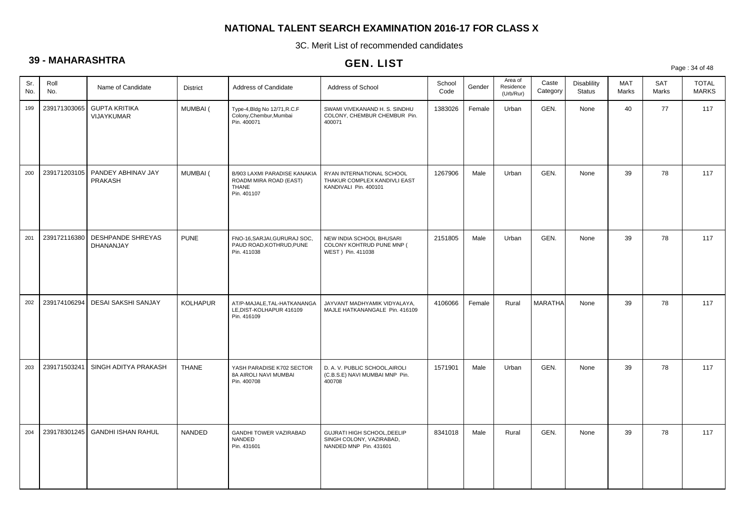# NATIONAL TALENT SEARCH EXAMINATION 2016-17 FOR CLASS X

3C. Merit List of recommended candidates

## 39 - MAHARASHTRA

## GEN. LIST

| Sr. No. | Roll No. | Name of Candidate | District | Address of Candidate | Address of School | School Code | Gender | Area of Residence (Urb/Rur) | Caste Category | Disablility Status | MAT Marks | SAT Marks | TOTAL MARKS |
|---|---|---|---|---|---|---|---|---|---|---|---|---|---|
| 199 | 239171303065 | GUPTA KRITIKA VIJAYKUMAR | MUMBAI ( | Type-4,Bldg No 12/71,R.C.F Colony,Chembur,Mumbai Pin. 400071 | SWAMI VIVEKANAND H. S. SINDHU COLONY, CHEMBUR CHEMBUR Pin. 400071 | 1383026 | Female | Urban | GEN. | None | 40 | 77 | 117 |
| 200 | 239171203105 | PANDEY ABHINAV JAY PRAKASH | MUMBAI ( | B/903 LAXMI PARADISE KANAKIA ROADM MIRA ROAD (EAST) THANE Pin. 401107 | RYAN INTERNATIONAL SCHOOL THAKUR COMPLEX KANDIVLI EAST KANDIVALI Pin. 400101 | 1267906 | Male | Urban | GEN. | None | 39 | 78 | 117 |
| 201 | 239172116380 | DESHPANDE SHREYAS DHANANJAY | PUNE | FNO-16,SARJAI,GURURAJ SOC, PAUD ROAD,KOTHRUD,PUNE Pin. 411038 | NEW INDIA SCHOOL BHUSARI COLONY KOHTRUD PUNE MNP ( WEST ) Pin. 411038 | 2151805 | Male | Urban | GEN. | None | 39 | 78 | 117 |
| 202 | 239174106294 | DESAI SAKSHI SANJAY | KOLHAPUR | AT/P-MAJALE,TAL-HATKANANGA LE,DIST-KOLHAPUR 416109 Pin. 416109 | JAYVANT MADHYAMIK VIDYALAYA, MAJLE HATKANANGALE Pin. 416109 | 4106066 | Female | Rural | MARATHA | None | 39 | 78 | 117 |
| 203 | 239171503241 | SINGH ADITYA PRAKASH | THANE | YASH PARADISE K702 SECTOR 8A AIROLI NAVI MUMBAI Pin. 400708 | D. A. V. PUBLIC SCHOOL,AIROLI (C.B.S.E) NAVI MUMBAI MNP Pin. 400708 | 1571901 | Male | Urban | GEN. | None | 39 | 78 | 117 |
| 204 | 239178301245 | GANDHI ISHAN RAHUL | NANDED | GANDHI TOWER VAZIRABAD NANDED Pin. 431601 | GUJRATI HIGH SCHOOL,DEELIP SINGH COLONY, VAZIRABAD, NANDED MNP Pin. 431601 | 8341018 | Male | Rural | GEN. | None | 39 | 78 | 117 |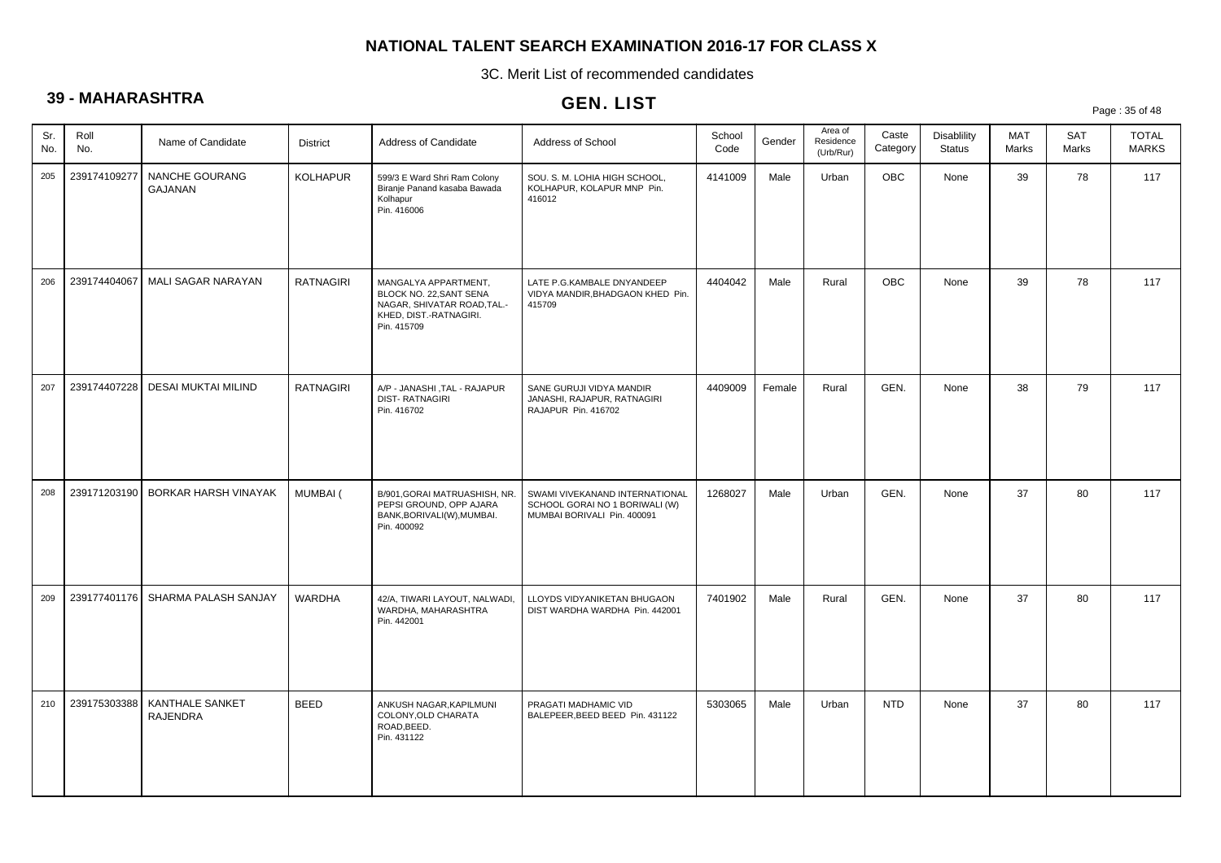# NATIONAL TALENT SEARCH EXAMINATION 2016-17 FOR CLASS X

3C. Merit List of recommended candidates

## 39 - MAHARASHTRA

## GEN. LIST

| Sr. No. | Roll No. | Name of Candidate | District | Address of Candidate | Address of School | School Code | Gender | Area of Residence (Urb/Rur) | Caste Category | Disablility Status | MAT Marks | SAT Marks | TOTAL MARKS |
|---|---|---|---|---|---|---|---|---|---|---|---|---|---|
| 205 | 239174109277 | NANCHE GOURANG GAJANAN | KOLHAPUR | 599/3 E Ward Shri Ram Colony Biranje Panand kasaba Bawada Kolhapur Pin. 416006 | SOU. S. M. LOHIA HIGH SCHOOL, KOLHAPUR, KOLAPUR MNP Pin. 416012 | 4141009 | Male | Urban | OBC | None | 39 | 78 | 117 |
| 206 | 239174404067 | MALI SAGAR NARAYAN | RATNAGIRI | MANGALYA APPARTMENT, BLOCK NO. 22,SANT SENA NAGAR, SHIVATAR ROAD,TAL.-KHED, DIST.-RATNAGIRI. Pin. 415709 | LATE P.G.KAMBALE DNYANDEEP VIDYA MANDIR,BHADGAON KHED Pin. 415709 | 4404042 | Male | Rural | OBC | None | 39 | 78 | 117 |
| 207 | 239174407228 | DESAI MUKTAI MILIND | RATNAGIRI | A/P - JANASHI ,TAL - RAJAPUR DIST- RATNAGIRI Pin. 416702 | SANE GURUJI VIDYA MANDIR JANASHI, RAJAPUR, RATNAGIRI RAJAPUR Pin. 416702 | 4409009 | Female | Rural | GEN. | None | 38 | 79 | 117 |
| 208 | 239171203190 | BORKAR HARSH VINAYAK | MUMBAI ( | B/901,GORAI MATRUASHISH, NR. PEPSI GROUND, OPP AJARA BANK,BORIVALI(W),MUMBAI. Pin. 400092 | SWAMI VIVEKANAND INTERNATIONAL SCHOOL GORAI NO 1 BORIWALI (W) MUMBAI BORIVALI Pin. 400091 | 1268027 | Male | Urban | GEN. | None | 37 | 80 | 117 |
| 209 | 239177401176 | SHARMA PALASH SANJAY | WARDHA | 42/A, TIWARI LAYOUT, NALWADI, WARDHA, MAHARASHTRA Pin. 442001 | LLOYDS VIDYANIKETAN BHUGAON DIST WARDHA WARDHA Pin. 442001 | 7401902 | Male | Rural | GEN. | None | 37 | 80 | 117 |
| 210 | 239175303388 | KANTHALE SANKET RAJENDRA | BEED | ANKUSH NAGAR,KAPILMUNI COLONY,OLD CHARATA ROAD,BEED. Pin. 431122 | PRAGATI MADHAMIC VID BALEPEER,BEED BEED Pin. 431122 | 5303065 | Male | Urban | NTD | None | 37 | 80 | 117 |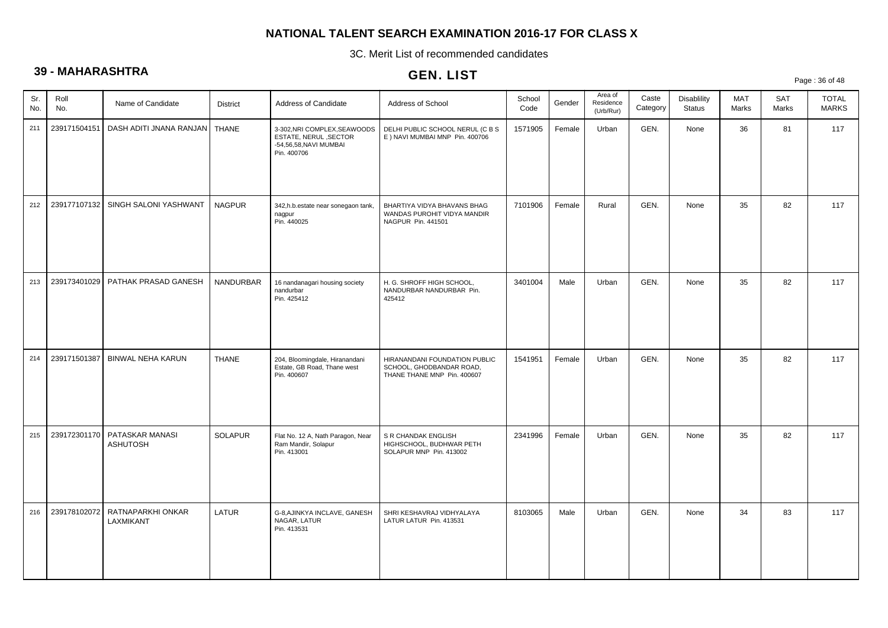# NATIONAL TALENT SEARCH EXAMINATION 2016-17 FOR CLASS X

3C. Merit List of recommended candidates

## 39 - MAHARASHTRA

## GEN. LIST

| Sr. No. | Roll No. | Name of Candidate | District | Address of Candidate | Address of School | School Code | Gender | Area of Residence (Urb/Rur) | Caste Category | Disablility Status | MAT Marks | SAT Marks | TOTAL MARKS |
|---|---|---|---|---|---|---|---|---|---|---|---|---|---|
| 211 | 239171504151 | DASH ADITI JNANA RANJAN | THANE | 3-302,NRI COMPLEX,SEAWOODS ESTATE, NERUL ,SECTOR -54,56,58,NAVI MUMBAI Pin. 400706 | DELHI PUBLIC SCHOOL NERUL (C B S E ) NAVI MUMBAI MNP Pin. 400706 | 1571905 | Female | Urban | GEN. | None | 36 | 81 | 117 |
| 212 | 239177107132 | SINGH SALONI YASHWANT | NAGPUR | 342,h.b.estate near sonegaon tank, nagpur Pin. 440025 | BHARTIYA VIDYA BHAVANS BHAG WANDAS PUROHIT VIDYA MANDIR NAGPUR Pin. 441501 | 7101906 | Female | Rural | GEN. | None | 35 | 82 | 117 |
| 213 | 239173401029 | PATHAK PRASAD GANESH | NANDURBAR | 16 nandanagari housing society nandurbar Pin. 425412 | H. G. SHROFF HIGH SCHOOL, NANDURBAR NANDURBAR Pin. 425412 | 3401004 | Male | Urban | GEN. | None | 35 | 82 | 117 |
| 214 | 239171501387 | BINWAL NEHA KARUN | THANE | 204, Bloomingdale, Hiranandani Estate, GB Road, Thane west Pin. 400607 | HIRANANDANI FOUNDATION PUBLIC SCHOOL, GHODBANDAR ROAD, THANE THANE MNP Pin. 400607 | 1541951 | Female | Urban | GEN. | None | 35 | 82 | 117 |
| 215 | 239172301170 | PATASKAR MANASI ASHUTOSH | SOLAPUR | Flat No. 12 A, Nath Paragon, Near Ram Mandir, Solapur Pin. 413001 | S R CHANDAK ENGLISH HIGHSCHOOL, BUDHWAR PETH SOLAPUR MNP Pin. 413002 | 2341996 | Female | Urban | GEN. | None | 35 | 82 | 117 |
| 216 | 239178102072 | RATNAPARKHI ONKAR LAXMIKANT | LATUR | G-8,AJINKYA INCLAVE, GANESH NAGAR, LATUR Pin. 413531 | SHRI KESHAVRAJ VIDHYALAYA LATUR LATUR Pin. 413531 | 8103065 | Male | Urban | GEN. | None | 34 | 83 | 117 |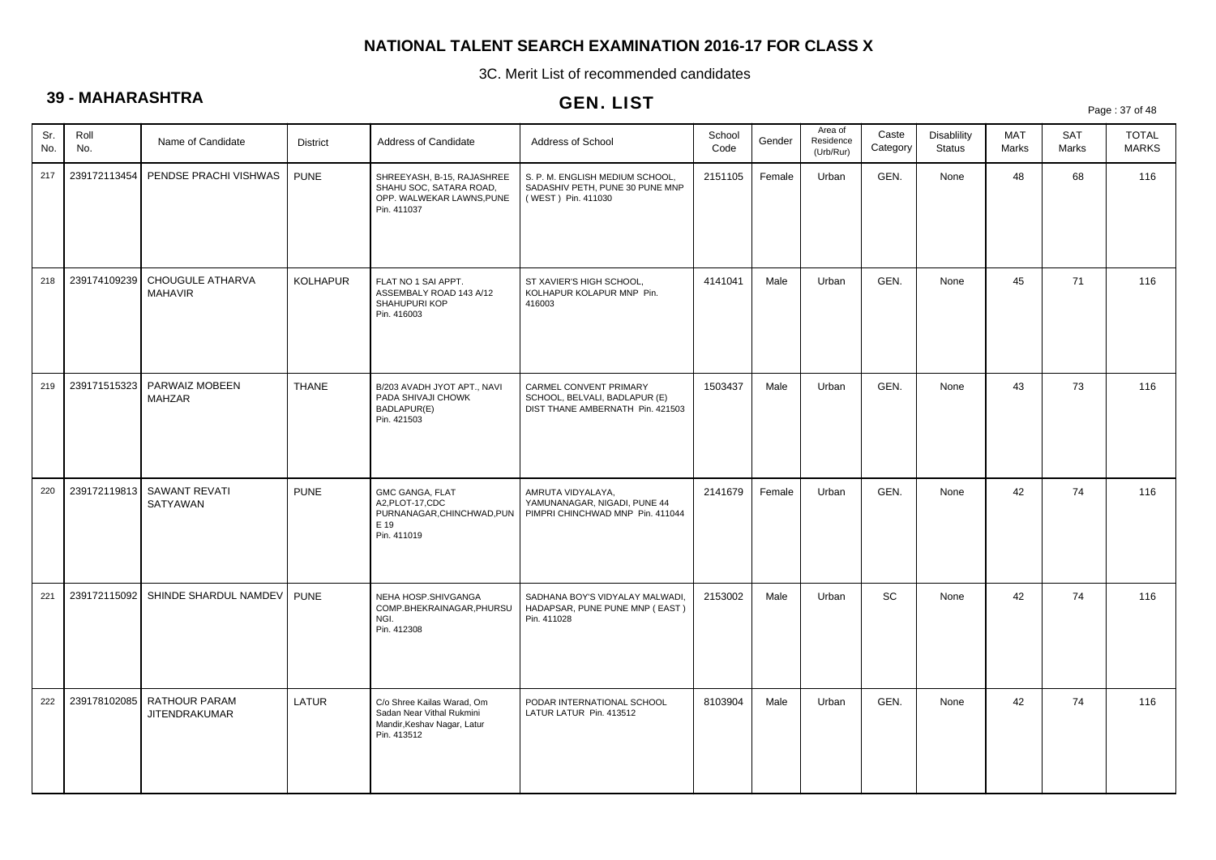# NATIONAL TALENT SEARCH EXAMINATION 2016-17 FOR CLASS X

3C. Merit List of recommended candidates

## 39 - MAHARASHTRA

## GEN. LIST

| Sr. No. | Roll No. | Name of Candidate | District | Address of Candidate | Address of School | School Code | Gender | Area of Residence (Urb/Rur) | Caste Category | Disablility Status | MAT Marks | SAT Marks | TOTAL MARKS |
|---|---|---|---|---|---|---|---|---|---|---|---|---|---|
| 217 | 239172113454 | PENDSE PRACHI VISHWAS | PUNE | SHREEYASH, B-15, RAJASHREE SHAHU SOC, SATARA ROAD, OPP. WALWEKAR LAWNS,PUNE Pin. 411037 | S. P. M. ENGLISH MEDIUM SCHOOL, SADASHIV PETH, PUNE 30 PUNE MNP ( WEST ) Pin. 411030 | 2151105 | Female | Urban | GEN. | None | 48 | 68 | 116 |
| 218 | 239174109239 | CHOUGULE ATHARVA MAHAVIR | KOLHAPUR | FLAT NO 1 SAI APPT. ASSEMBALY ROAD 143 A/12 SHAHUPURI KOP Pin. 416003 | ST XAVIER'S HIGH SCHOOL, KOLHAPUR KOLAPUR MNP Pin. 416003 | 4141041 | Male | Urban | GEN. | None | 45 | 71 | 116 |
| 219 | 239171515323 | PARWAIZ MOBEEN MAHZAR | THANE | B/203 AVADH JYOT APT., NAVI PADA SHIVAJI CHOWK BADLAPUR(E) Pin. 421503 | CARMEL CONVENT PRIMARY SCHOOL, BELVALI, BADLAPUR (E) DIST THANE AMBERNATH Pin. 421503 | 1503437 | Male | Urban | GEN. | None | 43 | 73 | 116 |
| 220 | 239172119813 | SAWANT REVATI SATYAWAN | PUNE | GMC GANGA, FLAT A2,PLOT-17,CDC PURNANAGAR,CHINCHWAD,PUNE 19 Pin. 411019 | AMRUTA VIDYALAYA, YAMUNANAGAR, NIGADI, PUNE 44 PIMPRI CHINCHWAD MNP Pin. 411044 | 2141679 | Female | Urban | GEN. | None | 42 | 74 | 116 |
| 221 | 239172115092 | SHINDE SHARDUL NAMDEV | PUNE | NEHA HOSP.SHIVGANGA COMP.BHEKRAINAGAR,PHURSUNGI. Pin. 412308 | SADHANA BOY'S VIDYALAY MALWADI, HADAPSAR, PUNE PUNE MNP ( EAST ) Pin. 411028 | 2153002 | Male | Urban | SC | None | 42 | 74 | 116 |
| 222 | 239178102085 | RATHOUR PARAM JITENDRAKUMAR | LATUR | C/o Shree Kailas Warad, Om Sadan Near Vithal Rukmini Mandir,Keshav Nagar, Latur Pin. 413512 | PODAR INTERNATIONAL SCHOOL LATUR LATUR Pin. 413512 | 8103904 | Male | Urban | GEN. | None | 42 | 74 | 116 |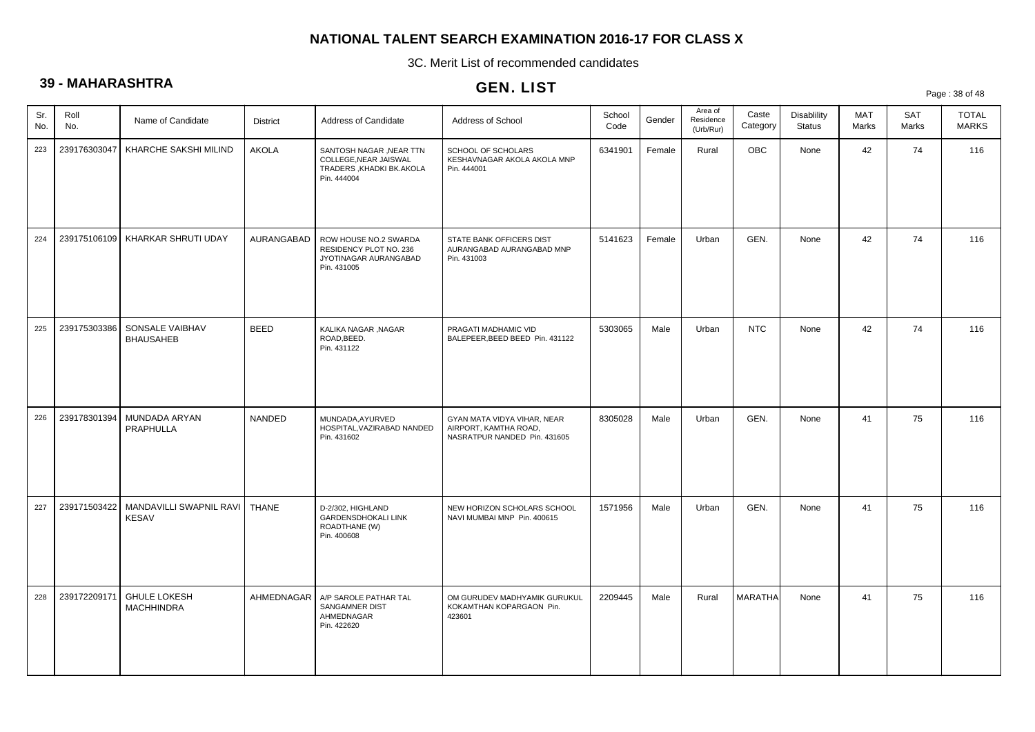# NATIONAL TALENT SEARCH EXAMINATION 2016-17 FOR CLASS X

3C. Merit List of recommended candidates

## 39 - MAHARASHTRA

## GEN. LIST

| Sr. No. | Roll No. | Name of Candidate | District | Address of Candidate | Address of School | School Code | Gender | Area of Residence (Urb/Rur) | Caste Category | Disablility Status | MAT Marks | SAT Marks | TOTAL MARKS |
|---|---|---|---|---|---|---|---|---|---|---|---|---|---|
| 223 | 239176303047 | KHARCHE SAKSHI MILIND | AKOLA | SANTOSH NAGAR ,NEAR TTN COLLEGE,NEAR JAISWAL TRADERS ,KHADKI BK.AKOLA Pin. 444004 | SCHOOL OF SCHOLARS KESHAVNAGAR AKOLA AKOLA MNP Pin. 444001 | 6341901 | Female | Rural | OBC | None | 42 | 74 | 116 |
| 224 | 239175106109 | KHARKAR SHRUTI UDAY | AURANGABAD | ROW HOUSE NO.2 SWARDA RESIDENCY PLOT NO. 236 JYOTINAGAR AURANGABAD Pin. 431005 | STATE BANK OFFICERS DIST AURANGABAD AURANGABAD MNP Pin. 431003 | 5141623 | Female | Urban | GEN. | None | 42 | 74 | 116 |
| 225 | 239175303386 | SONSALE VAIBHAV BHAUSAHEB | BEED | KALIKA NAGAR ,NAGAR ROAD,BEED. Pin. 431122 | PRAGATI MADHAMIC VID BALEPEER,BEED BEED Pin. 431122 | 5303065 | Male | Urban | NTC | None | 42 | 74 | 116 |
| 226 | 239178301394 | MUNDADA ARYAN PRAPHULLA | NANDED | MUNDADA,AYURVED HOSPITAL,VAZIRABAD NANDED Pin. 431602 | GYAN MATA VIDYA VIHAR, NEAR AIRPORT, KAMTHA ROAD, NASRATPUR NANDED Pin. 431605 | 8305028 | Male | Urban | GEN. | None | 41 | 75 | 116 |
| 227 | 239171503422 | MANDAVILLI SWAPNIL RAVI KESAV | THANE | D-2/302, HIGHLAND GARDENSDHOKALI LINK ROADTHANE (W) Pin. 400608 | NEW HORIZON SCHOLARS SCHOOL NAVI MUMBAI MNP Pin. 400615 | 1571956 | Male | Urban | GEN. | None | 41 | 75 | 116 |
| 228 | 239172209171 | GHULE LOKESH MACHHINDRA | AHMEDNAGAR | A/P SAROLE PATHAR TAL SANGAMNER DIST AHMEDNAGAR Pin. 422620 | OM GURUDEV MADHYAMIK GURUKUL KOKAMTHAN KOPARGAON Pin. 423601 | 2209445 | Male | Rural | MARATHA | None | 41 | 75 | 116 |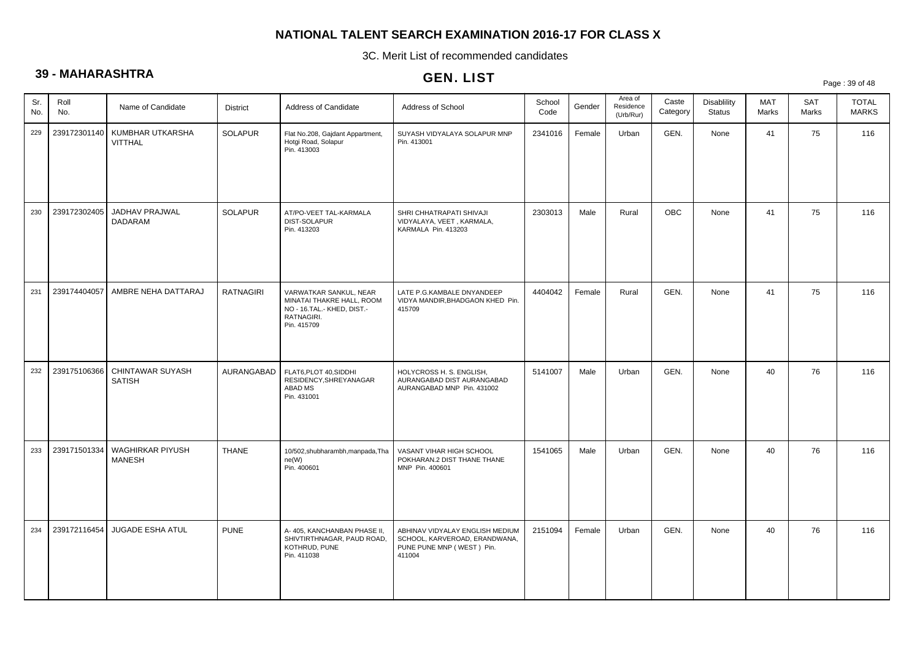# NATIONAL TALENT SEARCH EXAMINATION 2016-17 FOR CLASS X

3C. Merit List of recommended candidates

## 39 - MAHARASHTRA

## GEN. LIST

| Sr. No. | Roll No. | Name of Candidate | District | Address of Candidate | Address of School | School Code | Gender | Area of Residence (Urb/Rur) | Caste Category | Disablility Status | MAT Marks | SAT Marks | TOTAL MARKS |
|---|---|---|---|---|---|---|---|---|---|---|---|---|---|
| 229 | 239172301140 | KUMBHAR UTKARSHA VITTHAL | SOLAPUR | Flat No.208, Gajdant Appartment, Hotgi Road, Solapur Pin. 413003 | SUYASH VIDYALAYA SOLAPUR MNP Pin. 413001 | 2341016 | Female | Urban | GEN. | None | 41 | 75 | 116 |
| 230 | 239172302405 | JADHAV PRAJWAL DADARAM | SOLAPUR | AT/PO-VEET TAL-KARMALA DIST-SOLAPUR Pin. 413203 | SHRI CHHATRAPATI SHIVAJI VIDYALAYA, VEET , KARMALA, KARMALA Pin. 413203 | 2303013 | Male | Rural | OBC | None | 41 | 75 | 116 |
| 231 | 239174404057 | AMBRE NEHA DATTARAJ | RATNAGIRI | VARWATKAR SANKUL, NEAR MINATAI THAKRE HALL, ROOM NO - 16.TAL.- KHED, DIST.- RATNAGIRI. Pin. 415709 | LATE P.G.KAMBALE DNYANDEEP VIDYA MANDIR,BHADGAON KHED Pin. 415709 | 4404042 | Female | Rural | GEN. | None | 41 | 75 | 116 |
| 232 | 239175106366 | CHINTAWAR SUYASH SATISH | AURANGABAD | FLAT6,PLOT 40,SIDDHI RESIDENCY,SHREYANAGAR ABAD MS Pin. 431001 | HOLYCROSS H. S. ENGLISH, AURANGABAD DIST AURANGABAD AURANGABAD MNP Pin. 431002 | 5141007 | Male | Urban | GEN. | None | 40 | 76 | 116 |
| 233 | 239171501334 | WAGHIRKAR PIYUSH MANESH | THANE | 10/502,shubharambh,manpada,Thane(W) Pin. 400601 | VASANT VIHAR HIGH SCHOOL POKHARAN.2 DIST THANE THANE MNP Pin. 400601 | 1541065 | Male | Urban | GEN. | None | 40 | 76 | 116 |
| 234 | 239172116454 | JUGADE ESHA ATUL | PUNE | A- 405, KANCHANBAN PHASE II, SHIVTIRTHNAGAR, PAUD ROAD, KOTHRUD, PUNE Pin. 411038 | ABHINAV VIDYALAY ENGLISH MEDIUM SCHOOL, KARVEROAD, ERANDWANA, PUNE PUNE MNP ( WEST ) Pin. 411004 | 2151094 | Female | Urban | GEN. | None | 40 | 76 | 116 |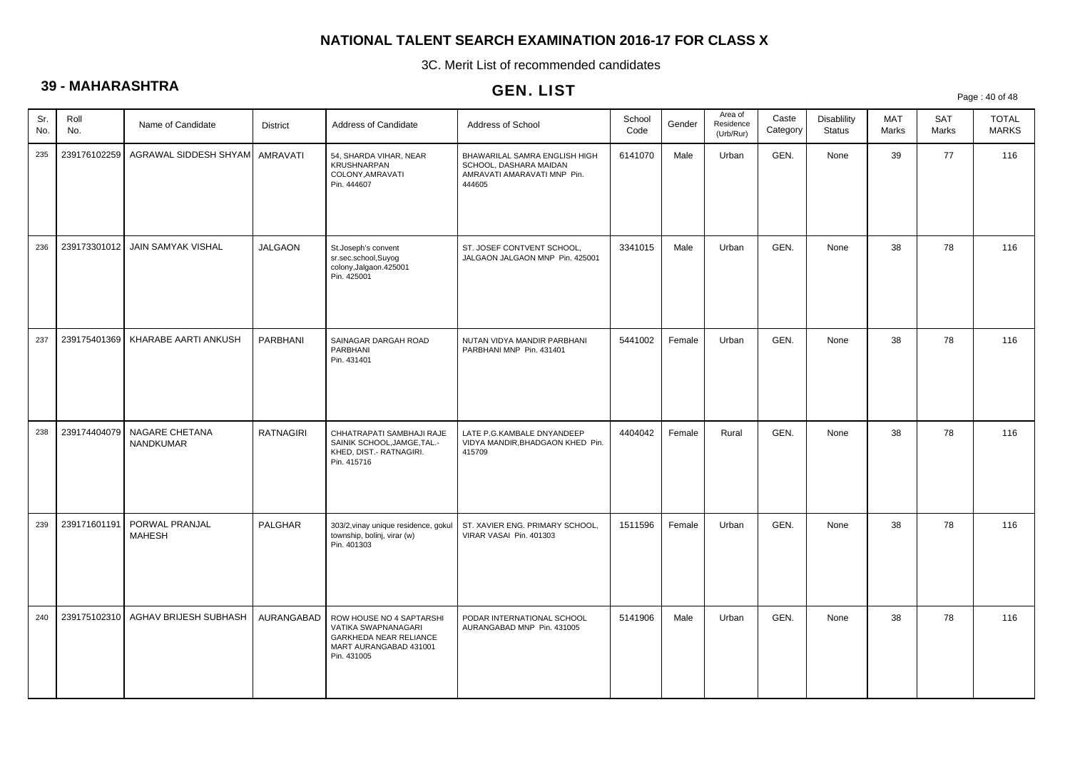# NATIONAL TALENT SEARCH EXAMINATION 2016-17 FOR CLASS X

3C. Merit List of recommended candidates

## 39 - MAHARASHTRA

## GEN. LIST

| Sr. No. | Roll No. | Name of Candidate | District | Address of Candidate | Address of School | School Code | Gender | Area of Residence (Urb/Rur) | Caste Category | Disablility Status | MAT Marks | SAT Marks | TOTAL MARKS |
|---|---|---|---|---|---|---|---|---|---|---|---|---|---|
| 235 | 239176102259 | AGRAWAL SIDDESH SHYAM | AMRAVATI | 54, SHARDA VIHAR, NEAR KRUSHNARPAN COLONY,AMRAVATI Pin. 444607 | BHAWARILAL SAMRA ENGLISH HIGH SCHOOL, DASHARA MAIDAN AMRAVATI AMARAVATI MNP Pin. 444605 | 6141070 | Male | Urban | GEN. | None | 39 | 77 | 116 |
| 236 | 239173301012 | JAIN SAMYAK VISHAL | JALGAON | St.Joseph's convent sr.sec.school,Suyog colony,Jalgaon.425001 Pin. 425001 | ST. JOSEF CONTVENT SCHOOL, JALGAON JALGAON MNP Pin. 425001 | 3341015 | Male | Urban | GEN. | None | 38 | 78 | 116 |
| 237 | 239175401369 | KHARABE AARTI ANKUSH | PARBHANI | SAINAGAR DARGAH ROAD PARBHANI Pin. 431401 | NUTAN VIDYA MANDIR PARBHANI PARBHANI MNP Pin. 431401 | 5441002 | Female | Urban | GEN. | None | 38 | 78 | 116 |
| 238 | 239174404079 | NAGARE CHETANA NANDKUMAR | RATNAGIRI | CHHATRAPATI SAMBHAJI RAJE SAINIK SCHOOL,JAMGE,TAL.-KHED, DIST.- RATNAGIRI. Pin. 415716 | LATE P.G.KAMBALE DNYANDEEP VIDYA MANDIR,BHADGAON KHED Pin. 415709 | 4404042 | Female | Rural | GEN. | None | 38 | 78 | 116 |
| 239 | 239171601191 | PORWAL PRANJAL MAHESH | PALGHAR | 303/2,vinay unique residence, gokul township, bolinj, virar (w) Pin. 401303 | ST. XAVIER ENG. PRIMARY SCHOOL, VIRAR VASAI Pin. 401303 | 1511596 | Female | Urban | GEN. | None | 38 | 78 | 116 |
| 240 | 239175102310 | AGHAV BRIJESH SUBHASH | AURANGABAD | ROW HOUSE NO 4 SAPTARSHI VATIKA SWAPNANAGARI GARKHEDA NEAR RELIANCE MART AURANGABAD 431001 Pin. 431005 | PODAR INTERNATIONAL SCHOOL AURANGABAD MNP Pin. 431005 | 5141906 | Male | Urban | GEN. | None | 38 | 78 | 116 |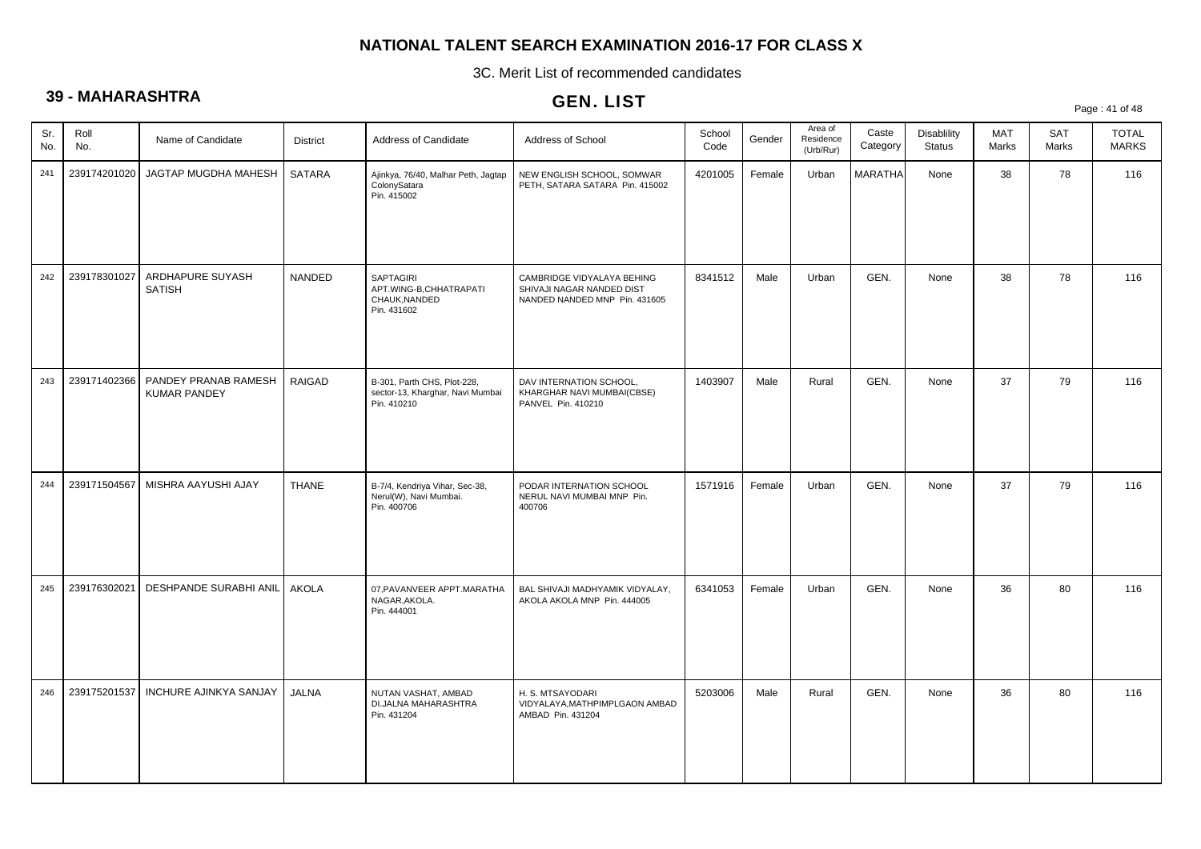# NATIONAL TALENT SEARCH EXAMINATION 2016-17 FOR CLASS X

3C. Merit List of recommended candidates

## 39 - MAHARASHTRA

## GEN. LIST

| Sr. No. | Roll No. | Name of Candidate | District | Address of Candidate | Address of School | School Code | Gender | Area of Residence (Urb/Rur) | Caste Category | Disablility Status | MAT Marks | SAT Marks | TOTAL MARKS |
|---|---|---|---|---|---|---|---|---|---|---|---|---|---|
| 241 | 239174201020 | JAGTAP MUGDHA MAHESH | SATARA | Ajinkya, 76/40, Malhar Peth, Jagtap ColonySatara Pin. 415002 | NEW ENGLISH SCHOOL, SOMWAR PETH, SATARA SATARA Pin. 415002 | 4201005 | Female | Urban | MARATHA | None | 38 | 78 | 116 |
| 242 | 239178301027 | ARDHAPURE SUYASH SATISH | NANDED | SAPTAGIRI APT.WING-B,CHHATRAPATI CHAUK,NANDED Pin. 431602 | CAMBRIDGE VIDYALAYA BEHING SHIVAJI NAGAR NANDED DIST NANDED NANDED MNP Pin. 431605 | 8341512 | Male | Urban | GEN. | None | 38 | 78 | 116 |
| 243 | 239171402366 | PANDEY PRANAB RAMESH KUMAR PANDEY | RAIGAD | B-301, Parth CHS, Plot-228, sector-13, Kharghar, Navi Mumbai Pin. 410210 | DAV INTERNATION SCHOOL, KHARGHAR NAVI MUMBAI(CBSE) PANVEL Pin. 410210 | 1403907 | Male | Rural | GEN. | None | 37 | 79 | 116 |
| 244 | 239171504567 | MISHRA AAYUSHI AJAY | THANE | B-7/4, Kendriya Vihar, Sec-38, Nerul(W), Navi Mumbai. Pin. 400706 | PODAR INTERNATION SCHOOL NERUL NAVI MUMBAI MNP Pin. 400706 | 1571916 | Female | Urban | GEN. | None | 37 | 79 | 116 |
| 245 | 239176302021 | DESHPANDE SURABHI ANIL | AKOLA | 07,PAVANVEER APPT.MARATHA NAGAR,AKOLA. Pin. 444001 | BAL SHIVAJI MADHYAMIK VIDYALAY, AKOLA AKOLA MNP Pin. 444005 | 6341053 | Female | Urban | GEN. | None | 36 | 80 | 116 |
| 246 | 239175201537 | INCHURE AJINKYA SANJAY | JALNA | NUTAN VASHAT, AMBAD DI.JALNA MAHARASHTRA Pin. 431204 | H. S. MTSAYODARI VIDYALAYA,MATHPIMPLGAON AMBAD AMBAD Pin. 431204 | 5203006 | Male | Rural | GEN. | None | 36 | 80 | 116 |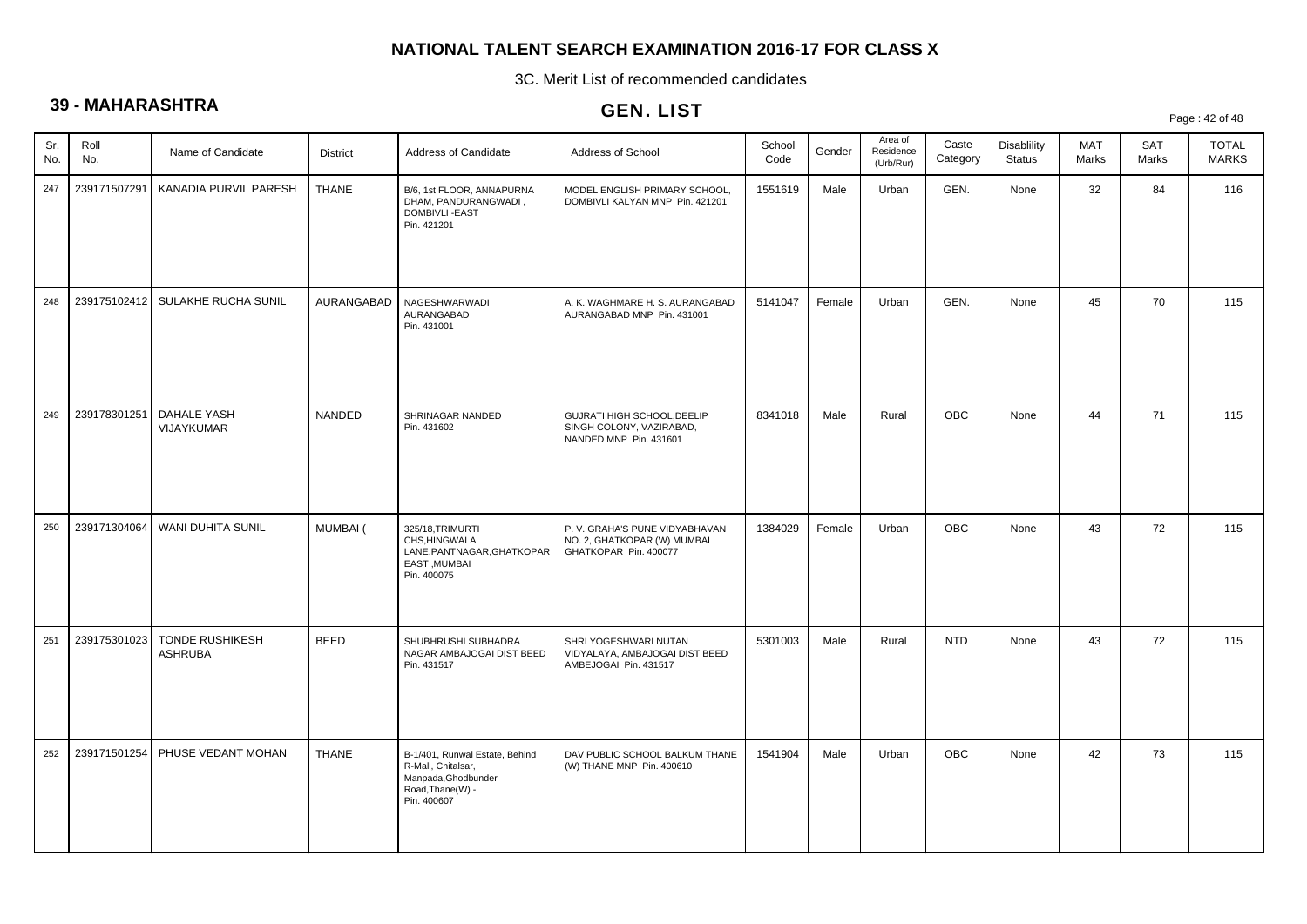# NATIONAL TALENT SEARCH EXAMINATION 2016-17 FOR CLASS X

3C. Merit List of recommended candidates

## 39 - MAHARASHTRA

## GEN. LIST

| Sr. No. | Roll No. | Name of Candidate | District | Address of Candidate | Address of School | School Code | Gender | Area of Residence (Urb/Rur) | Caste Category | Disablility Status | MAT Marks | SAT Marks | TOTAL MARKS |
|---|---|---|---|---|---|---|---|---|---|---|---|---|---|
| 247 | 239171507291 | KANADIA PURVIL PARESH | THANE | B/6, 1st FLOOR, ANNAPURNA DHAM, PANDURANGWADI , DOMBIVLI -EAST Pin. 421201 | MODEL ENGLISH PRIMARY SCHOOL, DOMBIVLI KALYAN MNP Pin. 421201 | 1551619 | Male | Urban | GEN. | None | 32 | 84 | 116 |
| 248 | 239175102412 | SULAKHE RUCHA SUNIL | AURANGABAD | NAGESHWARWADI AURANGABAD Pin. 431001 | A. K. WAGHMARE H. S. AURANGABAD AURANGABAD MNP Pin. 431001 | 5141047 | Female | Urban | GEN. | None | 45 | 70 | 115 |
| 249 | 239178301251 | DAHALE YASH VIJAYKUMAR | NANDED | SHRINAGAR NANDED Pin. 431602 | GUJRATI HIGH SCHOOL,DEELIP SINGH COLONY, VAZIRABAD, NANDED MNP Pin. 431601 | 8341018 | Male | Rural | OBC | None | 44 | 71 | 115 |
| 250 | 239171304064 | WANI DUHITA SUNIL | MUMBAI ( | 325/18,TRIMURTI CHS,HINGWALA LANE,PANTNAGAR,GHATKOPAR EAST ,MUMBAI Pin. 400075 | P. V. GRAHA'S PUNE VIDYABHAVAN NO. 2, GHATKOPAR (W) MUMBAI GHATKOPAR Pin. 400077 | 1384029 | Female | Urban | OBC | None | 43 | 72 | 115 |
| 251 | 239175301023 | TONDE RUSHIKESH ASHRUBA | BEED | SHUBHRUSHI SUBHADRA NAGAR AMBAJOGAI DIST BEED Pin. 431517 | SHRI YOGESHWARI NUTAN VIDYALAYA, AMBAJOGAI DIST BEED AMBEJOGAI Pin. 431517 | 5301003 | Male | Rural | NTD | None | 43 | 72 | 115 |
| 252 | 239171501254 | PHUSE VEDANT MOHAN | THANE | B-1/401, Runwal Estate, Behind R-Mall, Chitalsar, Manpada,Ghodbunder Road,Thane(W) - Pin. 400607 | DAV PUBLIC SCHOOL BALKUM THANE (W) THANE MNP Pin. 400610 | 1541904 | Male | Urban | OBC | None | 42 | 73 | 115 |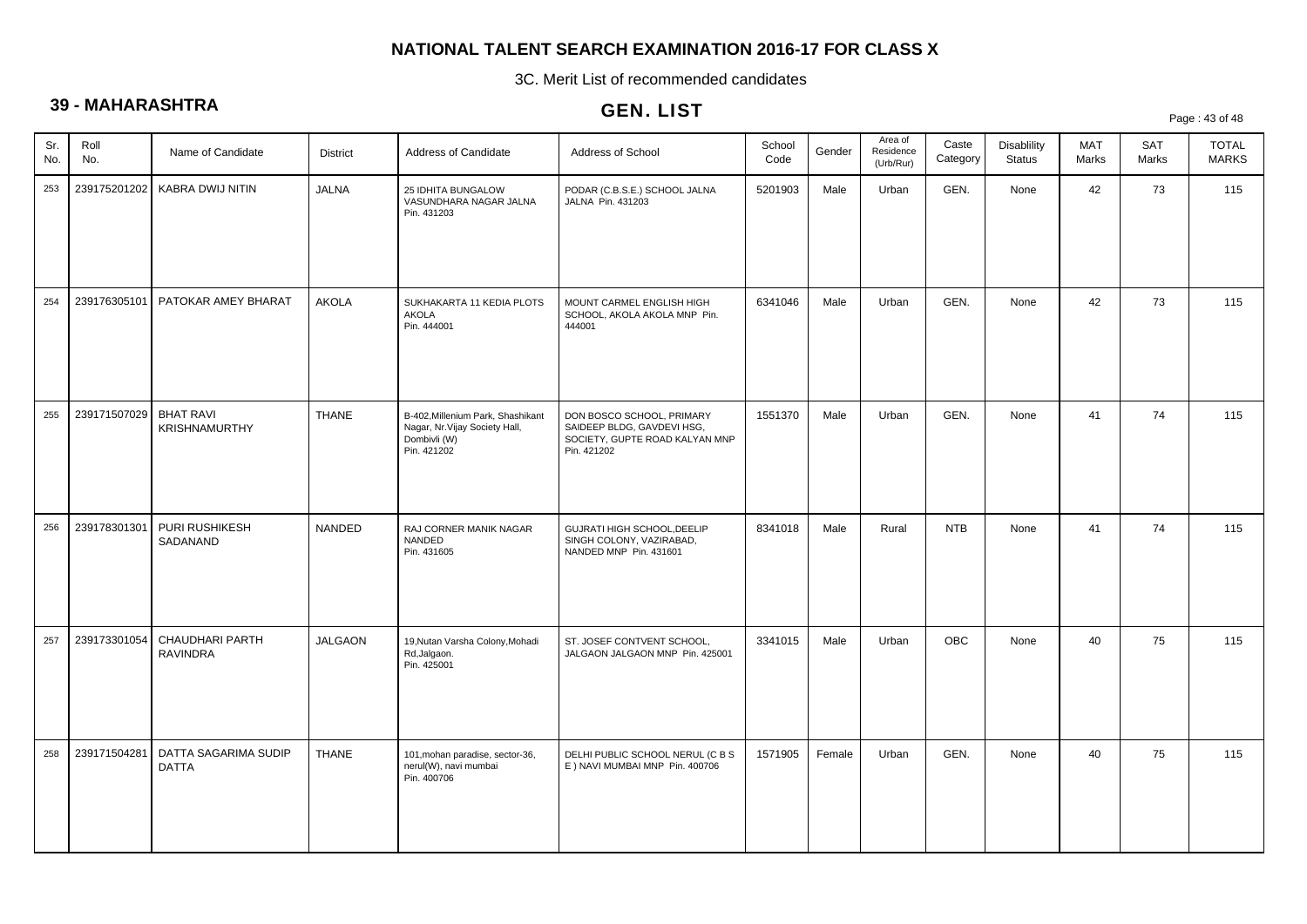# NATIONAL TALENT SEARCH EXAMINATION 2016-17 FOR CLASS X

3C. Merit List of recommended candidates

## 39 - MAHARASHTRA

## GEN. LIST

| Sr. No. | Roll No. | Name of Candidate | District | Address of Candidate | Address of School | School Code | Gender | Area of Residence (Urb/Rur) | Caste Category | Disablility Status | MAT Marks | SAT Marks | TOTAL MARKS |
|---|---|---|---|---|---|---|---|---|---|---|---|---|---|
| 253 | 239175201202 | KABRA DWIJ NITIN | JALNA | 25 IDHITA BUNGALOW VASUNDHARA NAGAR JALNA Pin. 431203 | PODAR (C.B.S.E.) SCHOOL JALNA JALNA Pin. 431203 | 5201903 | Male | Urban | GEN. | None | 42 | 73 | 115 |
| 254 | 239176305101 | PATOKAR AMEY BHARAT | AKOLA | SUKHAKARTA 11 KEDIA PLOTS AKOLA Pin. 444001 | MOUNT CARMEL ENGLISH HIGH SCHOOL, AKOLA AKOLA MNP Pin. 444001 | 6341046 | Male | Urban | GEN. | None | 42 | 73 | 115 |
| 255 | 239171507029 | BHAT RAVI KRISHNAMURTHY | THANE | B-402,Millenium Park, Shashikant Nagar, Nr.Vijay Society Hall, Dombivli (W) Pin. 421202 | DON BOSCO SCHOOL, PRIMARY SAIDEEP BLDG, GAVDEVI HSG, SOCIETY, GUPTE ROAD KALYAN MNP Pin. 421202 | 1551370 | Male | Urban | GEN. | None | 41 | 74 | 115 |
| 256 | 239178301301 | PURI RUSHIKESH SADANAND | NANDED | RAJ CORNER MANIK NAGAR NANDED Pin. 431605 | GUJRATI HIGH SCHOOL,DEELIP SINGH COLONY, VAZIRABAD, NANDED MNP Pin. 431601 | 8341018 | Male | Rural | NTB | None | 41 | 74 | 115 |
| 257 | 239173301054 | CHAUDHARI PARTH RAVINDRA | JALGAON | 19,Nutan Varsha Colony,Mohadi Rd,Jalgaon. Pin. 425001 | ST. JOSEF CONTVENT SCHOOL, JALGAON JALGAON MNP Pin. 425001 | 3341015 | Male | Urban | OBC | None | 40 | 75 | 115 |
| 258 | 239171504281 | DATTA SAGARIMA SUDIP DATTA | THANE | 101,mohan paradise, sector-36, nerul(W), navi mumbai Pin. 400706 | DELHI PUBLIC SCHOOL NERUL (C B S E ) NAVI MUMBAI MNP Pin. 400706 | 1571905 | Female | Urban | GEN. | None | 40 | 75 | 115 |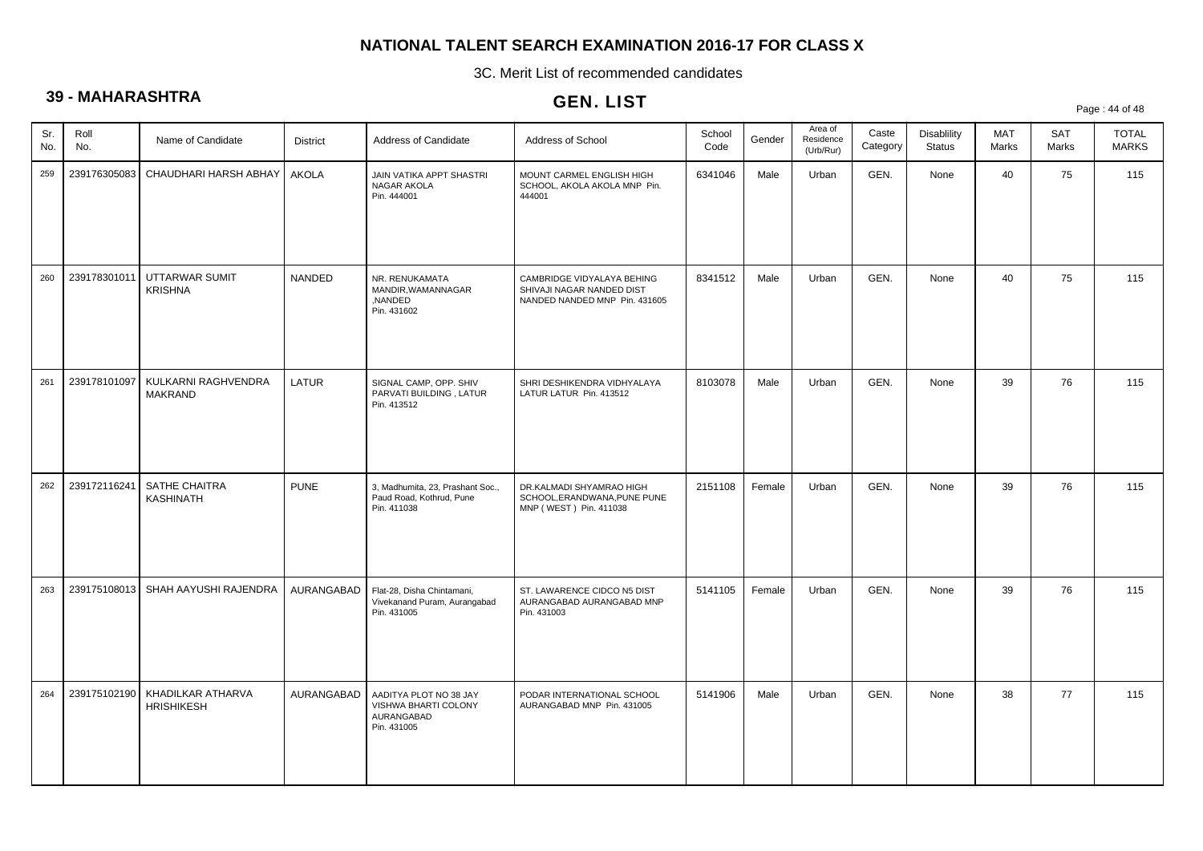# NATIONAL TALENT SEARCH EXAMINATION 2016-17 FOR CLASS X

3C. Merit List of recommended candidates

## 39 - MAHARASHTRA

## GEN. LIST

| Sr. No. | Roll No. | Name of Candidate | District | Address of Candidate | Address of School | School Code | Gender | Area of Residence (Urb/Rur) | Caste Category | Disablility Status | MAT Marks | SAT Marks | TOTAL MARKS |
|---|---|---|---|---|---|---|---|---|---|---|---|---|---|
| 259 | 239176305083 | CHAUDHARI HARSH ABHAY | AKOLA | JAIN VATIKA APPT SHASTRI NAGAR AKOLA Pin. 444001 | MOUNT CARMEL ENGLISH HIGH SCHOOL, AKOLA AKOLA MNP Pin. 444001 | 6341046 | Male | Urban | GEN. | None | 40 | 75 | 115 |
| 260 | 239178301011 | UTTARWAR SUMIT KRISHNA | NANDED | NR. RENUKAMATA MANDIR,WAMANNAGAR ,NANDED Pin. 431602 | CAMBRIDGE VIDYALAYA BEHING SHIVAJI NAGAR NANDED DIST NANDED NANDED MNP Pin. 431605 | 8341512 | Male | Urban | GEN. | None | 40 | 75 | 115 |
| 261 | 239178101097 | KULKARNI RAGHVENDRA MAKRAND | LATUR | SIGNAL CAMP, OPP. SHIV PARVATI BUILDING , LATUR Pin. 413512 | SHRI DESHIKENDRA VIDHYALAYA LATUR LATUR Pin. 413512 | 8103078 | Male | Urban | GEN. | None | 39 | 76 | 115 |
| 262 | 239172116241 | SATHE CHAITRA KASHINATH | PUNE | 3, Madhumita, 23, Prashant Soc., Paud Road, Kothrud, Pune Pin. 411038 | DR.KALMADI SHYAMRAO HIGH SCHOOL,ERANDWANA,PUNE PUNE MNP ( WEST ) Pin. 411038 | 2151108 | Female | Urban | GEN. | None | 39 | 76 | 115 |
| 263 | 239175108013 | SHAH AAYUSHI RAJENDRA | AURANGABAD | Flat-28, Disha Chintamani, Vivekanand Puram, Aurangabad Pin. 431005 | ST. LAWARENCE CIDCO N5 DIST AURANGABAD AURANGABAD MNP Pin. 431003 | 5141105 | Female | Urban | GEN. | None | 39 | 76 | 115 |
| 264 | 239175102190 | KHADILKAR ATHARVA HRISHIKESH | AURANGABAD | AADITYA PLOT NO 38 JAY VISHWA BHARTI COLONY AURANGABAD Pin. 431005 | PODAR INTERNATIONAL SCHOOL AURANGABAD MNP Pin. 431005 | 5141906 | Male | Urban | GEN. | None | 38 | 77 | 115 |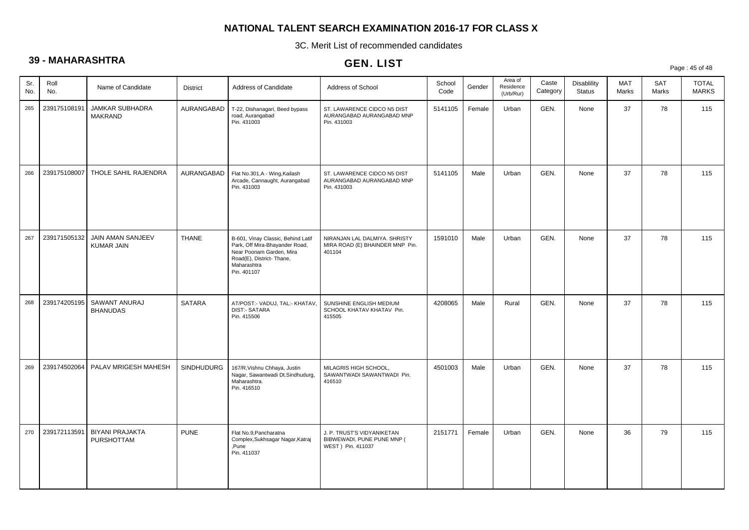# NATIONAL TALENT SEARCH EXAMINATION 2016-17 FOR CLASS X

3C. Merit List of recommended candidates

## 39 - MAHARASHTRA

## GEN. LIST

| Sr. No. | Roll No. | Name of Candidate | District | Address of Candidate | Address of School | School Code | Gender | Area of Residence (Urb/Rur) | Caste Category | Disablility Status | MAT Marks | SAT Marks | TOTAL MARKS |
|---|---|---|---|---|---|---|---|---|---|---|---|---|---|
| 265 | 239175108191 | JAMKAR SUBHADRA MAKRAND | AURANGABAD | T-22, Dishanagari, Beed bypass road, Aurangabad Pin. 431003 | ST. LAWARENCE CIDCO N5 DIST AURANGABAD AURANGABAD MNP Pin. 431003 | 5141105 | Female | Urban | GEN. | None | 37 | 78 | 115 |
| 266 | 239175108007 | THOLE SAHIL RAJENDRA | AURANGABAD | Flat No.301,A - Wing,Kailash Arcade, Cannaught, Aurangabad Pin. 431003 | ST. LAWARENCE CIDCO N5 DIST AURANGABAD AURANGABAD MNP Pin. 431003 | 5141105 | Male | Urban | GEN. | None | 37 | 78 | 115 |
| 267 | 239171505132 | JAIN AMAN SANJEEV KUMAR JAIN | THANE | B-601, Vinay Classic, Behind Latif Park, Off Mira-Bhayander Road, Near Poonam Garden, Mira Road(E), District- Thane, Maharashtra Pin. 401107 | NIRANJAN LAL DALMIYA. SHRISTY MIRA ROAD (E) BHAINDER MNP Pin. 401104 | 1591010 | Male | Urban | GEN. | None | 37 | 78 | 115 |
| 268 | 239174205195 | SAWANT ANURAJ BHANUDAS | SATARA | AT/POST:- VADUJ, TAL:- KHATAV, DIST:- SATARA Pin. 415506 | SUNSHINE ENGLISH MEDIUM SCHOOL KHATAV KHATAV Pin. 415505 | 4208065 | Male | Rural | GEN. | None | 37 | 78 | 115 |
| 269 | 239174502064 | PALAV MRIGESH MAHESH | SINDHUDURG | 167/R,Vishnu Chhaya, Justin Nagar, Sawantwadi Dt.Sindhudurg, Maharashtra. Pin. 416510 | MILAGRIS HIGH SCHOOL, SAWANTWADI SAWANTWADI Pin. 416510 | 4501003 | Male | Urban | GEN. | None | 37 | 78 | 115 |
| 270 | 239172113591 | BIYANI PRAJAKTA PURSHOTTAM | PUNE | Flat No.9,Pancharatna Complex,Sukhsagar Nagar,Katraj ,Pune Pin. 411037 | J. P. TRUST'S VIDYANIKETAN BIBWEWADI, PUNE PUNE MNP ( WEST ) Pin. 411037 | 2151771 | Female | Urban | GEN. | None | 36 | 79 | 115 |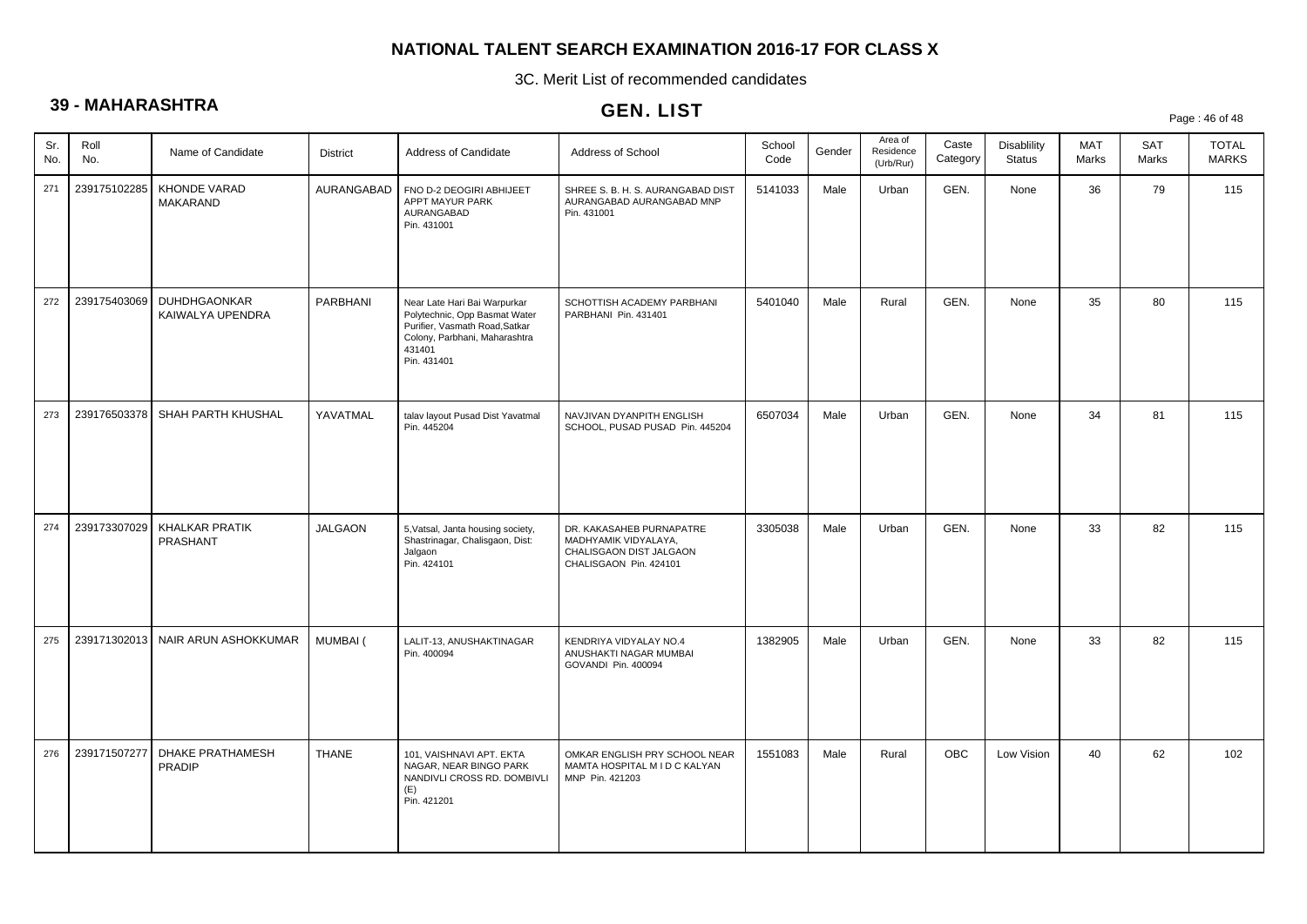# NATIONAL TALENT SEARCH EXAMINATION 2016-17 FOR CLASS X

3C. Merit List of recommended candidates

## 39 - MAHARASHTRA

## GEN. LIST

| Sr. No. | Roll No. | Name of Candidate | District | Address of Candidate | Address of School | School Code | Gender | Area of Residence (Urb/Rur) | Caste Category | Disablility Status | MAT Marks | SAT Marks | TOTAL MARKS |
|---|---|---|---|---|---|---|---|---|---|---|---|---|---|
| 271 | 239175102285 | KHONDE VARAD MAKARAND | AURANGABAD | FNO D-2 DEOGIRI ABHIJEET APPT MAYUR PARK AURANGABAD Pin. 431001 | SHREE S. B. H. S. AURANGABAD DIST AURANGABAD AURANGABAD MNP Pin. 431001 | 5141033 | Male | Urban | GEN. | None | 36 | 79 | 115 |
| 272 | 239175403069 | DUHDHGAONKAR KAIWALYA UPENDRA | PARBHANI | Near Late Hari Bai Warpurkar Polytechnic, Opp Basmat Water Purifier, Vasmath Road,Satkar Colony, Parbhani, Maharashtra 431401 Pin. 431401 | SCHOTTISH ACADEMY PARBHANI PARBHANI Pin. 431401 | 5401040 | Male | Rural | GEN. | None | 35 | 80 | 115 |
| 273 | 239176503378 | SHAH PARTH KHUSHAL | YAVATMAL | talav layout Pusad Dist Yavatmal Pin. 445204 | NAVJIVAN DYANPITH ENGLISH SCHOOL, PUSAD PUSAD Pin. 445204 | 6507034 | Male | Urban | GEN. | None | 34 | 81 | 115 |
| 274 | 239173307029 | KHALKAR PRATIK PRASHANT | JALGAON | 5,Vatsal, Janta housing society, Shastrinagar, Chalisgaon, Dist: Jalgaon Pin. 424101 | DR. KAKASAHEB PURNAPATRE MADHYAMIK VIDYALAYA, CHALISGAON DIST JALGAON CHALISGAON Pin. 424101 | 3305038 | Male | Urban | GEN. | None | 33 | 82 | 115 |
| 275 | 239171302013 | NAIR ARUN ASHOKKUMAR | MUMBAI ( | LALIT-13, ANUSHAKTINAGAR Pin. 400094 | KENDRIYA VIDYALAY NO.4 ANUSHAKTI NAGAR MUMBAI GOVANDI Pin. 400094 | 1382905 | Male | Urban | GEN. | None | 33 | 82 | 115 |
| 276 | 239171507277 | DHAKE PRATHAMESH PRADIP | THANE | 101, VAISHNAVI APT. EKTA NAGAR, NEAR BINGO PARK NANDIVLI CROSS RD. DOMBIVLI (E) Pin. 421201 | OMKAR ENGLISH PRY SCHOOL NEAR MAMTA HOSPITAL M I D C KALYAN MNP Pin. 421203 | 1551083 | Male | Rural | OBC | Low Vision | 40 | 62 | 102 |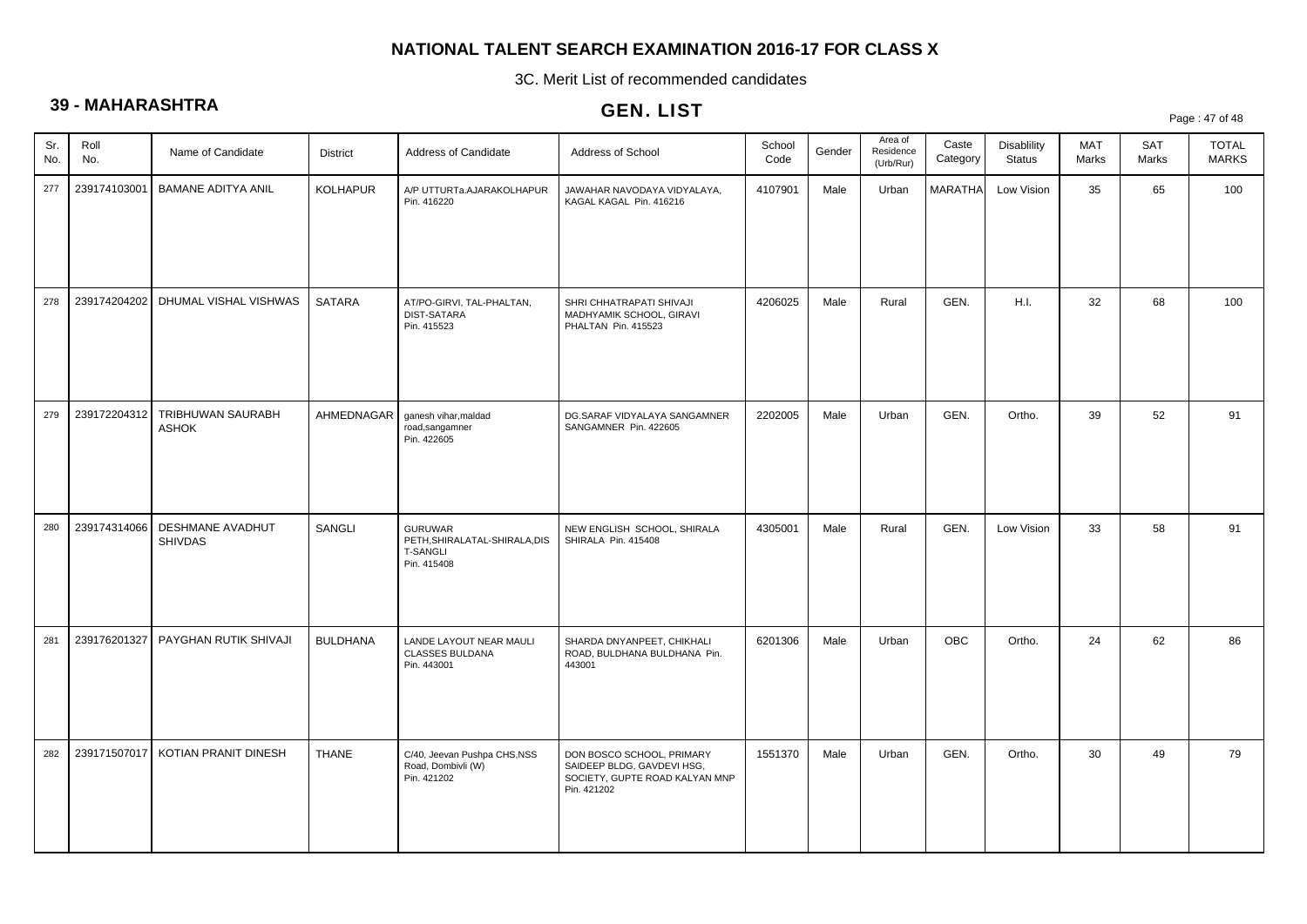# NATIONAL TALENT SEARCH EXAMINATION 2016-17 FOR CLASS X

3C. Merit List of recommended candidates

## 39 - MAHARASHTRA

## GEN. LIST

| Sr. No. | Roll No. | Name of Candidate | District | Address of Candidate | Address of School | School Code | Gender | Area of Residence (Urb/Rur) | Caste Category | Disablility Status | MAT Marks | SAT Marks | TOTAL MARKS |
|---|---|---|---|---|---|---|---|---|---|---|---|---|---|
| 277 | 239174103001 | BAMANE ADITYA ANIL | KOLHAPUR | A/P UTTURTa.AJARAKOLHAPUR Pin. 416220 | JAWAHAR NAVODAYA VIDYALAYA, KAGAL KAGAL Pin. 416216 | 4107901 | Male | Urban | MARATHA | Low Vision | 35 | 65 | 100 |
| 278 | 239174204202 | DHUMAL VISHAL VISHWAS | SATARA | AT/PO-GIRVI, TAL-PHALTAN, DIST-SATARA Pin. 415523 | SHRI CHHATRAPATI SHIVAJI MADHYAMIK SCHOOL, GIRAVI PHALTAN Pin. 415523 | 4206025 | Male | Rural | GEN. | H.I. | 32 | 68 | 100 |
| 279 | 239172204312 | TRIBHUWAN SAURABH ASHOK | AHMEDNAGAR | ganesh vihar,maldad road,sangamner Pin. 422605 | DG.SARAF VIDYALAYA SANGAMNER SANGAMNER Pin. 422605 | 2202005 | Male | Urban | GEN. | Ortho. | 39 | 52 | 91 |
| 280 | 239174314066 | DESHMANE AVADHUT SHIVDAS | SANGLI | GURUWAR PETH,SHIRALATAL-SHIRALA,DIST-SANGLI Pin. 415408 | NEW ENGLISH SCHOOL, SHIRALA SHIRALA Pin. 415408 | 4305001 | Male | Rural | GEN. | Low Vision | 33 | 58 | 91 |
| 281 | 239176201327 | PAYGHAN RUTIK SHIVAJI | BULDHANA | LANDE LAYOUT NEAR MAULI CLASSES BULDANA Pin. 443001 | SHARDA DNYANPEET, CHIKHALI ROAD, BULDHANA BULDHANA Pin. 443001 | 6201306 | Male | Urban | OBC | Ortho. | 24 | 62 | 86 |
| 282 | 239171507017 | KOTIAN PRANIT DINESH | THANE | C/40, Jeevan Pushpa CHS,NSS Road, Dombivli (W) Pin. 421202 | DON BOSCO SCHOOL, PRIMARY SAIDEEP BLDG, GAVDEVI HSG, SOCIETY, GUPTE ROAD KALYAN MNP Pin. 421202 | 1551370 | Male | Urban | GEN. | Ortho. | 30 | 49 | 79 |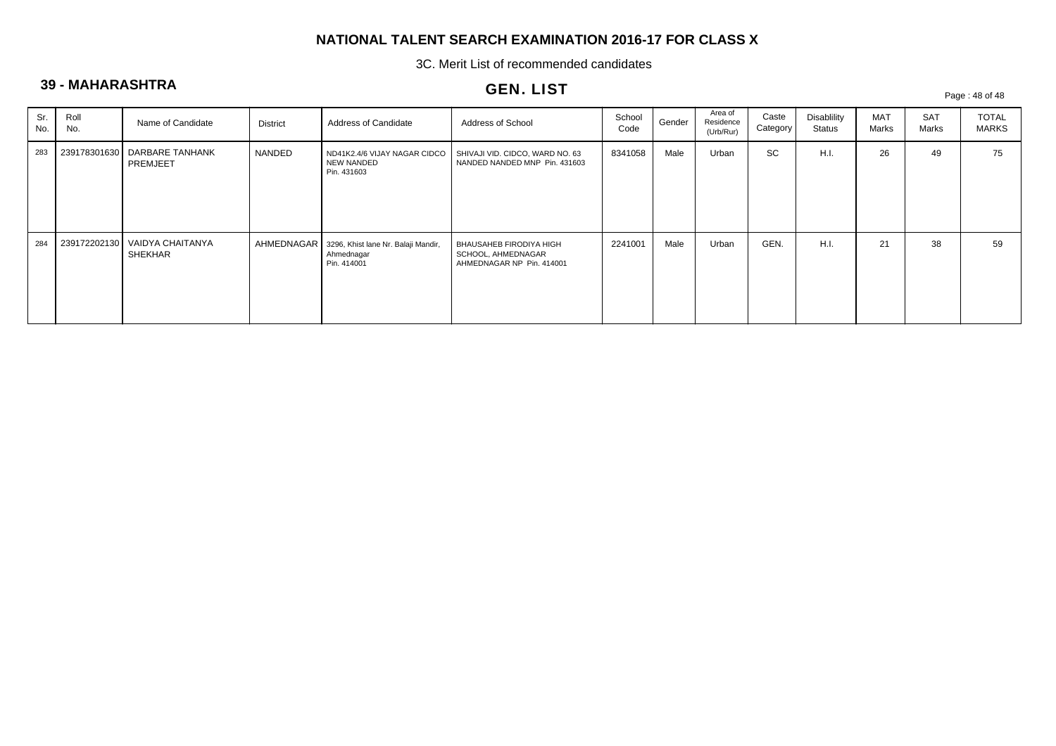# NATIONAL TALENT SEARCH EXAMINATION 2016-17 FOR CLASS X

3C. Merit List of recommended candidates

## 39 - MAHARASHTRA

## GEN. LIST

| Sr. No. | Roll No. | Name of Candidate | District | Address of Candidate | Address of School | School Code | Gender | Area of Residence (Urb/Rur) | Caste Category | Disablility Status | MAT Marks | SAT Marks | TOTAL MARKS |
|---|---|---|---|---|---|---|---|---|---|---|---|---|---|
| 283 | 239178301630 | DARBARE TANHANK PREMJEET | NANDED | ND41K2.4/6 VIJAY NAGAR CIDCO NEW NANDED Pin. 431603 | SHIVAJI VID. CIDCO, WARD NO. 63 NANDED NANDED MNP Pin. 431603 | 8341058 | Male | Urban | SC | H.I. | 26 | 49 | 75 |
| 284 | 239172202130 | VAIDYA CHAITANYA SHEKHAR | AHMEDNAGAR | 3296, Khist lane Nr. Balaji Mandir, Ahmednagar Pin. 414001 | BHAUSAHEB FIRODIYA HIGH SCHOOL, AHMEDNAGAR AHMEDNAGAR NP Pin. 414001 | 2241001 | Male | Urban | GEN. | H.I. | 21 | 38 | 59 |